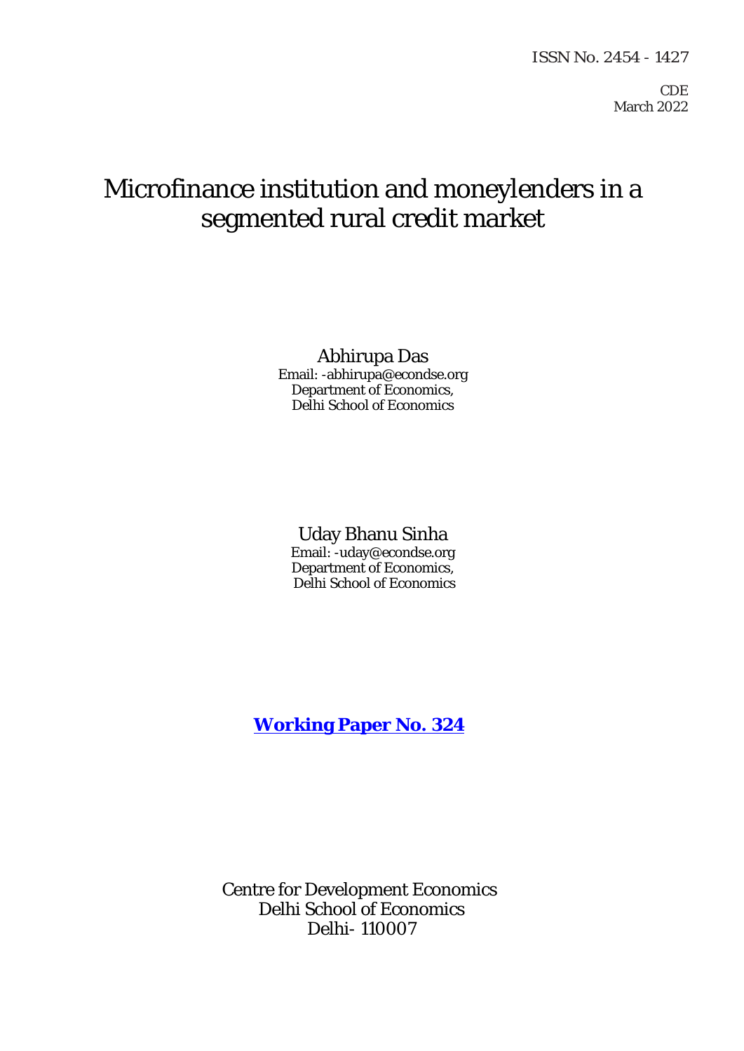ISSN No. 2454 - 1427

CDE
March 2022

# Microfinance institution and moneylenders in a segmented rural credit market

Abhirupa Das
Email: -abhirupa@econdse.org
Department of Economics,
Delhi School of Economics

Uday Bhanu Sinha
Email: -uday@econdse.org
Department of Economics,
Delhi School of Economics

**Working Paper No. 324**

Centre for Development Economics
Delhi School of Economics
Delhi- 110007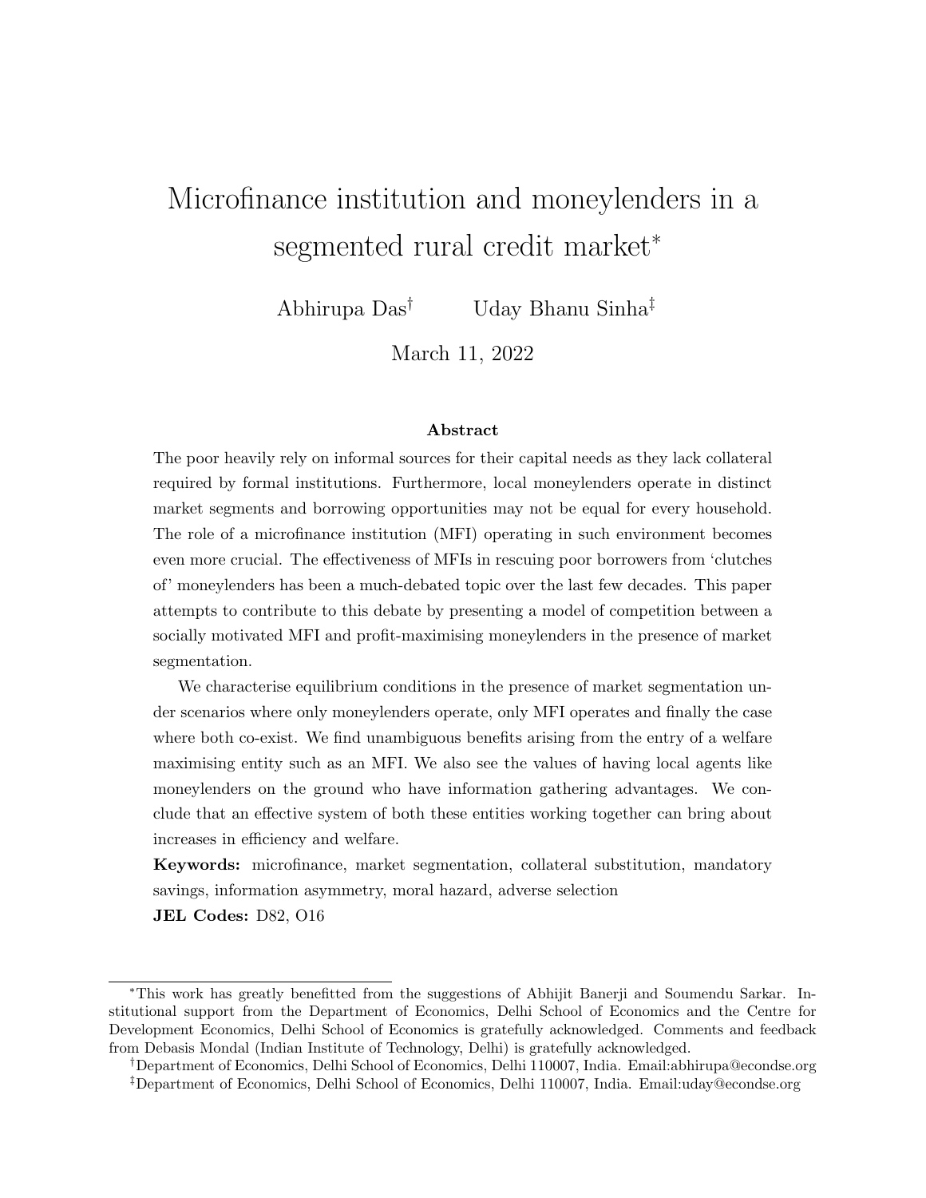# Microfinance institution and moneylenders in a segmented rural credit market[*]

Abhirupa Das[†] Uday Bhanu Sinha[‡]

March 11, 2022

### Abstract

The poor heavily rely on informal sources for their capital needs as they lack collateral required by formal institutions. Furthermore, local moneylenders operate in distinct market segments and borrowing opportunities may not be equal for every household. The role of a microfinance institution (MFI) operating in such environment becomes even more crucial. The effectiveness of MFIs in rescuing poor borrowers from 'clutches of' moneylenders has been a much-debated topic over the last few decades. This paper attempts to contribute to this debate by presenting a model of competition between a socially motivated MFI and profit-maximising moneylenders in the presence of market segmentation.

We characterise equilibrium conditions in the presence of market segmentation under scenarios where only moneylenders operate, only MFI operates and finally the case where both co-exist. We find unambiguous benefits arising from the entry of a welfare maximising entity such as an MFI. We also see the values of having local agents like moneylenders on the ground who have information gathering advantages. We conclude that an effective system of both these entities working together can bring about increases in efficiency and welfare.

**Keywords:** microfinance, market segmentation, collateral substitution, mandatory savings, information asymmetry, moral hazard, adverse selection

**JEL Codes:** D82, O16

---

[*]This work has greatly benefitted from the suggestions of Abhijit Banerji and Soumendu Sarkar. Institutional support from the Department of Economics, Delhi School of Economics and the Centre for Development Economics, Delhi School of Economics is gratefully acknowledged. Comments and feedback from Debasis Mondal (Indian Institute of Technology, Delhi) is gratefully acknowledged.

[†]Department of Economics, Delhi School of Economics, Delhi 110007, India. Email:abhirupa@econdse.org

[‡]Department of Economics, Delhi School of Economics, Delhi 110007, India. Email:uday@econdse.org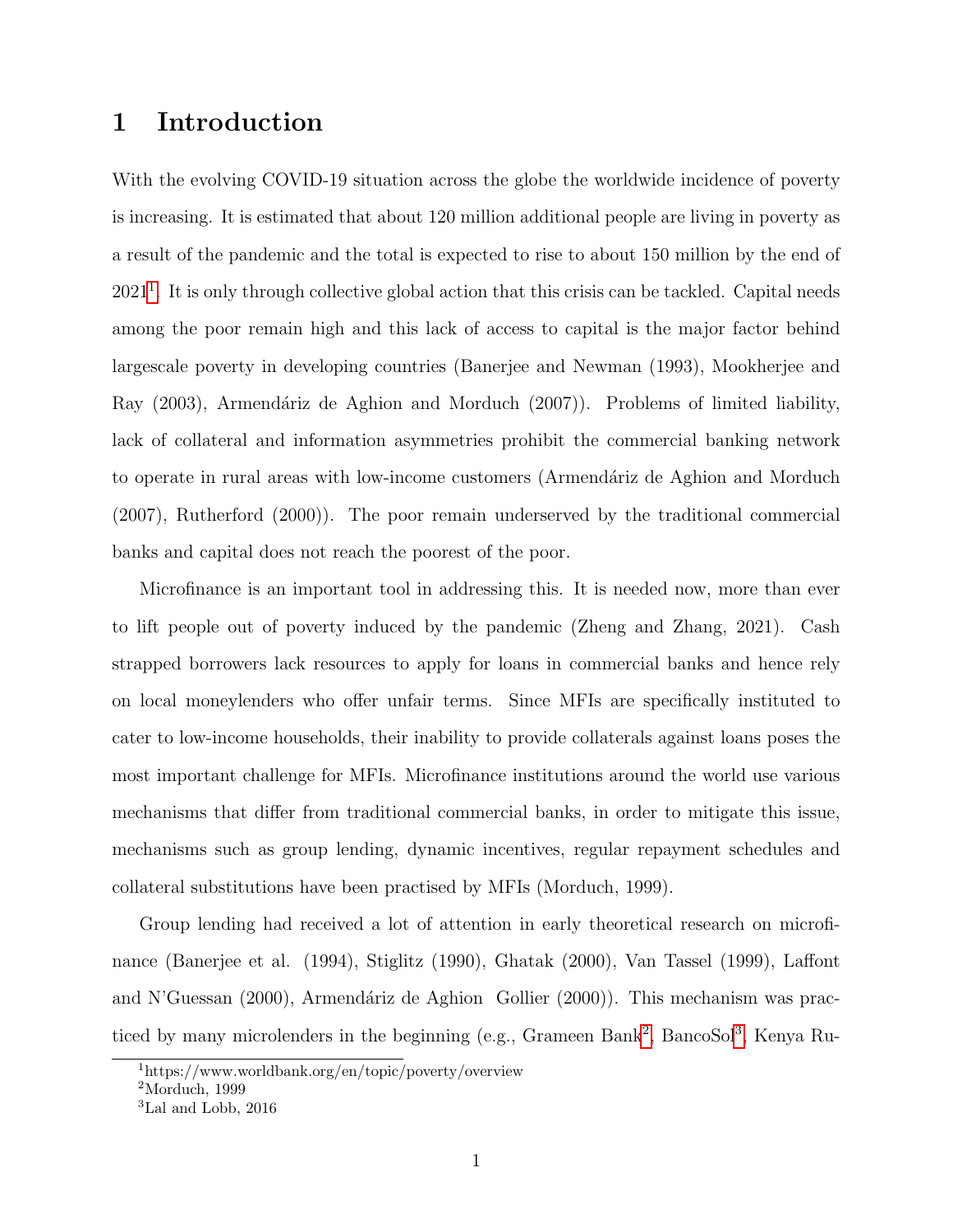# 1 Introduction

With the evolving COVID-19 situation across the globe the worldwide incidence of poverty is increasing. It is estimated that about 120 million additional people are living in poverty as a result of the pandemic and the total is expected to rise to about 150 million by the end of 2021[1]. It is only through collective global action that this crisis can be tackled. Capital needs among the poor remain high and this lack of access to capital is the major factor behind largescale poverty in developing countries (Banerjee and Newman (1993), Mookherjee and Ray (2003), Armendáriz de Aghion and Morduch (2007)). Problems of limited liability, lack of collateral and information asymmetries prohibit the commercial banking network to operate in rural areas with low-income customers (Armendáriz de Aghion and Morduch (2007), Rutherford (2000)). The poor remain underserved by the traditional commercial banks and capital does not reach the poorest of the poor.

Microfinance is an important tool in addressing this. It is needed now, more than ever to lift people out of poverty induced by the pandemic (Zheng and Zhang, 2021). Cash strapped borrowers lack resources to apply for loans in commercial banks and hence rely on local moneylenders who offer unfair terms. Since MFIs are specifically instituted to cater to low-income households, their inability to provide collaterals against loans poses the most important challenge for MFIs. Microfinance institutions around the world use various mechanisms that differ from traditional commercial banks, in order to mitigate this issue, mechanisms such as group lending, dynamic incentives, regular repayment schedules and collateral substitutions have been practised by MFIs (Morduch, 1999).

Group lending had received a lot of attention in early theoretical research on microfinance (Banerjee et al. (1994), Stiglitz (1990), Ghatak (2000), Van Tassel (1999), Laffont and N'Guessan (2000), Armendáriz de Aghion Gollier (2000)). This mechanism was practiced by many microlenders in the beginning (e.g., Grameen Bank[2], BancoSol[3], Kenya Ru-

[1] https://www.worldbank.org/en/topic/poverty/overview

[2] Morduch, 1999

[3] Lal and Lobb, 2016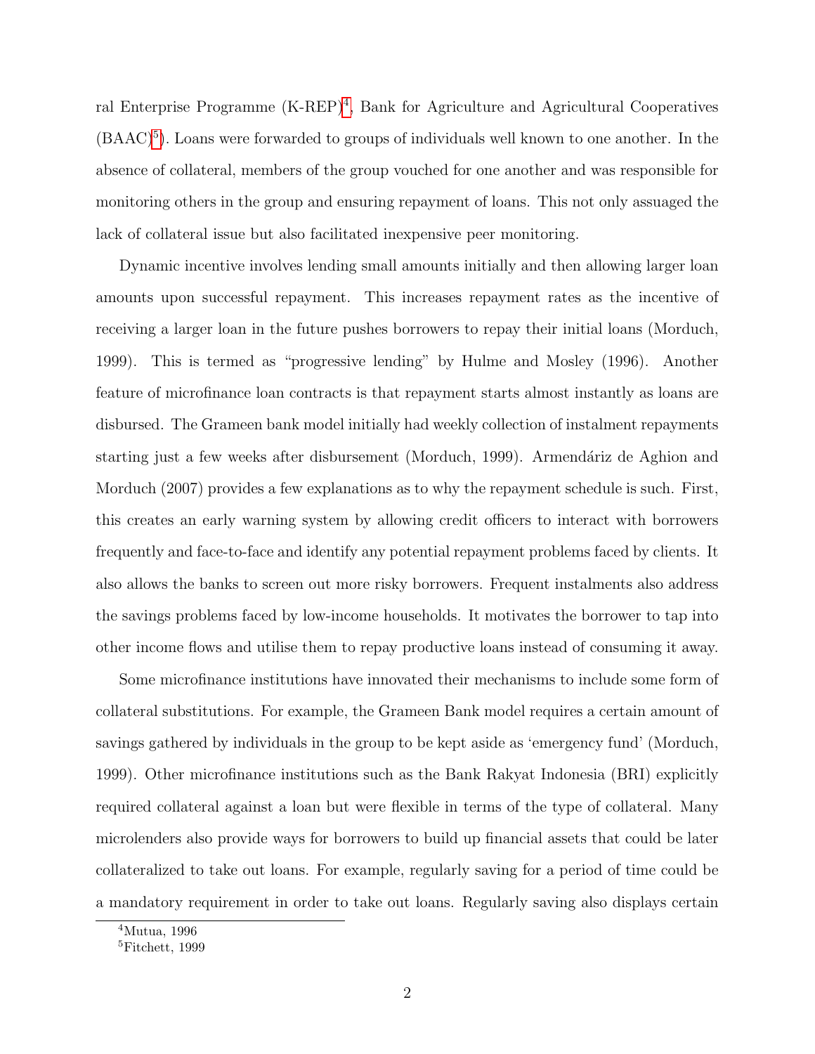ral Enterprise Programme (K-REP)[4], Bank for Agriculture and Agricultural Cooperatives (BAAC)[5]). Loans were forwarded to groups of individuals well known to one another. In the absence of collateral, members of the group vouched for one another and was responsible for monitoring others in the group and ensuring repayment of loans. This not only assuaged the lack of collateral issue but also facilitated inexpensive peer monitoring.

Dynamic incentive involves lending small amounts initially and then allowing larger loan amounts upon successful repayment. This increases repayment rates as the incentive of receiving a larger loan in the future pushes borrowers to repay their initial loans (Morduch, 1999). This is termed as "progressive lending" by Hulme and Mosley (1996). Another feature of microfinance loan contracts is that repayment starts almost instantly as loans are disbursed. The Grameen bank model initially had weekly collection of instalment repayments starting just a few weeks after disbursement (Morduch, 1999). Armendáriz de Aghion and Morduch (2007) provides a few explanations as to why the repayment schedule is such. First, this creates an early warning system by allowing credit officers to interact with borrowers frequently and face-to-face and identify any potential repayment problems faced by clients. It also allows the banks to screen out more risky borrowers. Frequent instalments also address the savings problems faced by low-income households. It motivates the borrower to tap into other income flows and utilise them to repay productive loans instead of consuming it away.

Some microfinance institutions have innovated their mechanisms to include some form of collateral substitutions. For example, the Grameen Bank model requires a certain amount of savings gathered by individuals in the group to be kept aside as 'emergency fund' (Morduch, 1999). Other microfinance institutions such as the Bank Rakyat Indonesia (BRI) explicitly required collateral against a loan but were flexible in terms of the type of collateral. Many microlenders also provide ways for borrowers to build up financial assets that could be later collateralized to take out loans. For example, regularly saving for a period of time could be a mandatory requirement in order to take out loans. Regularly saving also displays certain

[4] Mutua, 1996

[5] Fitchett, 1999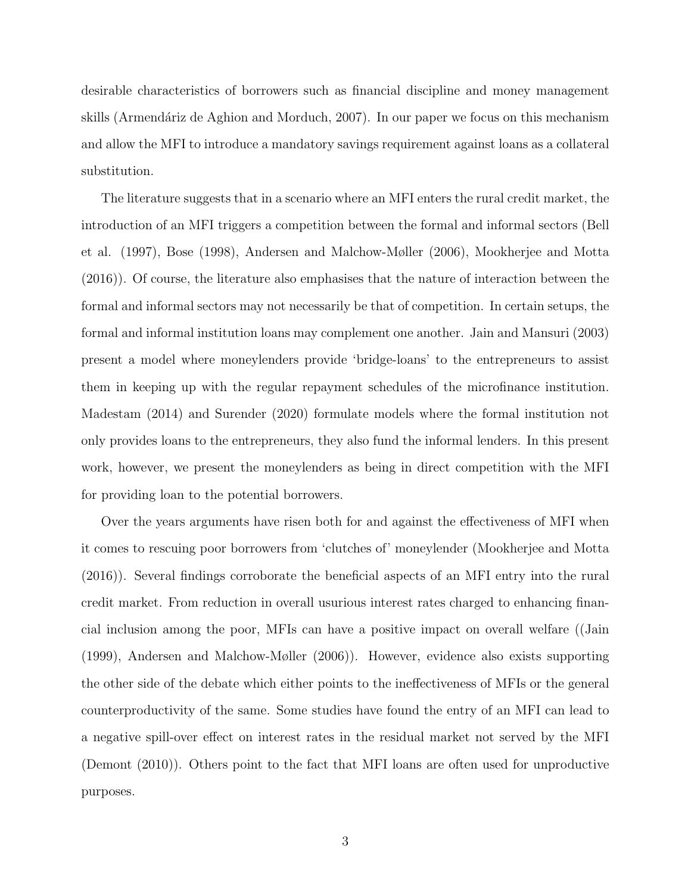desirable characteristics of borrowers such as financial discipline and money management skills (Armendáriz de Aghion and Morduch, 2007). In our paper we focus on this mechanism and allow the MFI to introduce a mandatory savings requirement against loans as a collateral substitution.

The literature suggests that in a scenario where an MFI enters the rural credit market, the introduction of an MFI triggers a competition between the formal and informal sectors (Bell et al. (1997), Bose (1998), Andersen and Malchow-Møller (2006), Mookherjee and Motta (2016)). Of course, the literature also emphasises that the nature of interaction between the formal and informal sectors may not necessarily be that of competition. In certain setups, the formal and informal institution loans may complement one another. Jain and Mansuri (2003) present a model where moneylenders provide 'bridge-loans' to the entrepreneurs to assist them in keeping up with the regular repayment schedules of the microfinance institution. Madestam (2014) and Surender (2020) formulate models where the formal institution not only provides loans to the entrepreneurs, they also fund the informal lenders. In this present work, however, we present the moneylenders as being in direct competition with the MFI for providing loan to the potential borrowers.

Over the years arguments have risen both for and against the effectiveness of MFI when it comes to rescuing poor borrowers from 'clutches of' moneylender (Mookherjee and Motta (2016)). Several findings corroborate the beneficial aspects of an MFI entry into the rural credit market. From reduction in overall usurious interest rates charged to enhancing financial inclusion among the poor, MFIs can have a positive impact on overall welfare ((Jain (1999), Andersen and Malchow-Møller (2006)). However, evidence also exists supporting the other side of the debate which either points to the ineffectiveness of MFIs or the general counterproductivity of the same. Some studies have found the entry of an MFI can lead to a negative spill-over effect on interest rates in the residual market not served by the MFI (Demont (2010)). Others point to the fact that MFI loans are often used for unproductive purposes.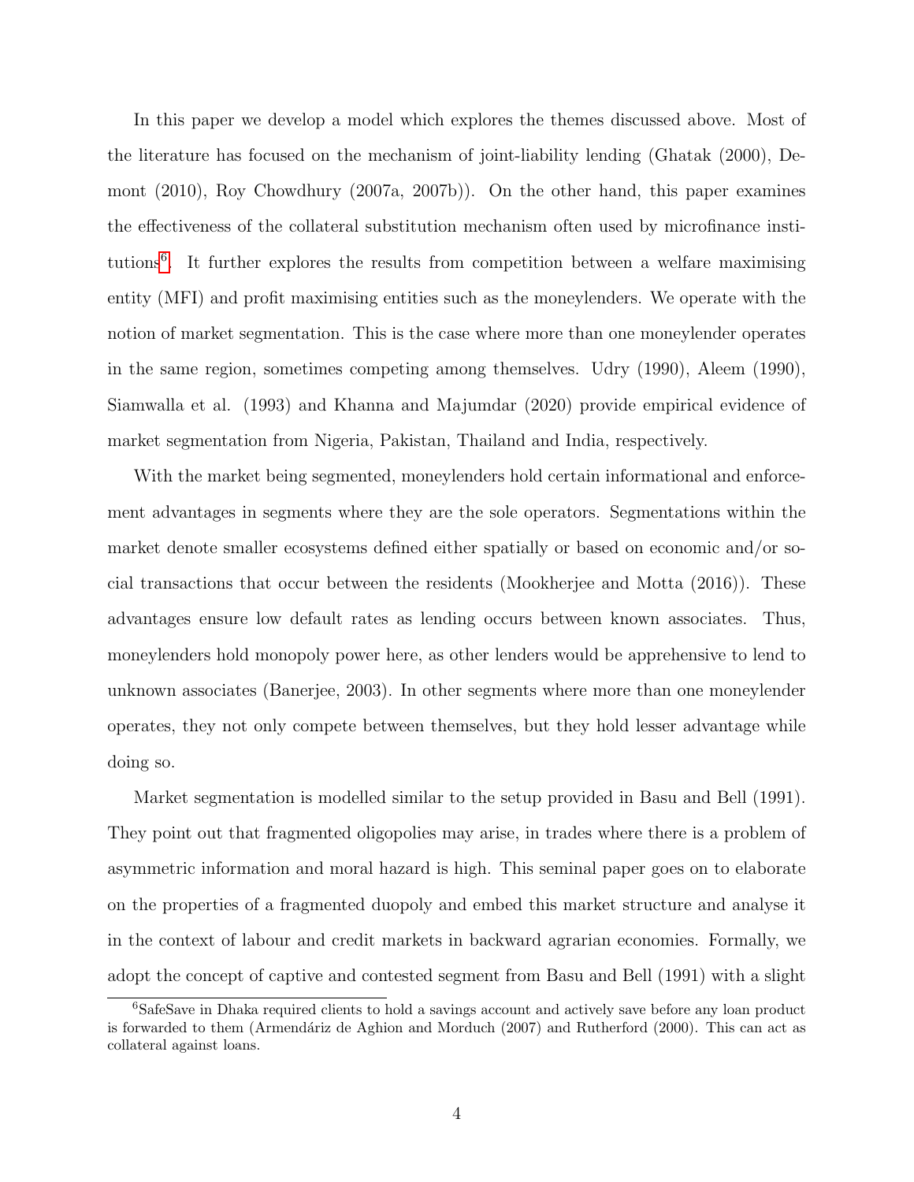In this paper we develop a model which explores the themes discussed above. Most of the literature has focused on the mechanism of joint-liability lending (Ghatak (2000), Demont (2010), Roy Chowdhury (2007a, 2007b)). On the other hand, this paper examines the effectiveness of the collateral substitution mechanism often used by microfinance institutions[6]. It further explores the results from competition between a welfare maximising entity (MFI) and profit maximising entities such as the moneylenders. We operate with the notion of market segmentation. This is the case where more than one moneylender operates in the same region, sometimes competing among themselves. Udry (1990), Aleem (1990), Siamwalla et al. (1993) and Khanna and Majumdar (2020) provide empirical evidence of market segmentation from Nigeria, Pakistan, Thailand and India, respectively.

With the market being segmented, moneylenders hold certain informational and enforcement advantages in segments where they are the sole operators. Segmentations within the market denote smaller ecosystems defined either spatially or based on economic and/or social transactions that occur between the residents (Mookherjee and Motta (2016)). These advantages ensure low default rates as lending occurs between known associates. Thus, moneylenders hold monopoly power here, as other lenders would be apprehensive to lend to unknown associates (Banerjee, 2003). In other segments where more than one moneylender operates, they not only compete between themselves, but they hold lesser advantage while doing so.

Market segmentation is modelled similar to the setup provided in Basu and Bell (1991). They point out that fragmented oligopolies may arise, in trades where there is a problem of asymmetric information and moral hazard is high. This seminal paper goes on to elaborate on the properties of a fragmented duopoly and embed this market structure and analyse it in the context of labour and credit markets in backward agrarian economies. Formally, we adopt the concept of captive and contested segment from Basu and Bell (1991) with a slight

[6] SafeSave in Dhaka required clients to hold a savings account and actively save before any loan product is forwarded to them (Armendáriz de Aghion and Morduch (2007) and Rutherford (2000). This can act as collateral against loans.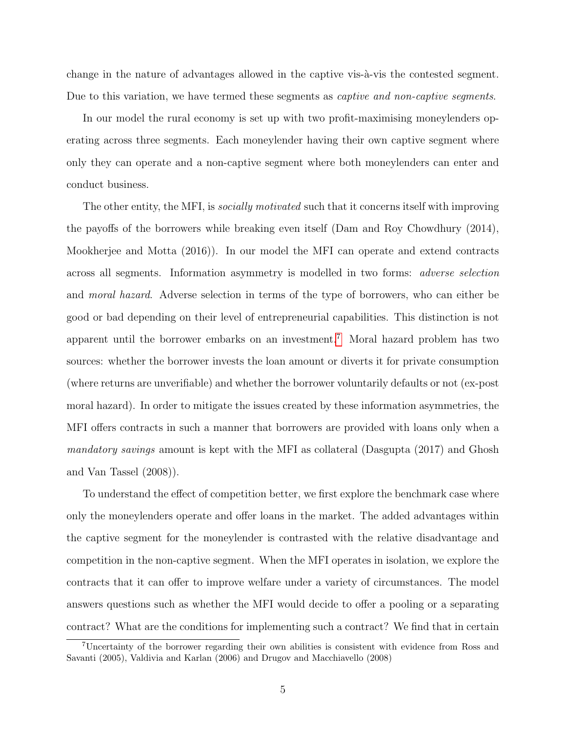change in the nature of advantages allowed in the captive vis-à-vis the contested segment. Due to this variation, we have termed these segments as *captive and non-captive segments*.

In our model the rural economy is set up with two profit-maximising moneylenders operating across three segments. Each moneylender having their own captive segment where only they can operate and a non-captive segment where both moneylenders can enter and conduct business.

The other entity, the MFI, is *socially motivated* such that it concerns itself with improving the payoffs of the borrowers while breaking even itself (Dam and Roy Chowdhury (2014), Mookherjee and Motta (2016)). In our model the MFI can operate and extend contracts across all segments. Information asymmetry is modelled in two forms: *adverse selection* and *moral hazard*. Adverse selection in terms of the type of borrowers, who can either be good or bad depending on their level of entrepreneurial capabilities. This distinction is not apparent until the borrower embarks on an investment.[7] Moral hazard problem has two sources: whether the borrower invests the loan amount or diverts it for private consumption (where returns are unverifiable) and whether the borrower voluntarily defaults or not (ex-post moral hazard). In order to mitigate the issues created by these information asymmetries, the MFI offers contracts in such a manner that borrowers are provided with loans only when a *mandatory savings* amount is kept with the MFI as collateral (Dasgupta (2017) and Ghosh and Van Tassel (2008)).

To understand the effect of competition better, we first explore the benchmark case where only the moneylenders operate and offer loans in the market. The added advantages within the captive segment for the moneylender is contrasted with the relative disadvantage and competition in the non-captive segment. When the MFI operates in isolation, we explore the contracts that it can offer to improve welfare under a variety of circumstances. The model answers questions such as whether the MFI would decide to offer a pooling or a separating contract? What are the conditions for implementing such a contract? We find that in certain

[7] Uncertainty of the borrower regarding their own abilities is consistent with evidence from Ross and Savanti (2005), Valdivia and Karlan (2006) and Drugov and Macchiavello (2008)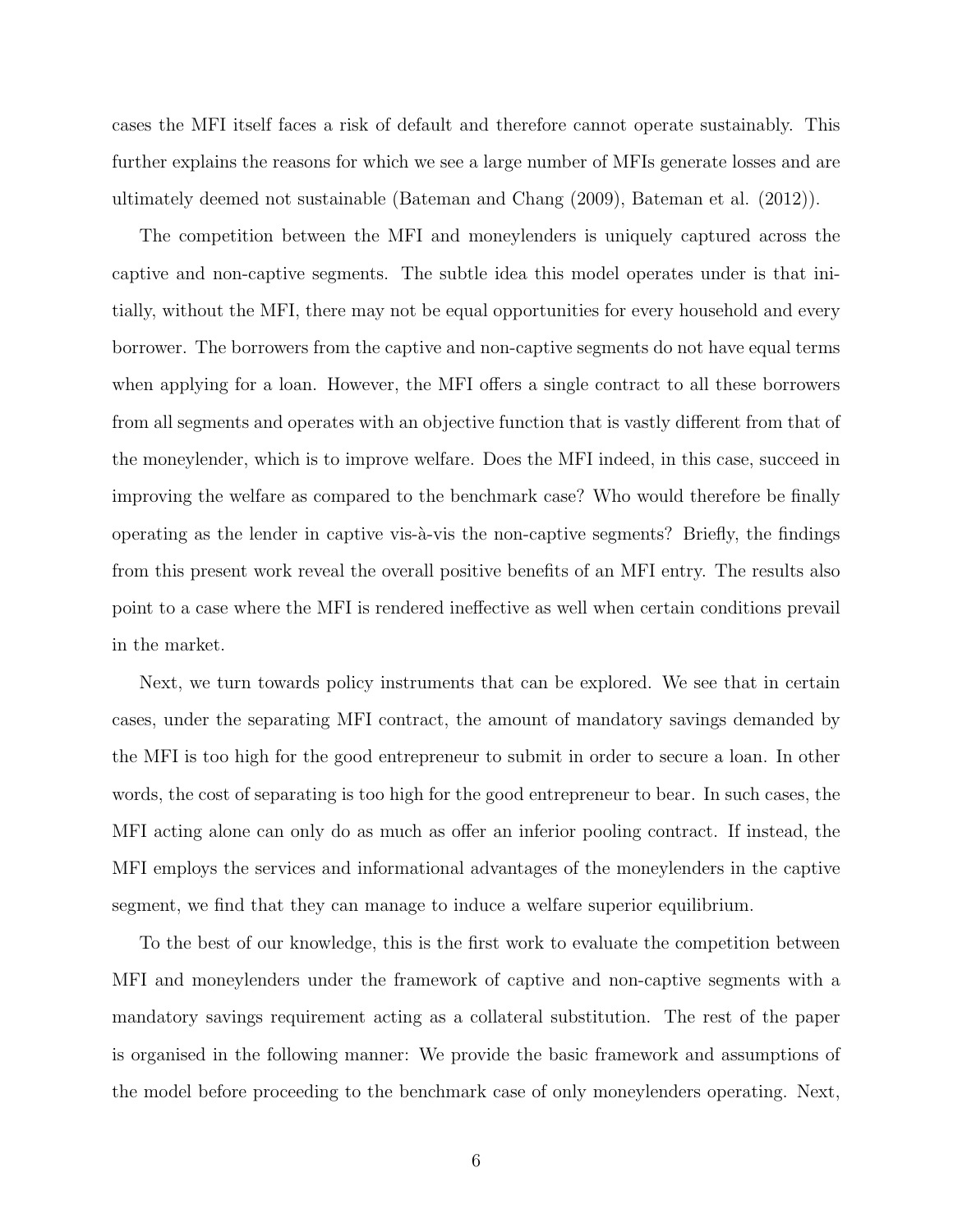cases the MFI itself faces a risk of default and therefore cannot operate sustainably. This further explains the reasons for which we see a large number of MFIs generate losses and are ultimately deemed not sustainable (Bateman and Chang (2009), Bateman et al. (2012)).

The competition between the MFI and moneylenders is uniquely captured across the captive and non-captive segments. The subtle idea this model operates under is that initially, without the MFI, there may not be equal opportunities for every household and every borrower. The borrowers from the captive and non-captive segments do not have equal terms when applying for a loan. However, the MFI offers a single contract to all these borrowers from all segments and operates with an objective function that is vastly different from that of the moneylender, which is to improve welfare. Does the MFI indeed, in this case, succeed in improving the welfare as compared to the benchmark case? Who would therefore be finally operating as the lender in captive vis-à-vis the non-captive segments? Briefly, the findings from this present work reveal the overall positive benefits of an MFI entry. The results also point to a case where the MFI is rendered ineffective as well when certain conditions prevail in the market.

Next, we turn towards policy instruments that can be explored. We see that in certain cases, under the separating MFI contract, the amount of mandatory savings demanded by the MFI is too high for the good entrepreneur to submit in order to secure a loan. In other words, the cost of separating is too high for the good entrepreneur to bear. In such cases, the MFI acting alone can only do as much as offer an inferior pooling contract. If instead, the MFI employs the services and informational advantages of the moneylenders in the captive segment, we find that they can manage to induce a welfare superior equilibrium.

To the best of our knowledge, this is the first work to evaluate the competition between MFI and moneylenders under the framework of captive and non-captive segments with a mandatory savings requirement acting as a collateral substitution. The rest of the paper is organised in the following manner: We provide the basic framework and assumptions of the model before proceeding to the benchmark case of only moneylenders operating. Next,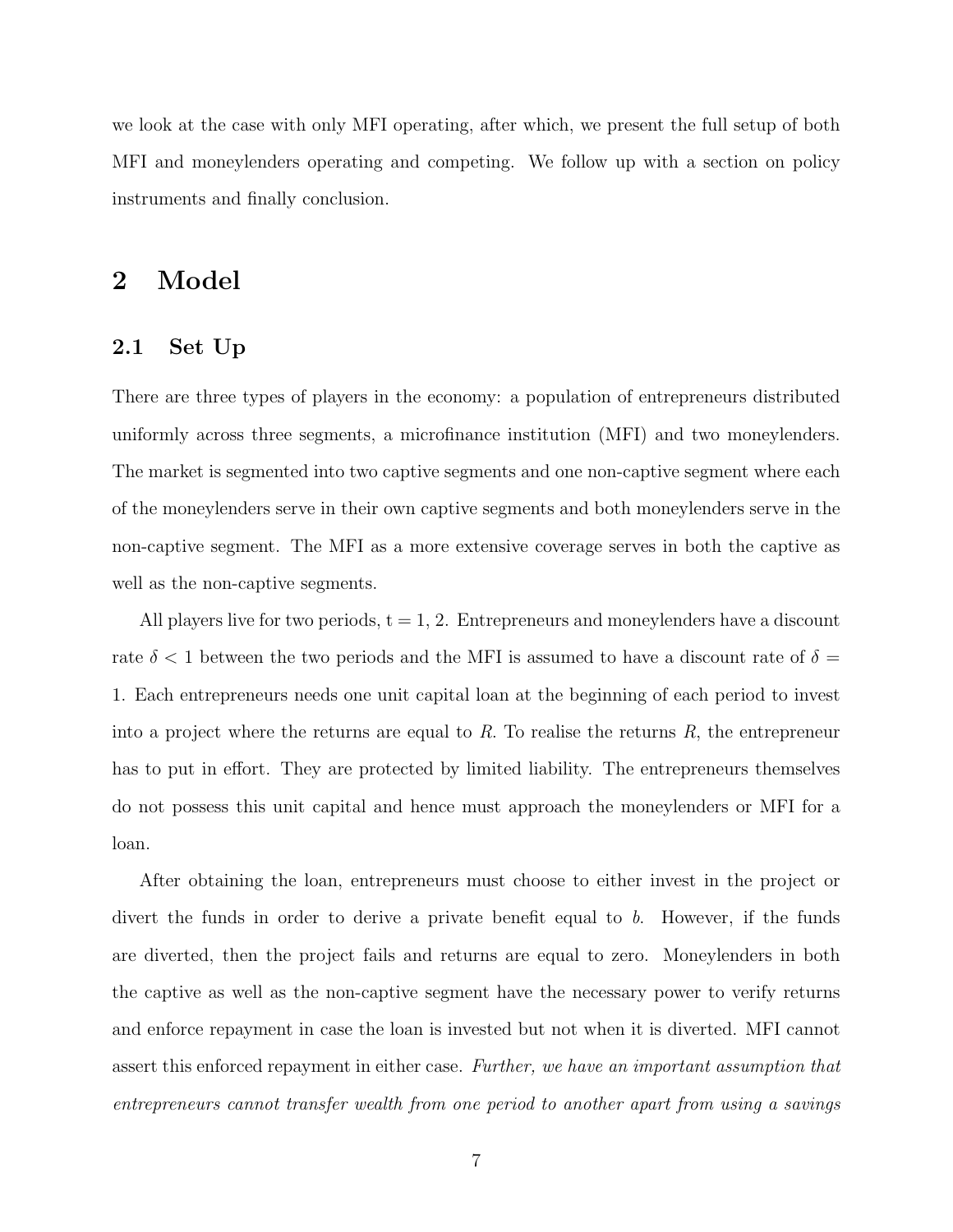we look at the case with only MFI operating, after which, we present the full setup of both MFI and moneylenders operating and competing. We follow up with a section on policy instruments and finally conclusion.

# 2 Model

## 2.1 Set Up

There are three types of players in the economy: a population of entrepreneurs distributed uniformly across three segments, a microfinance institution (MFI) and two moneylenders. The market is segmented into two captive segments and one non-captive segment where each of the moneylenders serve in their own captive segments and both moneylenders serve in the non-captive segment. The MFI as a more extensive coverage serves in both the captive as well as the non-captive segments.

All players live for two periods, t = 1, 2. Entrepreneurs and moneylenders have a discount rate $\delta < 1$ between the two periods and the MFI is assumed to have a discount rate of $\delta = 1$. Each entrepreneurs needs one unit capital loan at the beginning of each period to invest into a project where the returns are equal to $R$. To realise the returns $R$, the entrepreneur has to put in effort. They are protected by limited liability. The entrepreneurs themselves do not possess this unit capital and hence must approach the moneylenders or MFI for a loan.

After obtaining the loan, entrepreneurs must choose to either invest in the project or divert the funds in order to derive a private benefit equal to $b$. However, if the funds are diverted, then the project fails and returns are equal to zero. Moneylenders in both the captive as well as the non-captive segment have the necessary power to verify returns and enforce repayment in case the loan is invested but not when it is diverted. MFI cannot assert this enforced repayment in either case. *Further, we have an important assumption that entrepreneurs cannot transfer wealth from one period to another apart from using a savings*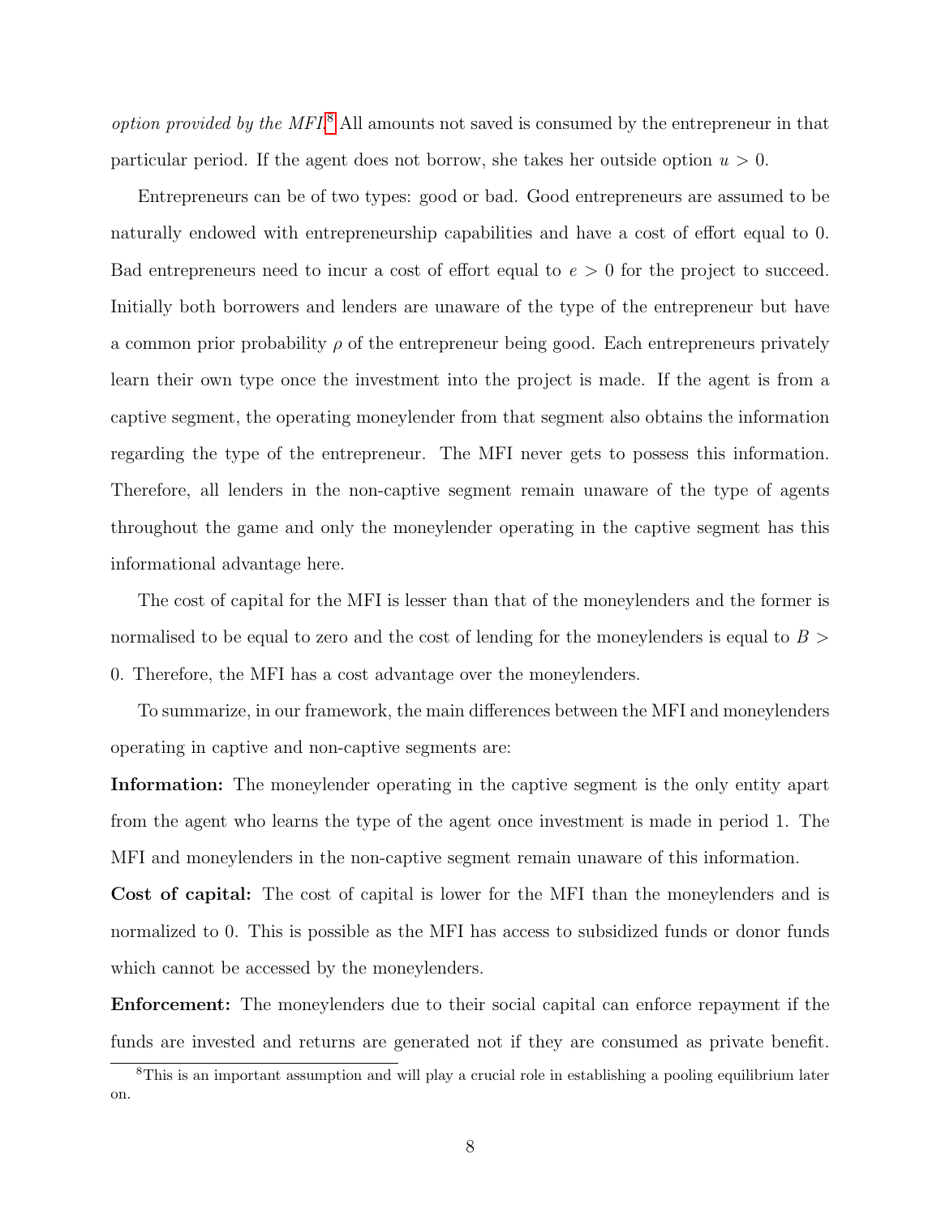*option provided by the MFI.*[8] All amounts not saved is consumed by the entrepreneur in that particular period. If the agent does not borrow, she takes her outside option $u > 0$.

Entrepreneurs can be of two types: good or bad. Good entrepreneurs are assumed to be naturally endowed with entrepreneurship capabilities and have a cost of effort equal to 0. Bad entrepreneurs need to incur a cost of effort equal to $e > 0$ for the project to succeed. Initially both borrowers and lenders are unaware of the type of the entrepreneur but have a common prior probability $\rho$ of the entrepreneur being good. Each entrepreneurs privately learn their own type once the investment into the project is made. If the agent is from a captive segment, the operating moneylender from that segment also obtains the information regarding the type of the entrepreneur. The MFI never gets to possess this information. Therefore, all lenders in the non-captive segment remain unaware of the type of agents throughout the game and only the moneylender operating in the captive segment has this informational advantage here.

The cost of capital for the MFI is lesser than that of the moneylenders and the former is normalised to be equal to zero and the cost of lending for the moneylenders is equal to $B > 0$. Therefore, the MFI has a cost advantage over the moneylenders.

To summarize, in our framework, the main differences between the MFI and moneylenders operating in captive and non-captive segments are:

**Information:** The moneylender operating in the captive segment is the only entity apart from the agent who learns the type of the agent once investment is made in period 1. The MFI and moneylenders in the non-captive segment remain unaware of this information.

**Cost of capital:** The cost of capital is lower for the MFI than the moneylenders and is normalized to 0. This is possible as the MFI has access to subsidized funds or donor funds which cannot be accessed by the moneylenders.

**Enforcement:** The moneylenders due to their social capital can enforce repayment if the funds are invested and returns are generated not if they are consumed as private benefit.

[8] This is an important assumption and will play a crucial role in establishing a pooling equilibrium later on.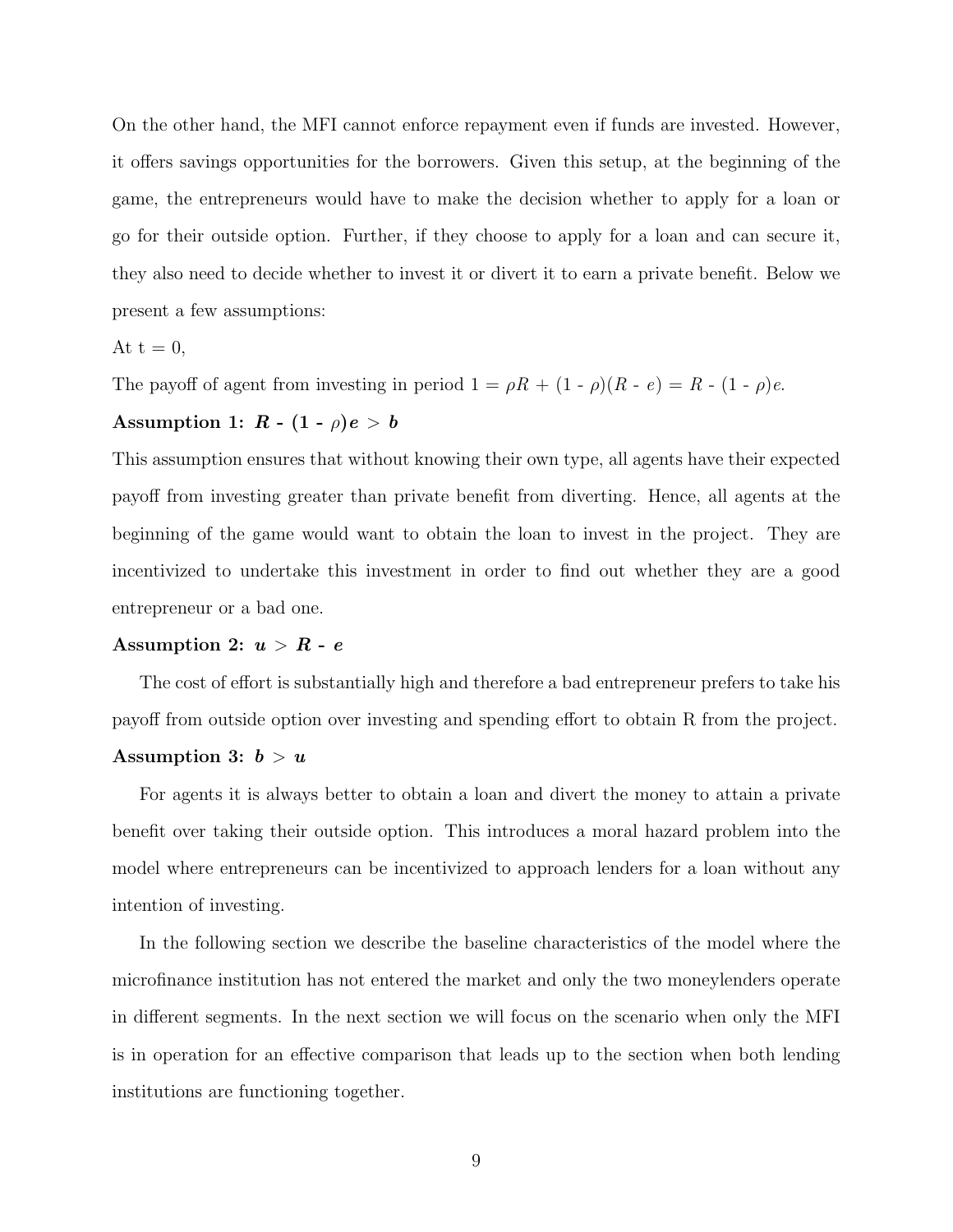On the other hand, the MFI cannot enforce repayment even if funds are invested. However, it offers savings opportunities for the borrowers. Given this setup, at the beginning of the game, the entrepreneurs would have to make the decision whether to apply for a loan or go for their outside option. Further, if they choose to apply for a loan and can secure it, they also need to decide whether to invest it or divert it to earn a private benefit. Below we present a few assumptions:

At t = 0,

The payoff of agent from investing in period 1 = $\rho R + (1 - \rho)(R - e) = R - (1 - \rho)e$.

**Assumption 1:** $\boldsymbol{R - (1 - \rho)e > b}$

This assumption ensures that without knowing their own type, all agents have their expected payoff from investing greater than private benefit from diverting. Hence, all agents at the beginning of the game would want to obtain the loan to invest in the project. They are incentivized to undertake this investment in order to find out whether they are a good entrepreneur or a bad one.

**Assumption 2:** $\boldsymbol{u > R - e}$

The cost of effort is substantially high and therefore a bad entrepreneur prefers to take his payoff from outside option over investing and spending effort to obtain R from the project.

**Assumption 3:** $\boldsymbol{b > u}$

For agents it is always better to obtain a loan and divert the money to attain a private benefit over taking their outside option. This introduces a moral hazard problem into the model where entrepreneurs can be incentivized to approach lenders for a loan without any intention of investing.

In the following section we describe the baseline characteristics of the model where the microfinance institution has not entered the market and only the two moneylenders operate in different segments. In the next section we will focus on the scenario when only the MFI is in operation for an effective comparison that leads up to the section when both lending institutions are functioning together.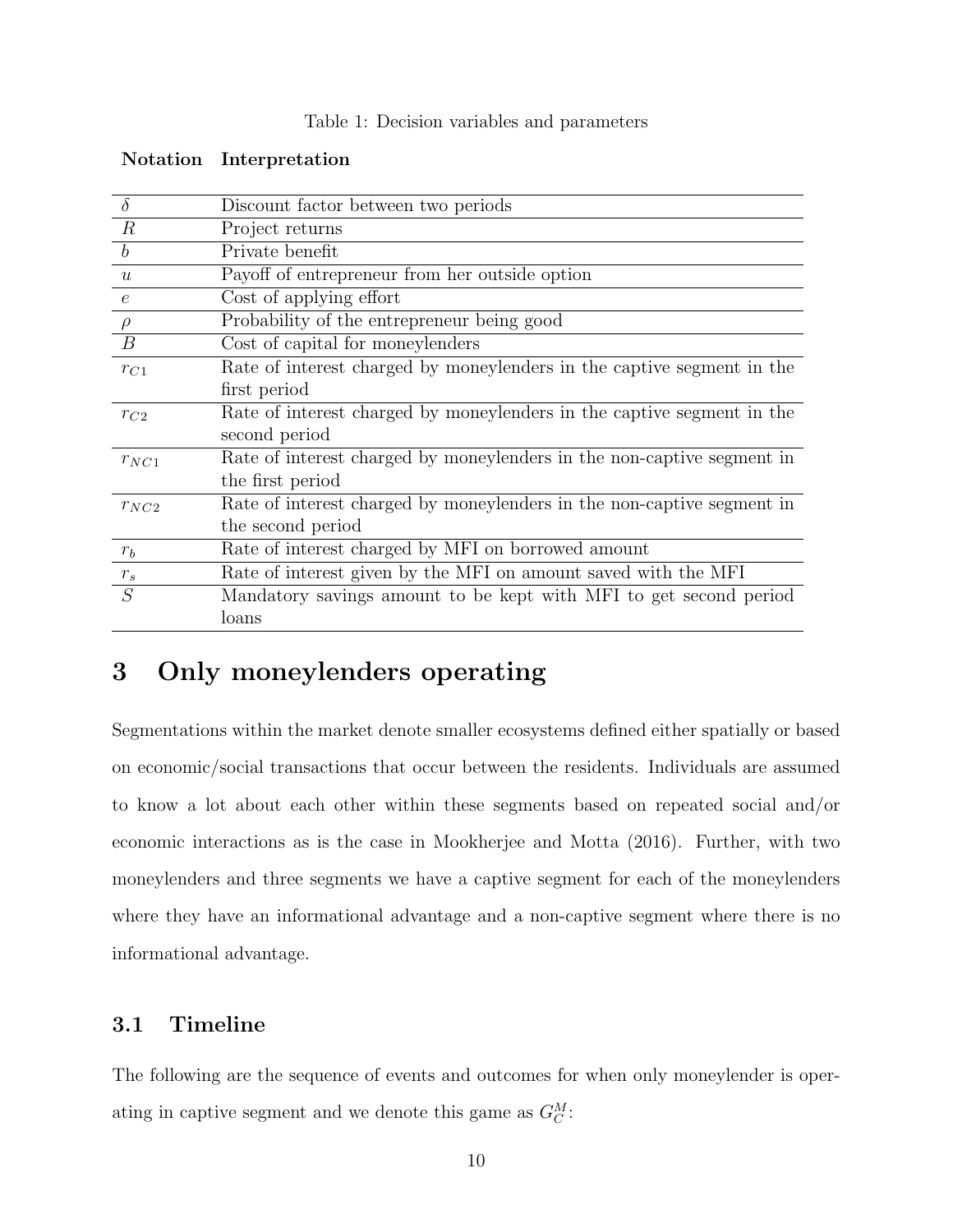Table 1: Decision variables and parameters

| Notation | Interpretation |
|---|---|
| $\delta$ | Discount factor between two periods |
| $R$ | Project returns |
| $b$ | Private benefit |
| $u$ | Payoff of entrepreneur from her outside option |
| $e$ | Cost of applying effort |
| $\rho$ | Probability of the entrepreneur being good |
| $B$ | Cost of capital for moneylenders |
| $r_{C1}$ | Rate of interest charged by moneylenders in the captive segment in the first period |
| $r_{C2}$ | Rate of interest charged by moneylenders in the captive segment in the second period |
| $r_{NC1}$ | Rate of interest charged by moneylenders in the non-captive segment in the first period |
| $r_{NC2}$ | Rate of interest charged by moneylenders in the non-captive segment in the second period |
| $r_b$ | Rate of interest charged by MFI on borrowed amount |
| $r_s$ | Rate of interest given by the MFI on amount saved with the MFI |
| $S$ | Mandatory savings amount to be kept with MFI to get second period loans |

# 3 Only moneylenders operating

Segmentations within the market denote smaller ecosystems defined either spatially or based on economic/social transactions that occur between the residents. Individuals are assumed to know a lot about each other within these segments based on repeated social and/or economic interactions as is the case in Mookherjee and Motta (2016). Further, with two moneylenders and three segments we have a captive segment for each of the moneylenders where they have an informational advantage and a non-captive segment where there is no informational advantage.

## 3.1 Timeline

The following are the sequence of events and outcomes for when only moneylender is operating in captive segment and we denote this game as $G_C^M$: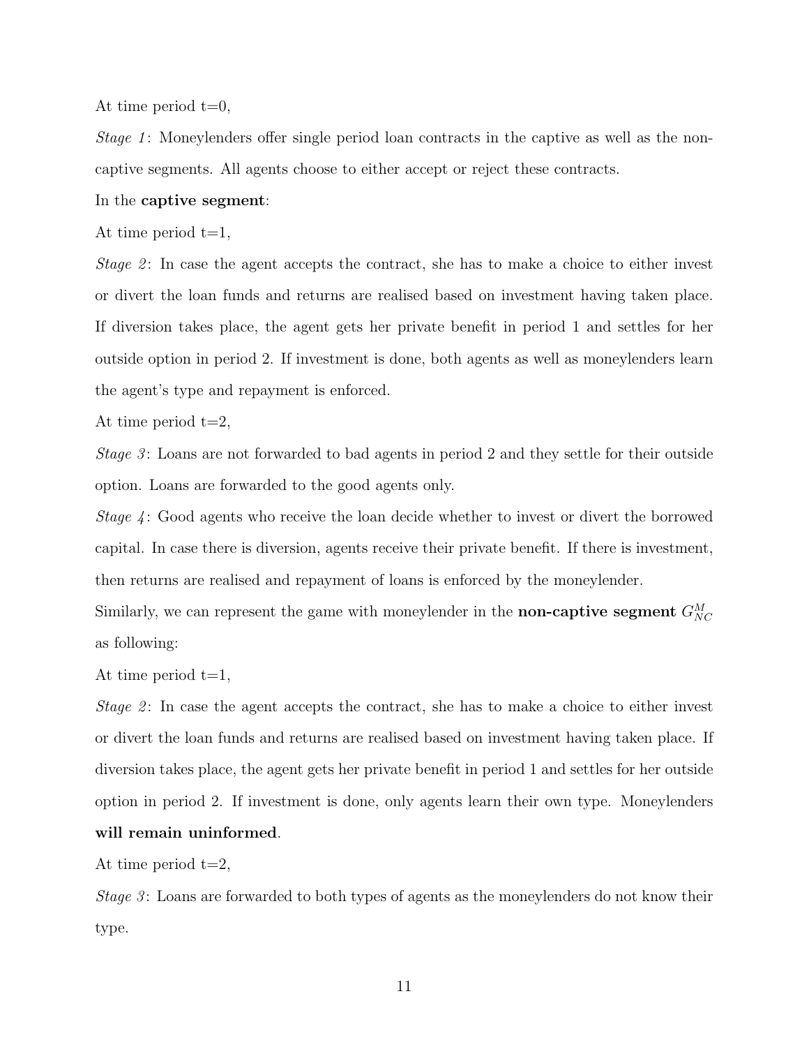At time period t=0,

*Stage 1*: Moneylenders offer single period loan contracts in the captive as well as the non-captive segments. All agents choose to either accept or reject these contracts.

In the **captive segment**:

At time period t=1,

*Stage 2*: In case the agent accepts the contract, she has to make a choice to either invest or divert the loan funds and returns are realised based on investment having taken place. If diversion takes place, the agent gets her private benefit in period 1 and settles for her outside option in period 2. If investment is done, both agents as well as moneylenders learn the agent's type and repayment is enforced.

At time period t=2,

*Stage 3*: Loans are not forwarded to bad agents in period 2 and they settle for their outside option. Loans are forwarded to the good agents only.

*Stage 4*: Good agents who receive the loan decide whether to invest or divert the borrowed capital. In case there is diversion, agents receive their private benefit. If there is investment, then returns are realised and repayment of loans is enforced by the moneylender.

Similarly, we can represent the game with moneylender in the **non-captive segment** $G_{NC}^{M}$ as following:

At time period t=1,

*Stage 2*: In case the agent accepts the contract, she has to make a choice to either invest or divert the loan funds and returns are realised based on investment having taken place. If diversion takes place, the agent gets her private benefit in period 1 and settles for her outside option in period 2. If investment is done, only agents learn their own type. Moneylenders **will remain uninformed**.

At time period t=2,

*Stage 3*: Loans are forwarded to both types of agents as the moneylenders do not know their type.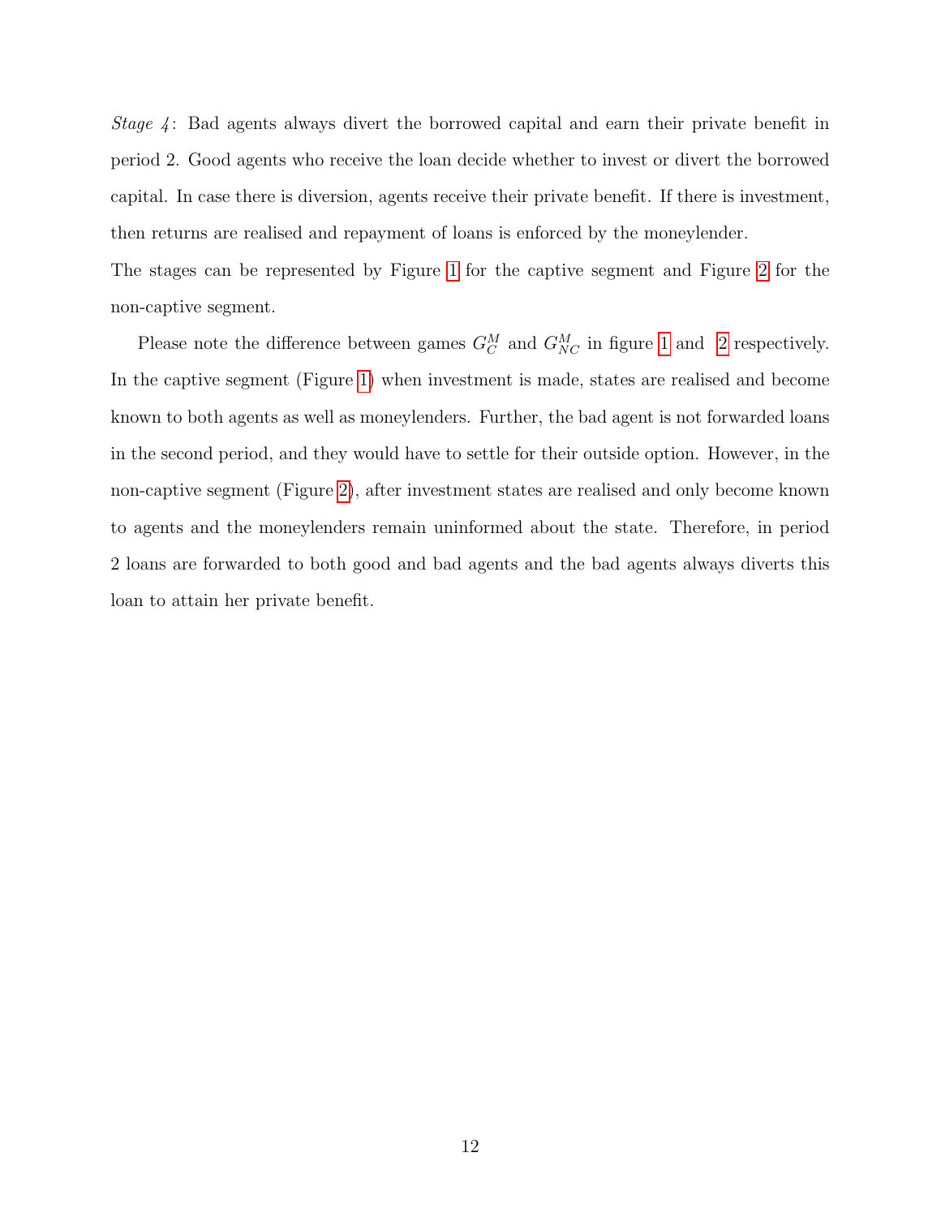*Stage 4*: Bad agents always divert the borrowed capital and earn their private benefit in period 2. Good agents who receive the loan decide whether to invest or divert the borrowed capital. In case there is diversion, agents receive their private benefit. If there is investment, then returns are realised and repayment of loans is enforced by the moneylender.
The stages can be represented by Figure 1 for the captive segment and Figure 2 for the non-captive segment.

Please note the difference between games $G_C^M$ and $G_{NC}^M$ in figure 1 and 2 respectively. In the captive segment (Figure 1) when investment is made, states are realised and become known to both agents as well as moneylenders. Further, the bad agent is not forwarded loans in the second period, and they would have to settle for their outside option. However, in the non-captive segment (Figure 2), after investment states are realised and only become known to agents and the moneylenders remain uninformed about the state. Therefore, in period 2 loans are forwarded to both good and bad agents and the bad agents always diverts this loan to attain her private benefit.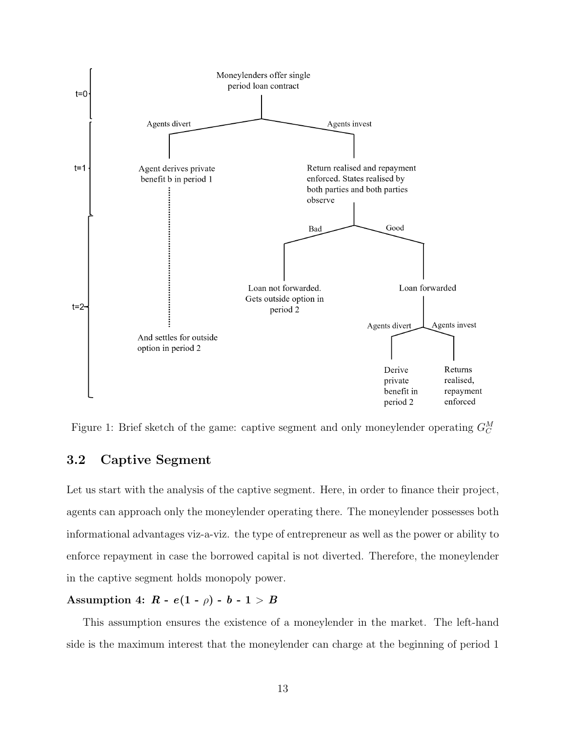t=0

Moneylenders offer single period loan contract

t=1

Agents divert — Agent derives private benefit b in period 1

Agents invest — Return realised and repayment enforced. States realised by both parties and both parties observe

t=2

Bad — Loan not forwarded. Gets outside option in period 2

Good — Loan forwarded

Agents divert — Derive private benefit in period 2

Agents invest — Returns realised, repayment enforced

And settles for outside option in period 2

Figure 1: Brief sketch of the game: captive segment and only moneylender operating $G_C^M$

## 3.2 Captive Segment

Let us start with the analysis of the captive segment. Here, in order to finance their project, agents can approach only the moneylender operating there. The moneylender possesses both informational advantages viz-a-viz. the type of entrepreneur as well as the power or ability to enforce repayment in case the borrowed capital is not diverted. Therefore, the moneylender in the captive segment holds monopoly power.

**Assumption 4:** $R - e(1 - \rho) - b - 1 > B$

This assumption ensures the existence of a moneylender in the market. The left-hand side is the maximum interest that the moneylender can charge at the beginning of period 1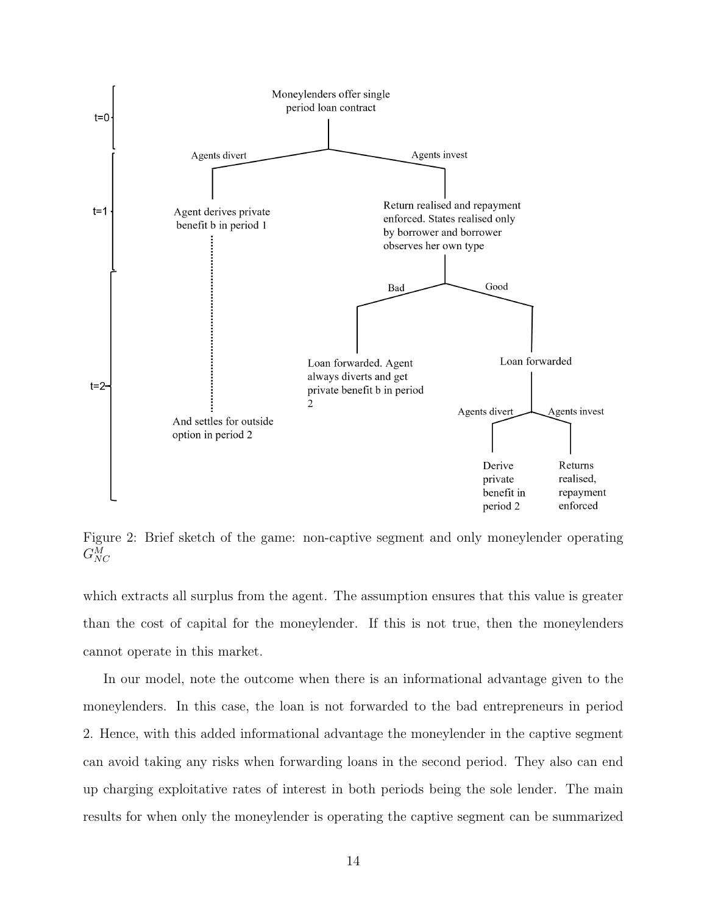Figure 2: Brief sketch of the game: non-captive segment and only moneylender operating $G_{NC}^{M}$

which extracts all surplus from the agent. The assumption ensures that this value is greater than the cost of capital for the moneylender. If this is not true, then the moneylenders cannot operate in this market.

In our model, note the outcome when there is an informational advantage given to the moneylenders. In this case, the loan is not forwarded to the bad entrepreneurs in period 2. Hence, with this added informational advantage the moneylender in the captive segment can avoid taking any risks when forwarding loans in the second period. They also can end up charging exploitative rates of interest in both periods being the sole lender. The main results for when only the moneylender is operating the captive segment can be summarized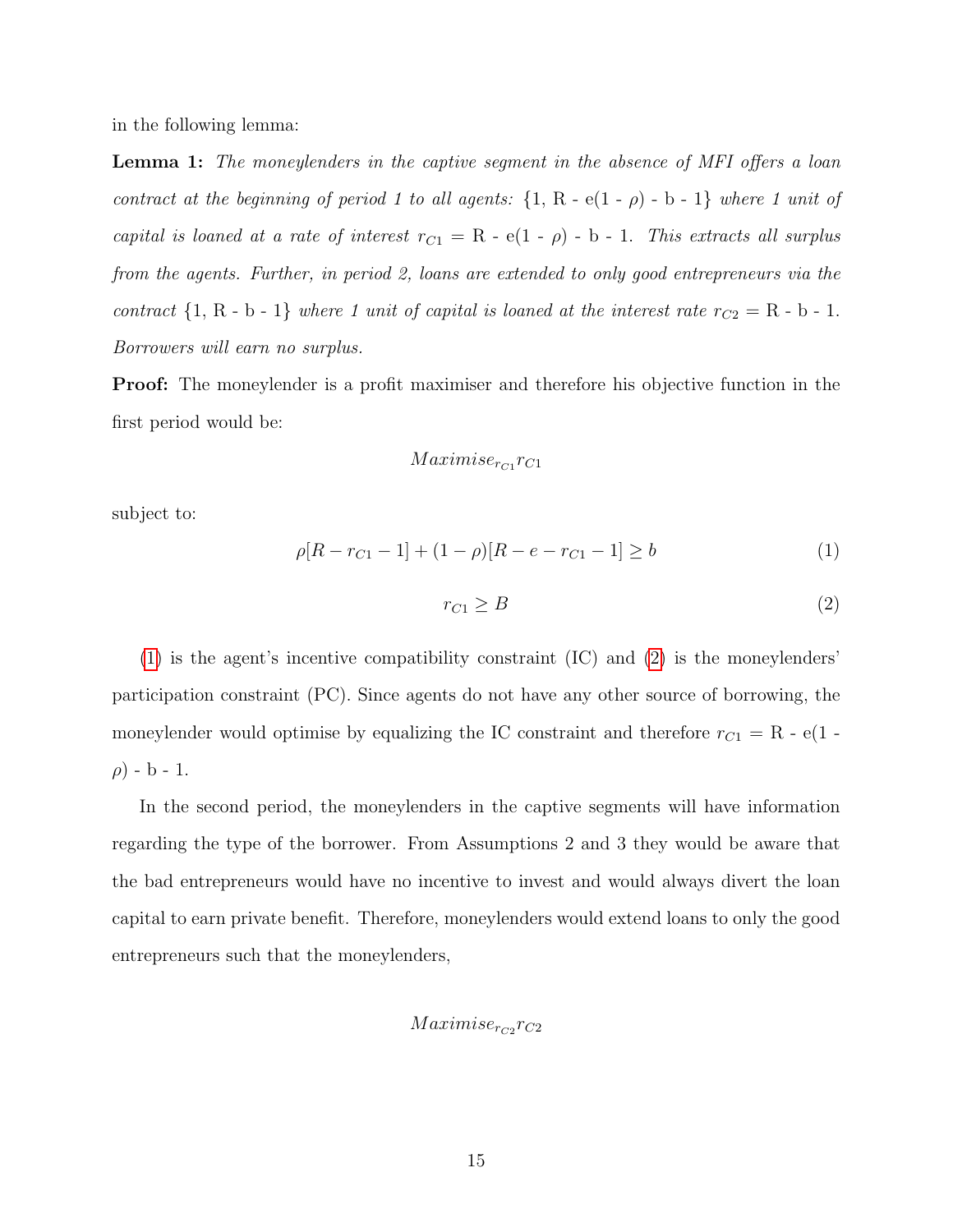in the following lemma:

**Lemma 1:** *The moneylenders in the captive segment in the absence of MFI offers a loan contract at the beginning of period 1 to all agents:* {1, R - e(1 - $\rho$) - b - 1} *where 1 unit of capital is loaned at a rate of interest* $r_{C1}$ = R - e(1 - $\rho$) - b - 1. *This extracts all surplus from the agents. Further, in period 2, loans are extended to only good entrepreneurs via the contract* {1, R - b - 1} *where 1 unit of capital is loaned at the interest rate* $r_{C2}$ = R - b - 1. *Borrowers will earn no surplus.*

**Proof:** The moneylender is a profit maximiser and therefore his objective function in the first period would be:

$$Maximise_{r_{C1}} r_{C1}$$

subject to:

$$\rho[R - r_{C1} - 1] + (1 - \rho)[R - e - r_{C1} - 1] \geq b \tag{1}$$

$$r_{C1} \geq B \tag{2}$$

(1) is the agent's incentive compatibility constraint (IC) and (2) is the moneylenders' participation constraint (PC). Since agents do not have any other source of borrowing, the moneylender would optimise by equalizing the IC constraint and therefore $r_{C1}$ = R - e(1 - $\rho$) - b - 1.

In the second period, the moneylenders in the captive segments will have information regarding the type of the borrower. From Assumptions 2 and 3 they would be aware that the bad entrepreneurs would have no incentive to invest and would always divert the loan capital to earn private benefit. Therefore, moneylenders would extend loans to only the good entrepreneurs such that the moneylenders,

$$Maximise_{r_{C2}} r_{C2}$$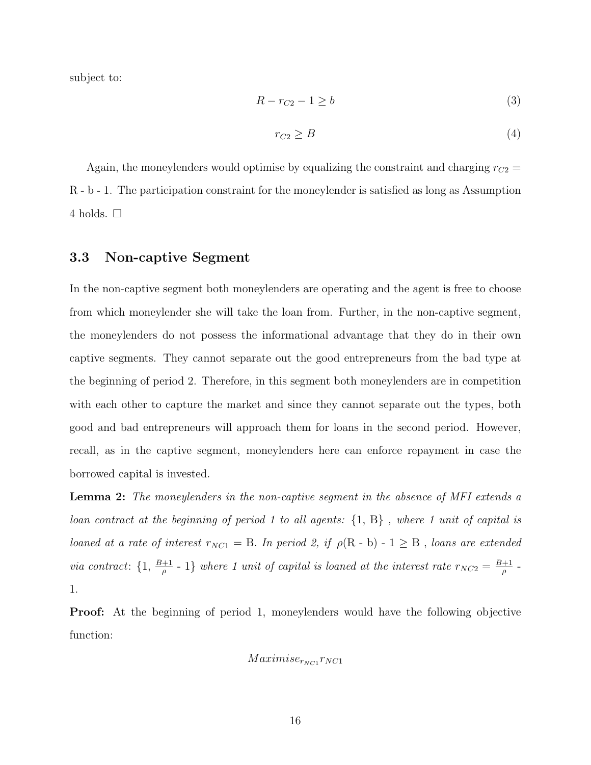subject to:

$$R - r_{C2} - 1 \geq b \tag{3}$$

$$r_{C2} \geq B \tag{4}$$

Again, the moneylenders would optimise by equalizing the constraint and charging $r_{C2}$ = R - b - 1. The participation constraint for the moneylender is satisfied as long as Assumption 4 holds. □

### 3.3 Non-captive Segment

In the non-captive segment both moneylenders are operating and the agent is free to choose from which moneylender she will take the loan from. Further, in the non-captive segment, the moneylenders do not possess the informational advantage that they do in their own captive segments. They cannot separate out the good entrepreneurs from the bad type at the beginning of period 2. Therefore, in this segment both moneylenders are in competition with each other to capture the market and since they cannot separate out the types, both good and bad entrepreneurs will approach them for loans in the second period. However, recall, as in the captive segment, moneylenders here can enforce repayment in case the borrowed capital is invested.

**Lemma 2:** *The moneylenders in the non-captive segment in the absence of MFI extends a loan contract at the beginning of period 1 to all agents:* {1, B} *, where 1 unit of capital is loaned at a rate of interest* $r_{NC1}$ = B. *In period 2, if* $\rho$(R - b) - 1 ≥ B *, loans are extended via contract*: {1, $\frac{B+1}{\rho}$ - 1} *where 1 unit of capital is loaned at the interest rate* $r_{NC2} = \frac{B+1}{\rho}$ - 1.

**Proof:** At the beginning of period 1, moneylenders would have the following objective function:

$$Maximise_{r_{NC1}} r_{NC1}$$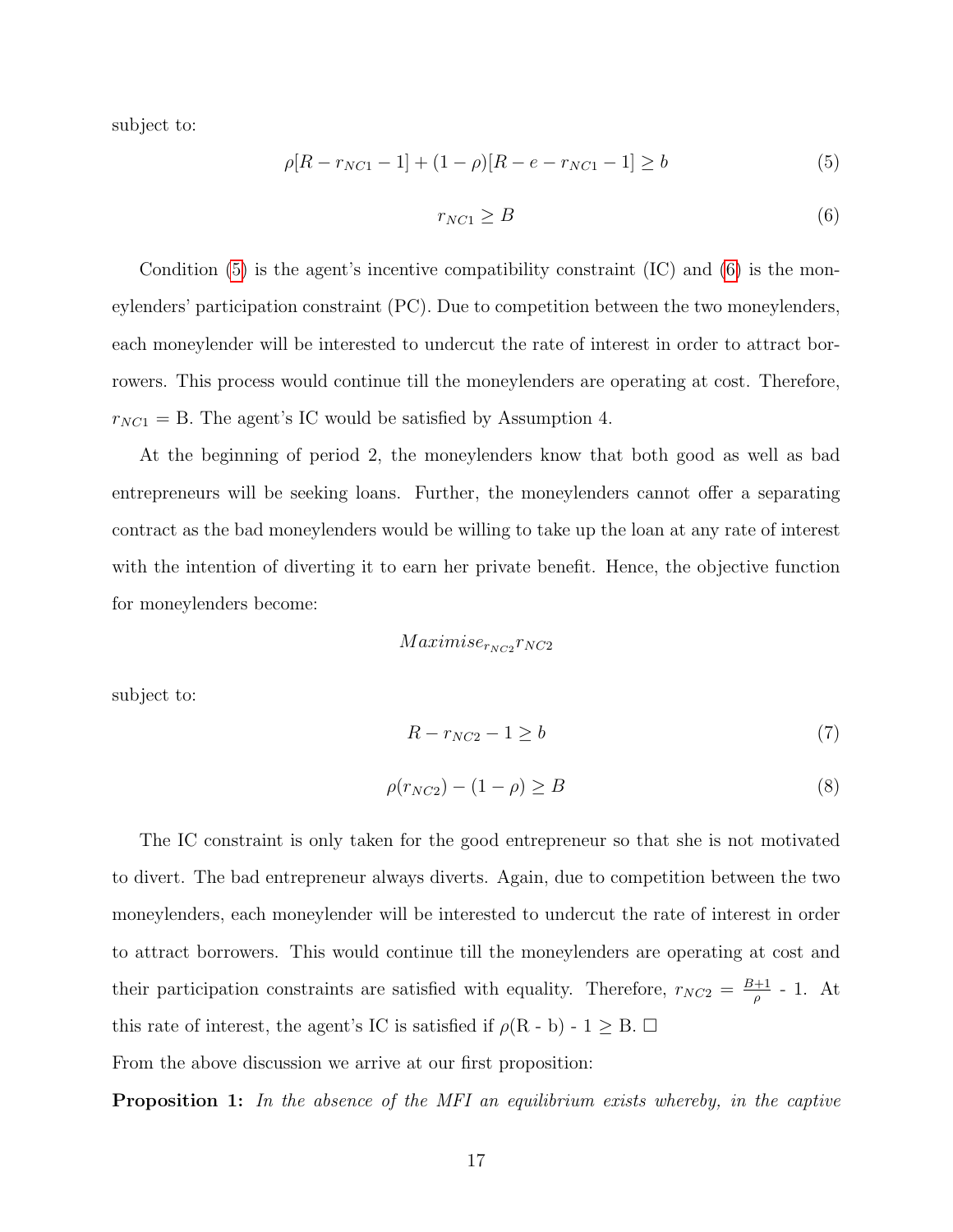subject to:

$$\rho[R - r_{NC1} - 1] + (1 - \rho)[R - e - r_{NC1} - 1] \geq b \tag{5}$$

$$r_{NC1} \geq B \tag{6}$$

Condition (5) is the agent's incentive compatibility constraint (IC) and (6) is the moneylenders' participation constraint (PC). Due to competition between the two moneylenders, each moneylender will be interested to undercut the rate of interest in order to attract borrowers. This process would continue till the moneylenders are operating at cost. Therefore, $r_{NC1}$ = B. The agent's IC would be satisfied by Assumption 4.

At the beginning of period 2, the moneylenders know that both good as well as bad entrepreneurs will be seeking loans. Further, the moneylenders cannot offer a separating contract as the bad moneylenders would be willing to take up the loan at any rate of interest with the intention of diverting it to earn her private benefit. Hence, the objective function for moneylenders become:

$$Maximise_{r_{NC2}} r_{NC2}$$

subject to:

$$R - r_{NC2} - 1 \geq b \tag{7}$$

$$\rho(r_{NC2}) - (1 - \rho) \geq B \tag{8}$$

The IC constraint is only taken for the good entrepreneur so that she is not motivated to divert. The bad entrepreneur always diverts. Again, due to competition between the two moneylenders, each moneylender will be interested to undercut the rate of interest in order to attract borrowers. This would continue till the moneylenders are operating at cost and their participation constraints are satisfied with equality. Therefore, $r_{NC2} = \frac{B+1}{\rho}$ - 1. At this rate of interest, the agent's IC is satisfied if $\rho$(R - b) - 1 $\geq$ B. □

From the above discussion we arrive at our first proposition:

**Proposition 1:** *In the absence of the MFI an equilibrium exists whereby, in the captive*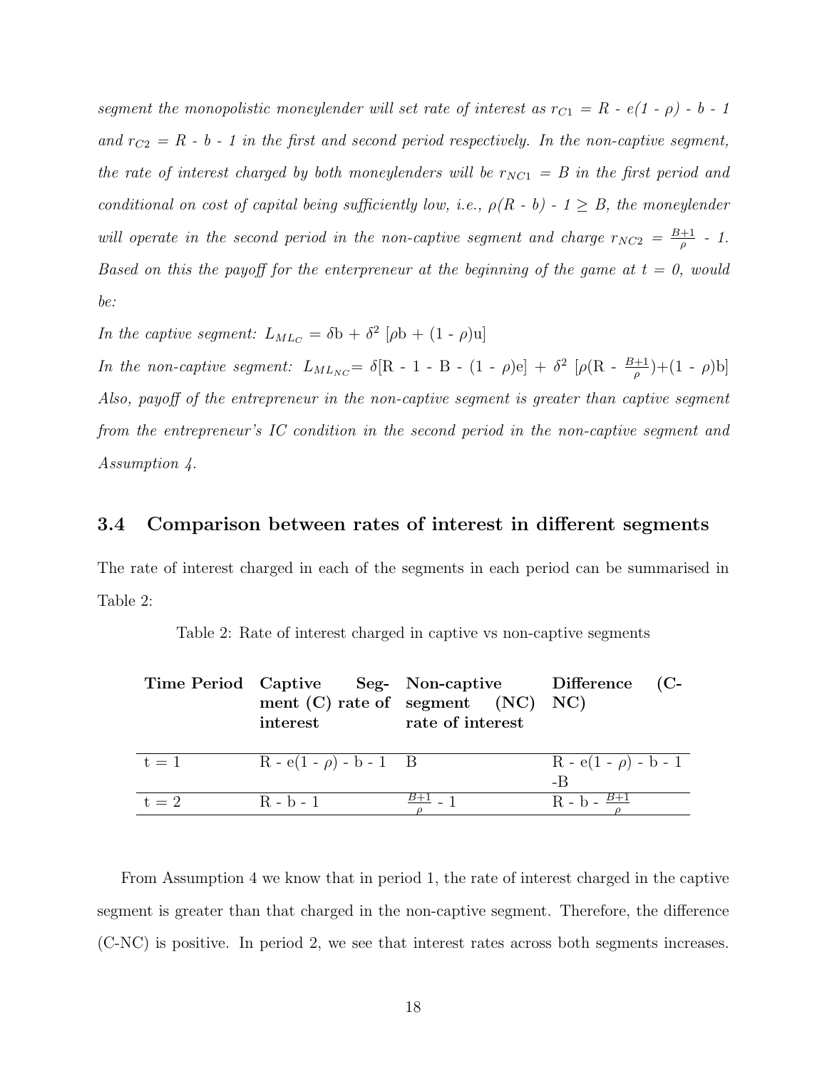*segment the monopolistic moneylender will set rate of interest as $r_{C1}$ = R - e(1 - ρ) - b - 1 and $r_{C2}$ = R - b - 1 in the first and second period respectively. In the non-captive segment, the rate of interest charged by both moneylenders will be $r_{NC1}$ = B in the first period and conditional on cost of capital being sufficiently low, i.e., ρ(R - b) - 1 ≥ B, the moneylender will operate in the second period in the non-captive segment and charge $r_{NC2} = \frac{B+1}{\rho} - 1$. Based on this the payoff for the enterpreneur at the beginning of the game at t = 0, would be:*

*In the captive segment:* $L_{ML_C} = \delta b + \delta^2 [\rho b + (1 - \rho)u]$

*In the non-captive segment:* $L_{ML_{NC}} = \delta[R - 1 - B - (1 - \rho)e] + \delta^2 [\rho(R - \frac{B+1}{\rho}) + (1 - \rho)b]$

*Also, payoff of the entrepreneur in the non-captive segment is greater than captive segment from the entrepreneur's IC condition in the second period in the non-captive segment and Assumption 4.*

### 3.4 Comparison between rates of interest in different segments

The rate of interest charged in each of the segments in each period can be summarised in Table 2:

Table 2: Rate of interest charged in captive vs non-captive segments

| **Time Period** | **Captive Segment (C) rate of interest** | **Non-captive segment (NC) rate of interest** | **Difference (C-NC)** |
|---|---|---|---|
| t = 1 | R - e(1 - ρ) - b - 1 | B | R - e(1 - ρ) - b - 1 -B |
| t = 2 | R - b - 1 | $\frac{B+1}{\rho}$ - 1 | R - b - $\frac{B+1}{\rho}$ |

From Assumption 4 we know that in period 1, the rate of interest charged in the captive segment is greater than that charged in the non-captive segment. Therefore, the difference (C-NC) is positive. In period 2, we see that interest rates across both segments increases.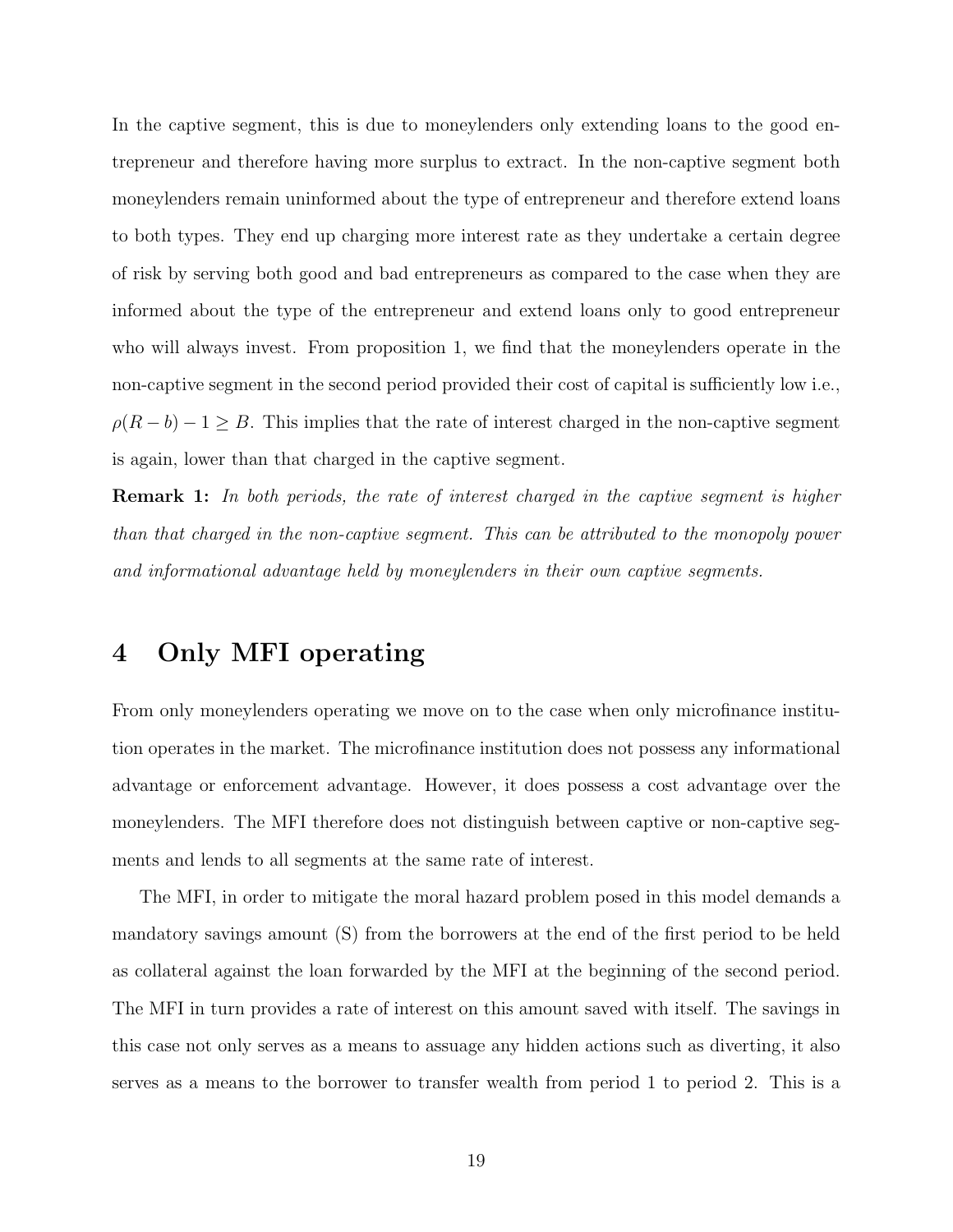In the captive segment, this is due to moneylenders only extending loans to the good entrepreneur and therefore having more surplus to extract. In the non-captive segment both moneylenders remain uninformed about the type of entrepreneur and therefore extend loans to both types. They end up charging more interest rate as they undertake a certain degree of risk by serving both good and bad entrepreneurs as compared to the case when they are informed about the type of the entrepreneur and extend loans only to good entrepreneur who will always invest. From proposition 1, we find that the moneylenders operate in the non-captive segment in the second period provided their cost of capital is sufficiently low i.e., $\rho(R-b)-1 \geq B$. This implies that the rate of interest charged in the non-captive segment is again, lower than that charged in the captive segment.

**Remark 1:** *In both periods, the rate of interest charged in the captive segment is higher than that charged in the non-captive segment. This can be attributed to the monopoly power and informational advantage held by moneylenders in their own captive segments.*

# 4 Only MFI operating

From only moneylenders operating we move on to the case when only microfinance institution operates in the market. The microfinance institution does not possess any informational advantage or enforcement advantage. However, it does possess a cost advantage over the moneylenders. The MFI therefore does not distinguish between captive or non-captive segments and lends to all segments at the same rate of interest.

The MFI, in order to mitigate the moral hazard problem posed in this model demands a mandatory savings amount (S) from the borrowers at the end of the first period to be held as collateral against the loan forwarded by the MFI at the beginning of the second period. The MFI in turn provides a rate of interest on this amount saved with itself. The savings in this case not only serves as a means to assuage any hidden actions such as diverting, it also serves as a means to the borrower to transfer wealth from period 1 to period 2. This is a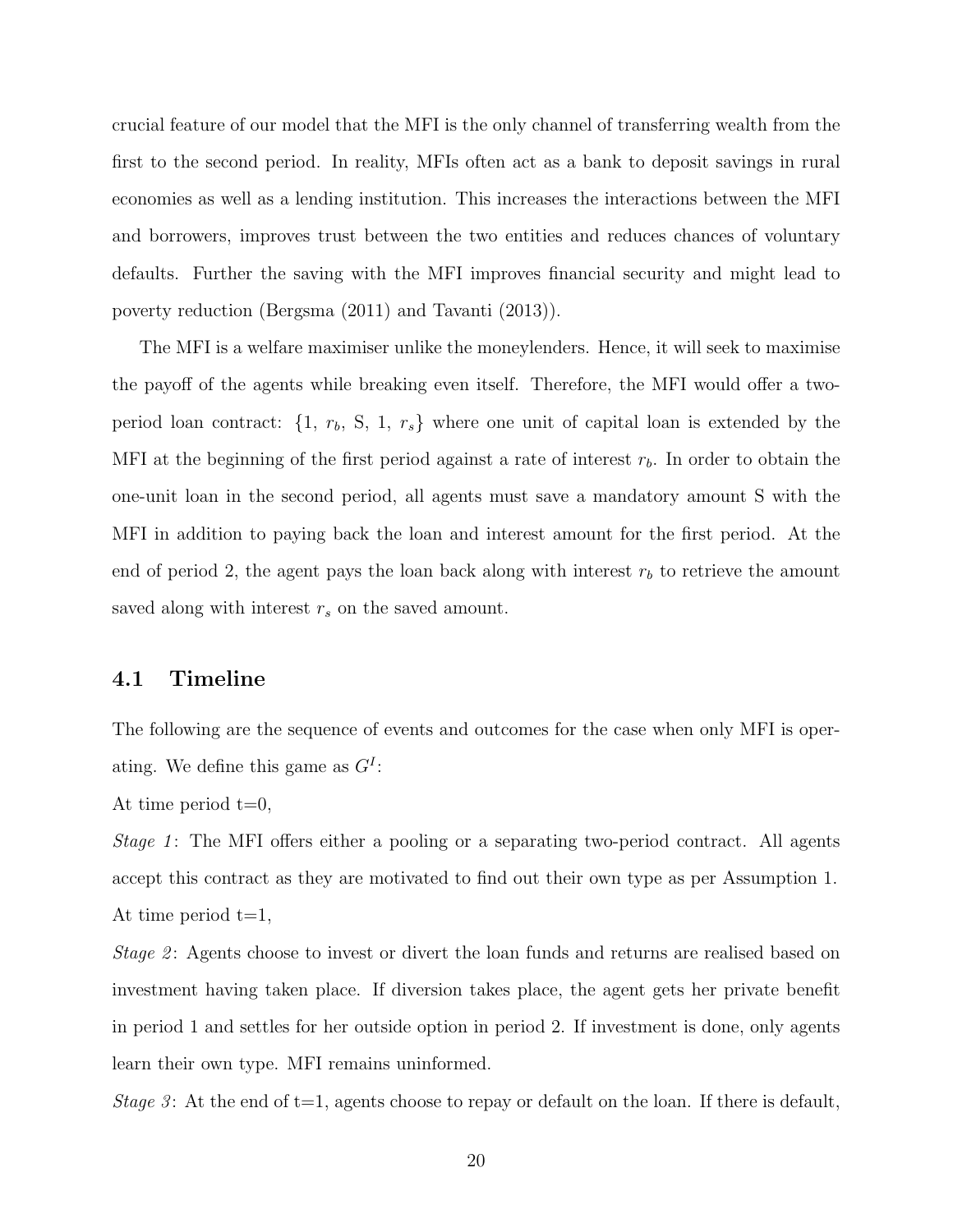crucial feature of our model that the MFI is the only channel of transferring wealth from the first to the second period. In reality, MFIs often act as a bank to deposit savings in rural economies as well as a lending institution. This increases the interactions between the MFI and borrowers, improves trust between the two entities and reduces chances of voluntary defaults. Further the saving with the MFI improves financial security and might lead to poverty reduction (Bergsma (2011) and Tavanti (2013)).

The MFI is a welfare maximiser unlike the moneylenders. Hence, it will seek to maximise the payoff of the agents while breaking even itself. Therefore, the MFI would offer a two-period loan contract: $\{1,\ r_b,\ \text{S},\ 1,\ r_s\}$ where one unit of capital loan is extended by the MFI at the beginning of the first period against a rate of interest $r_b$. In order to obtain the one-unit loan in the second period, all agents must save a mandatory amount S with the MFI in addition to paying back the loan and interest amount for the first period. At the end of period 2, the agent pays the loan back along with interest $r_b$ to retrieve the amount saved along with interest $r_s$ on the saved amount.

### 4.1 Timeline

The following are the sequence of events and outcomes for the case when only MFI is operating. We define this game as $G^I$:

At time period t=0,

*Stage 1*: The MFI offers either a pooling or a separating two-period contract. All agents accept this contract as they are motivated to find out their own type as per Assumption 1.

At time period t=1,

*Stage 2*: Agents choose to invest or divert the loan funds and returns are realised based on investment having taken place. If diversion takes place, the agent gets her private benefit in period 1 and settles for her outside option in period 2. If investment is done, only agents learn their own type. MFI remains uninformed.

*Stage 3*: At the end of t=1, agents choose to repay or default on the loan. If there is default,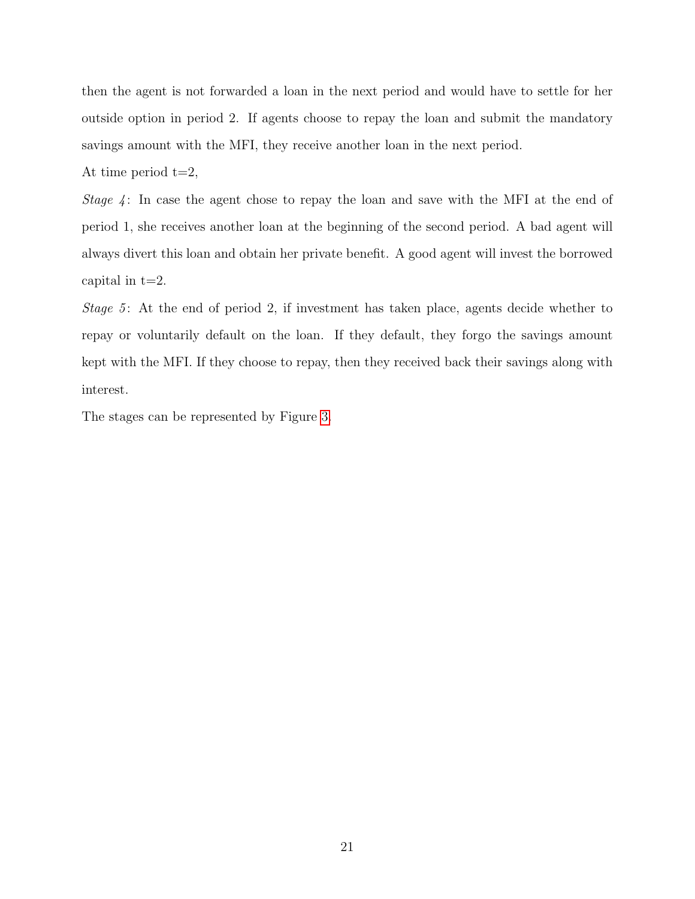then the agent is not forwarded a loan in the next period and would have to settle for her outside option in period 2. If agents choose to repay the loan and submit the mandatory savings amount with the MFI, they receive another loan in the next period.

At time period t=2,

*Stage 4*: In case the agent chose to repay the loan and save with the MFI at the end of period 1, she receives another loan at the beginning of the second period. A bad agent will always divert this loan and obtain her private benefit. A good agent will invest the borrowed capital in t=2.

*Stage 5*: At the end of period 2, if investment has taken place, agents decide whether to repay or voluntarily default on the loan. If they default, they forgo the savings amount kept with the MFI. If they choose to repay, then they received back their savings along with interest.

The stages can be represented by Figure 3.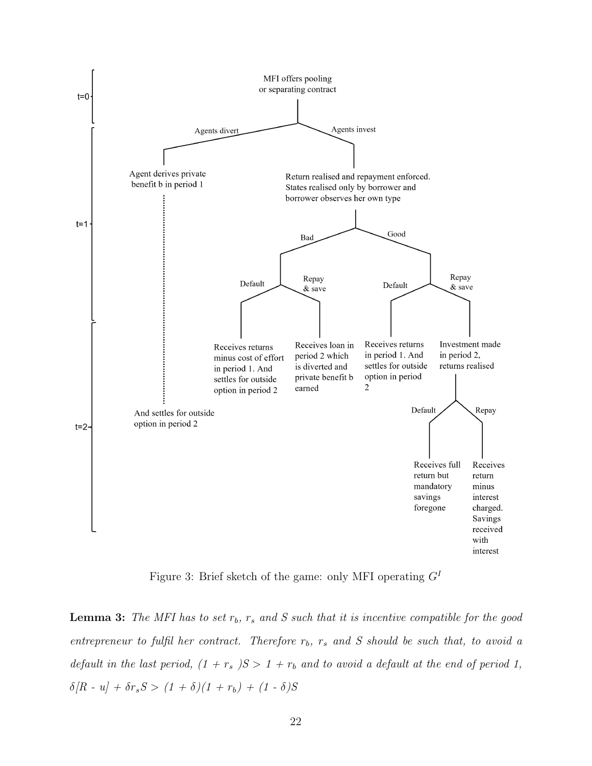t=0

MFI offers pooling or separating contract

t=1

Agents divert

Agent derives private benefit b in period 1

Agents invest

Return realised and repayment enforced. States realised only by borrower and borrower observes her own type

Bad

Default

Repay & save

Good

Default

Repay & save

Receives returns minus cost of effort in period 1. And settles for outside option in period 2

Receives loan in period 2 which is diverted and private benefit b earned

Receives returns in period 1. And settles for outside option in period 2

Investment made in period 2, returns realised

t=2

And settles for outside option in period 2

Default

Repay

Receives full return but mandatory savings foregone

Receives return minus interest charged. Savings received with interest

Figure 3: Brief sketch of the game: only MFI operating $G^I$

**Lemma 3:** *The MFI has to set $r_b$, $r_s$ and $S$ such that it is incentive compatible for the good entrepreneur to fulfil her contract. Therefore $r_b$, $r_s$ and $S$ should be such that, to avoid a default in the last period, $(1 + r_s)S > 1 + r_b$ and to avoid a default at the end of period 1, $\delta[R - u] + \delta r_s S > (1 + \delta)(1 + r_b) + (1 - \delta)S$*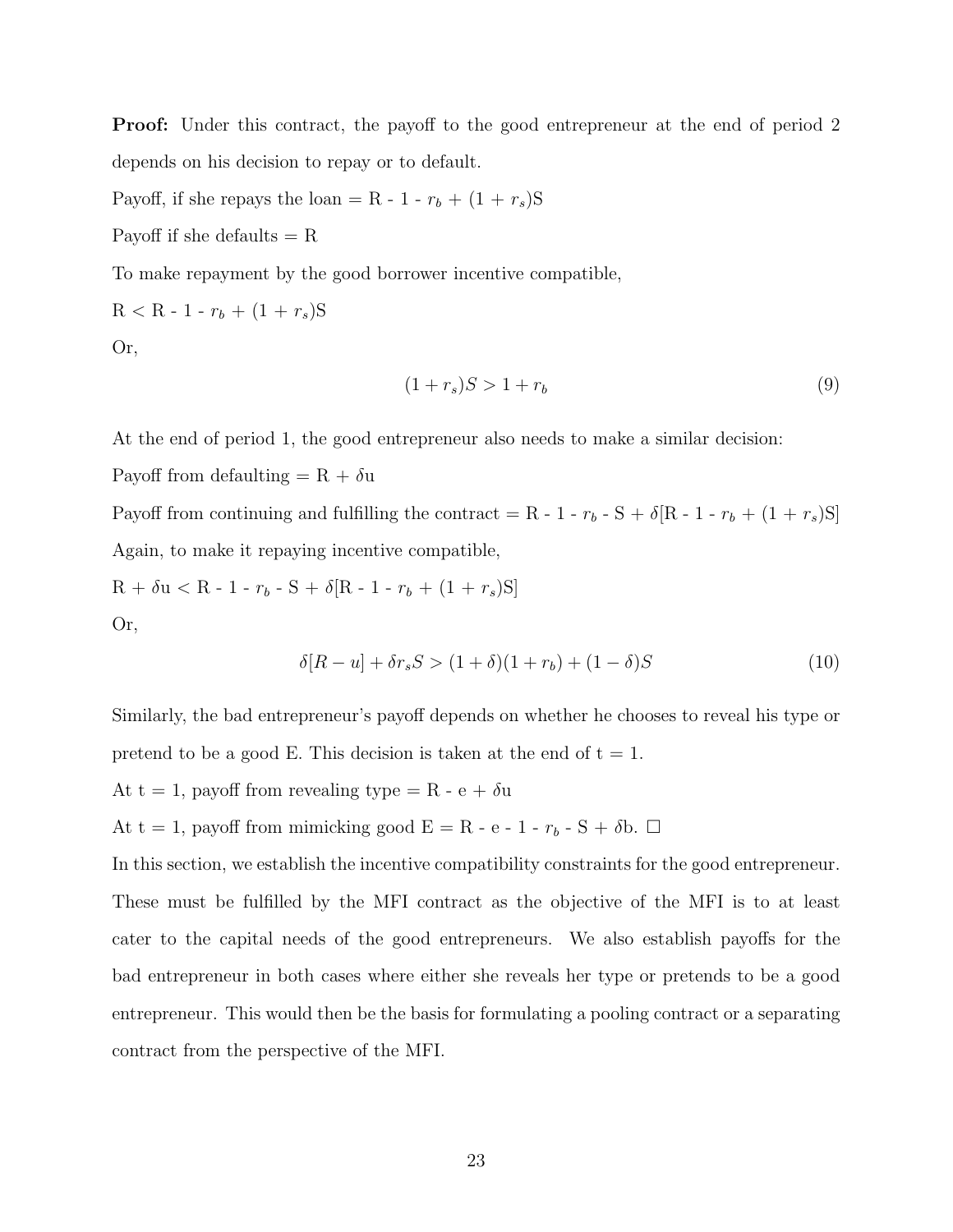**Proof:** Under this contract, the payoff to the good entrepreneur at the end of period 2 depends on his decision to repay or to default.

Payoff, if she repays the loan = R - 1 - $r_b$ + $(1 + r_s)$S

Payoff if she defaults = R

To make repayment by the good borrower incentive compatible,

R < R - 1 - $r_b$ + $(1 + r_s)$S

Or,

$$(1 + r_s)S > 1 + r_b \tag{9}$$

At the end of period 1, the good entrepreneur also needs to make a similar decision:

Payoff from defaulting = R + $\delta$u

Payoff from continuing and fulfilling the contract = R - 1 - $r_b$ - S + $\delta$[R - 1 - $r_b$ + $(1 + r_s)$S]

Again, to make it repaying incentive compatible,

R + $\delta$u < R - 1 - $r_b$ - S + $\delta$[R - 1 - $r_b$ + $(1 + r_s)$S]

Or,

$$\delta[R - u] + \delta r_s S > (1 + \delta)(1 + r_b) + (1 - \delta)S \tag{10}$$

Similarly, the bad entrepreneur's payoff depends on whether he chooses to reveal his type or pretend to be a good E. This decision is taken at the end of t = 1.

At t = 1, payoff from revealing type = R - e + $\delta$u

At t = 1, payoff from mimicking good E = R - e - 1 - $r_b$ - S + $\delta$b. □

In this section, we establish the incentive compatibility constraints for the good entrepreneur. These must be fulfilled by the MFI contract as the objective of the MFI is to at least cater to the capital needs of the good entrepreneurs. We also establish payoffs for the bad entrepreneur in both cases where either she reveals her type or pretends to be a good entrepreneur. This would then be the basis for formulating a pooling contract or a separating contract from the perspective of the MFI.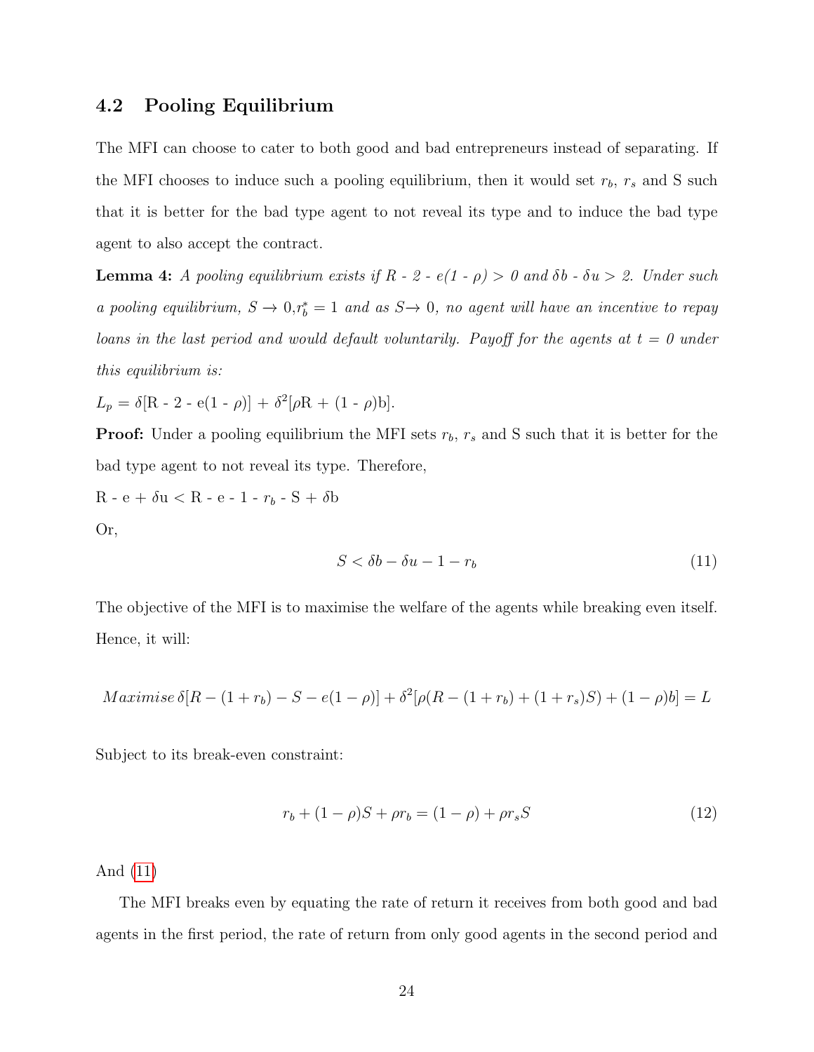### 4.2 Pooling Equilibrium

The MFI can choose to cater to both good and bad entrepreneurs instead of separating. If the MFI chooses to induce such a pooling equilibrium, then it would set $r_b$, $r_s$ and S such that it is better for the bad type agent to not reveal its type and to induce the bad type agent to also accept the contract.

**Lemma 4:** *A pooling equilibrium exists if R - 2 - e(1 - ρ) > 0 and δb - δu > 2. Under such a pooling equilibrium, $S \to 0$,$r_b^* = 1$ and as $S \to 0$, no agent will have an incentive to repay loans in the last period and would default voluntarily. Payoff for the agents at t = 0 under this equilibrium is:*

$L_p = \delta[R - 2 - e(1 - \rho)] + \delta^2[\rho R + (1 - \rho)b]$.

**Proof:** Under a pooling equilibrium the MFI sets $r_b$, $r_s$ and S such that it is better for the bad type agent to not reveal its type. Therefore,

$R - e + \delta u < R - e - 1 - r_b - S + \delta b$

Or,

$$S < \delta b - \delta u - 1 - r_b \tag{11}$$

The objective of the MFI is to maximise the welfare of the agents while breaking even itself. Hence, it will:

$$Maximise\, \delta[R - (1 + r_b) - S - e(1 - \rho)] + \delta^2[\rho(R - (1 + r_b) + (1 + r_s)S) + (1 - \rho)b] = L$$

Subject to its break-even constraint:

$$r_b + (1 - \rho)S + \rho r_b = (1 - \rho) + \rho r_s S \tag{12}$$

And (11)

The MFI breaks even by equating the rate of return it receives from both good and bad agents in the first period, the rate of return from only good agents in the second period and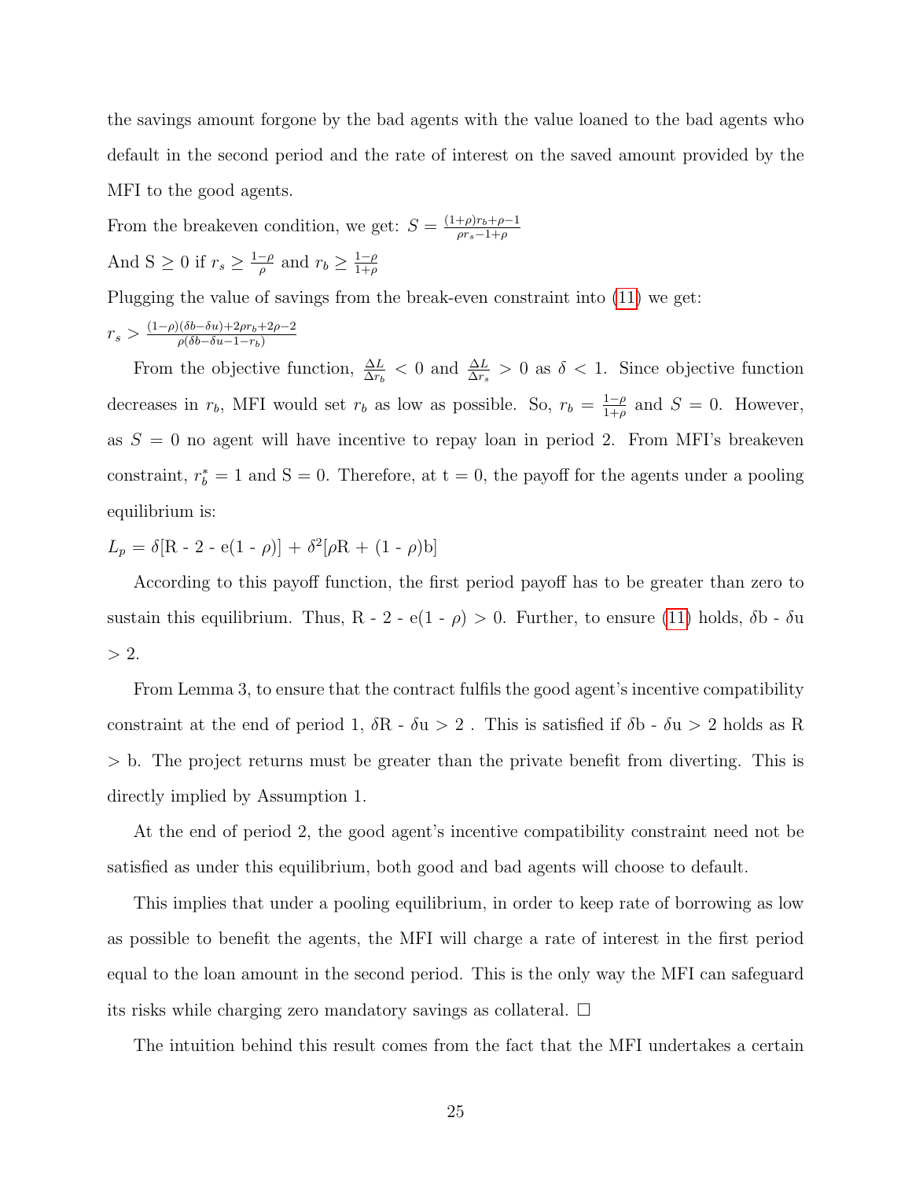the savings amount forgone by the bad agents with the value loaned to the bad agents who default in the second period and the rate of interest on the saved amount provided by the MFI to the good agents.

From the breakeven condition, we get: $S = \frac{(1+\rho)r_b + \rho - 1}{\rho r_s - 1 + \rho}$

And S $\geq 0$ if $r_s \geq \frac{1-\rho}{\rho}$ and $r_b \geq \frac{1-\rho}{1+\rho}$

Plugging the value of savings from the break-even constraint into (11) we get:

$r_s > \frac{(1-\rho)(\delta b - \delta u) + 2\rho r_b + 2\rho - 2}{\rho(\delta b - \delta u - 1 - r_b)}$

From the objective function, $\frac{\Delta L}{\Delta r_b} < 0$ and $\frac{\Delta L}{\Delta r_s} > 0$ as $\delta < 1$. Since objective function decreases in $r_b$, MFI would set $r_b$ as low as possible. So, $r_b = \frac{1-\rho}{1+\rho}$ and $S = 0$. However, as $S = 0$ no agent will have incentive to repay loan in period 2. From MFI's breakeven constraint, $r_b^* = 1$ and S = 0. Therefore, at t = 0, the payoff for the agents under a pooling equilibrium is:

$L_p = \delta[\text{R - 2 - e}(1 - \rho)] + \delta^2[\rho\text{R} + (1 - \rho)\text{b}]$

According to this payoff function, the first period payoff has to be greater than zero to sustain this equilibrium. Thus, R - 2 - e(1 - $\rho$) > 0. Further, to ensure (11) holds, $\delta$b - $\delta$u > 2.

From Lemma 3, to ensure that the contract fulfils the good agent's incentive compatibility constraint at the end of period 1, $\delta$R - $\delta$u > 2 . This is satisfied if $\delta$b - $\delta$u > 2 holds as R > b. The project returns must be greater than the private benefit from diverting. This is directly implied by Assumption 1.

At the end of period 2, the good agent's incentive compatibility constraint need not be satisfied as under this equilibrium, both good and bad agents will choose to default.

This implies that under a pooling equilibrium, in order to keep rate of borrowing as low as possible to benefit the agents, the MFI will charge a rate of interest in the first period equal to the loan amount in the second period. This is the only way the MFI can safeguard its risks while charging zero mandatory savings as collateral. □

The intuition behind this result comes from the fact that the MFI undertakes a certain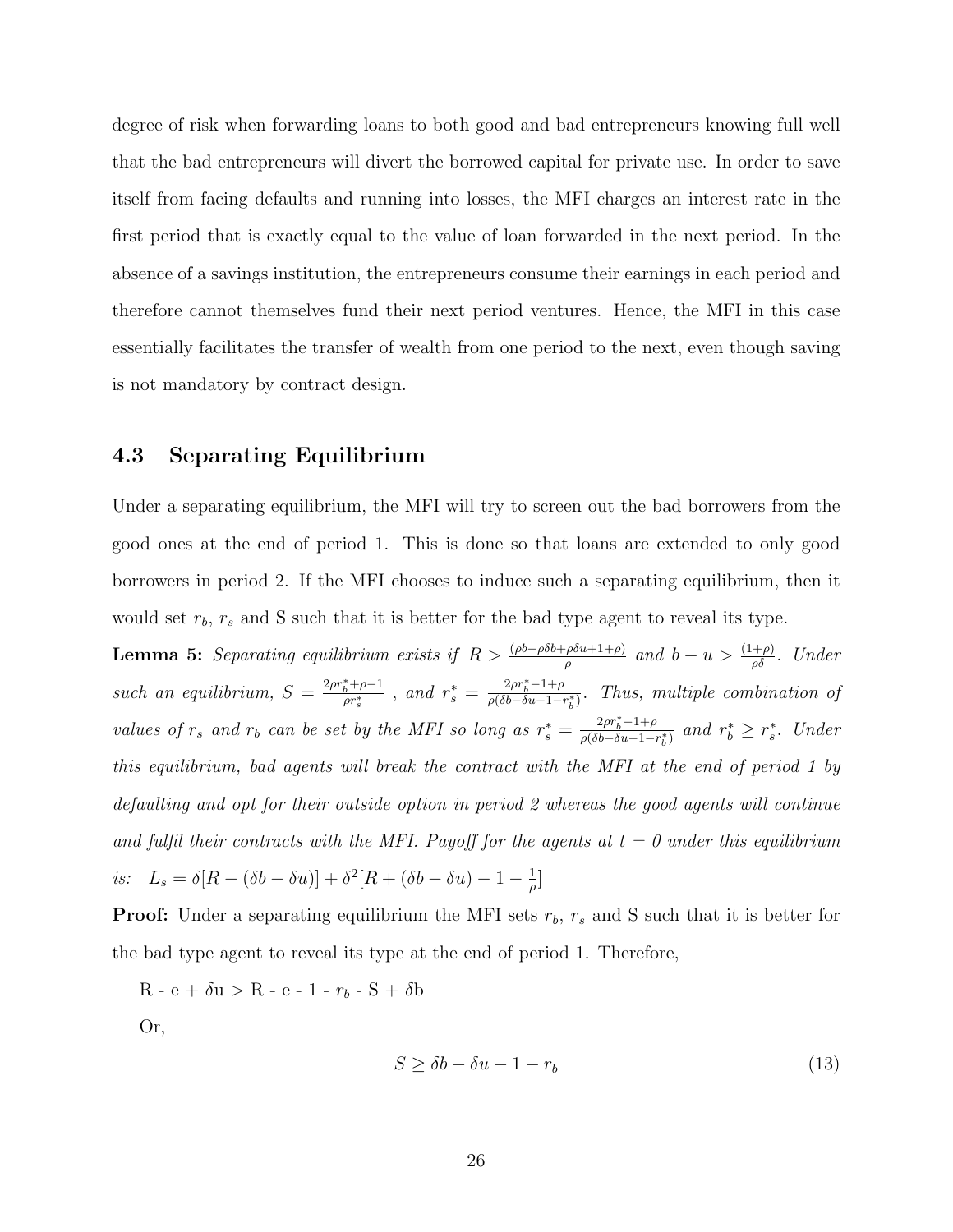degree of risk when forwarding loans to both good and bad entrepreneurs knowing full well that the bad entrepreneurs will divert the borrowed capital for private use. In order to save itself from facing defaults and running into losses, the MFI charges an interest rate in the first period that is exactly equal to the value of loan forwarded in the next period. In the absence of a savings institution, the entrepreneurs consume their earnings in each period and therefore cannot themselves fund their next period ventures. Hence, the MFI in this case essentially facilitates the transfer of wealth from one period to the next, even though saving is not mandatory by contract design.

## 4.3 Separating Equilibrium

Under a separating equilibrium, the MFI will try to screen out the bad borrowers from the good ones at the end of period 1. This is done so that loans are extended to only good borrowers in period 2. If the MFI chooses to induce such a separating equilibrium, then it would set $r_b$, $r_s$ and S such that it is better for the bad type agent to reveal its type.

**Lemma 5:** *Separating equilibrium exists if* $R > \frac{(\rho b - \rho\delta b + \rho\delta u + 1 + \rho)}{\rho}$ *and* $b - u > \frac{(1+\rho)}{\rho\delta}$. *Under such an equilibrium,* $S = \frac{2\rho r_b^* + \rho - 1}{\rho r_s^*}$ , *and* $r_s^* = \frac{2\rho r_b^* - 1 + \rho}{\rho(\delta b - \delta u - 1 - r_b^*)}$. *Thus, multiple combination of values of* $r_s$ *and* $r_b$ *can be set by the MFI so long as* $r_s^* = \frac{2\rho r_b^* - 1 + \rho}{\rho(\delta b - \delta u - 1 - r_b^*)}$ *and* $r_b^* \geq r_s^*$. *Under this equilibrium, bad agents will break the contract with the MFI at the end of period 1 by defaulting and opt for their outside option in period 2 whereas the good agents will continue and fulfil their contracts with the MFI. Payoff for the agents at t = 0 under this equilibrium is:* $L_s = \delta[R - (\delta b - \delta u)] + \delta^2[R + (\delta b - \delta u) - 1 - \frac{1}{\rho}]$

**Proof:** Under a separating equilibrium the MFI sets $r_b$, $r_s$ and S such that it is better for the bad type agent to reveal its type at the end of period 1. Therefore,

$R - e + \delta u > R - e - 1 - r_b - S + \delta b$

Or,

$$S \geq \delta b - \delta u - 1 - r_b \tag{13}$$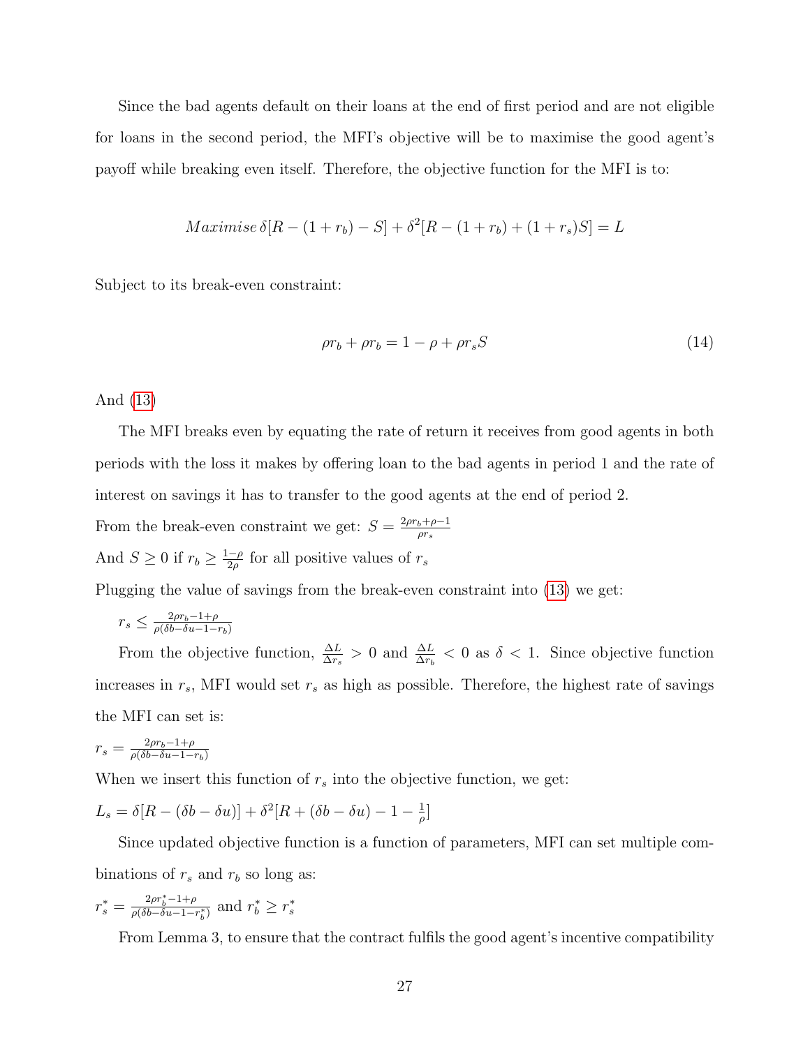Since the bad agents default on their loans at the end of first period and are not eligible for loans in the second period, the MFI's objective will be to maximise the good agent's payoff while breaking even itself. Therefore, the objective function for the MFI is to:

$$Maximise\, \delta[R-(1+r_b)-S]+\delta^2[R-(1+r_b)+(1+r_s)S]=L$$

Subject to its break-even constraint:

$$\rho r_b+\rho r_b=1-\rho+\rho r_s S \tag{14}$$

And (13)

The MFI breaks even by equating the rate of return it receives from good agents in both periods with the loss it makes by offering loan to the bad agents in period 1 and the rate of interest on savings it has to transfer to the good agents at the end of period 2.

From the break-even constraint we get: $S=\frac{2\rho r_b+\rho-1}{\rho r_s}$

And $S\geq 0$ if $r_b\geq\frac{1-\rho}{2\rho}$ for all positive values of $r_s$

Plugging the value of savings from the break-even constraint into (13) we get:

$r_s\leq\frac{2\rho r_b-1+\rho}{\rho(\delta b-\delta u-1-r_b)}$

From the objective function, $\frac{\Delta L}{\Delta r_s}>0$ and $\frac{\Delta L}{\Delta r_b}<0$ as $\delta<1$. Since objective function increases in $r_s$, MFI would set $r_s$ as high as possible. Therefore, the highest rate of savings the MFI can set is:

$r_s=\frac{2\rho r_b-1+\rho}{\rho(\delta b-\delta u-1-r_b)}$

When we insert this function of $r_s$ into the objective function, we get:

$L_s=\delta[R-(\delta b-\delta u)]+\delta^2[R+(\delta b-\delta u)-1-\frac{1}{\rho}]$

Since updated objective function is a function of parameters, MFI can set multiple combinations of $r_s$ and $r_b$ so long as:

$r_s^*=\frac{2\rho r_b^*-1+\rho}{\rho(\delta b-\delta u-1-r_b^*)}$ and $r_b^*\geq r_s^*$

From Lemma 3, to ensure that the contract fulfils the good agent's incentive compatibility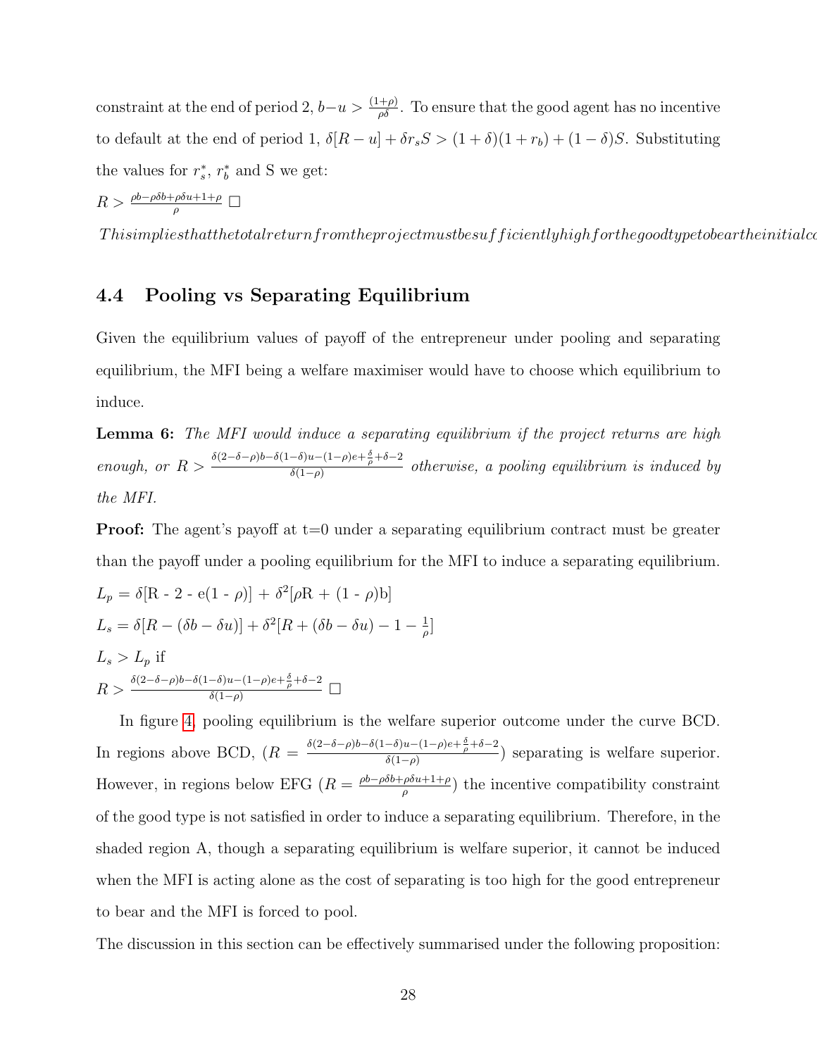constraint at the end of period 2, $b - u > \frac{(1+\rho)}{\rho\delta}$. To ensure that the good agent has no incentive to default at the end of period 1, $\delta[R - u] + \delta r_s S > (1+\delta)(1+r_b) + (1-\delta)S$. Substituting the values for $r_s^*$, $r_b^*$ and S we get:

$R > \frac{\rho b - \rho\delta b + \rho\delta u + 1 + \rho}{\rho}$ □

*Thisimpliesthatthetotalreturnfromtheprojectmustbesufficientlyhighforthegoodtypetobeartheinitialco*

## 4.4 Pooling vs Separating Equilibrium

Given the equilibrium values of payoff of the entrepreneur under pooling and separating equilibrium, the MFI being a welfare maximiser would have to choose which equilibrium to induce.

**Lemma 6:** *The MFI would induce a separating equilibrium if the project returns are high enough, or* $R > \frac{\delta(2-\delta-\rho)b - \delta(1-\delta)u - (1-\rho)e + \frac{\delta}{\rho} + \delta - 2}{\delta(1-\rho)}$ *otherwise, a pooling equilibrium is induced by the MFI.*

**Proof:** The agent's payoff at t=0 under a separating equilibrium contract must be greater than the payoff under a pooling equilibrium for the MFI to induce a separating equilibrium.

$L_p = \delta[\text{R - 2 - e}(1 - \rho)] + \delta^2[\rho\text{R} + (1 - \rho)\text{b}]$

$L_s = \delta[R - (\delta b - \delta u)] + \delta^2[R + (\delta b - \delta u) - 1 - \frac{1}{\rho}]$

$L_s > L_p$ if

$R > \frac{\delta(2-\delta-\rho)b - \delta(1-\delta)u - (1-\rho)e + \frac{\delta}{\rho} + \delta - 2}{\delta(1-\rho)}$ □

In figure 4, pooling equilibrium is the welfare superior outcome under the curve BCD. In regions above BCD, ($R = \frac{\delta(2-\delta-\rho)b - \delta(1-\delta)u - (1-\rho)e + \frac{\delta}{\rho} + \delta - 2}{\delta(1-\rho)}$) separating is welfare superior. However, in regions below EFG ($R = \frac{\rho b - \rho\delta b + \rho\delta u + 1 + \rho}{\rho}$) the incentive compatibility constraint of the good type is not satisfied in order to induce a separating equilibrium. Therefore, in the shaded region A, though a separating equilibrium is welfare superior, it cannot be induced when the MFI is acting alone as the cost of separating is too high for the good entrepreneur to bear and the MFI is forced to pool.

The discussion in this section can be effectively summarised under the following proposition: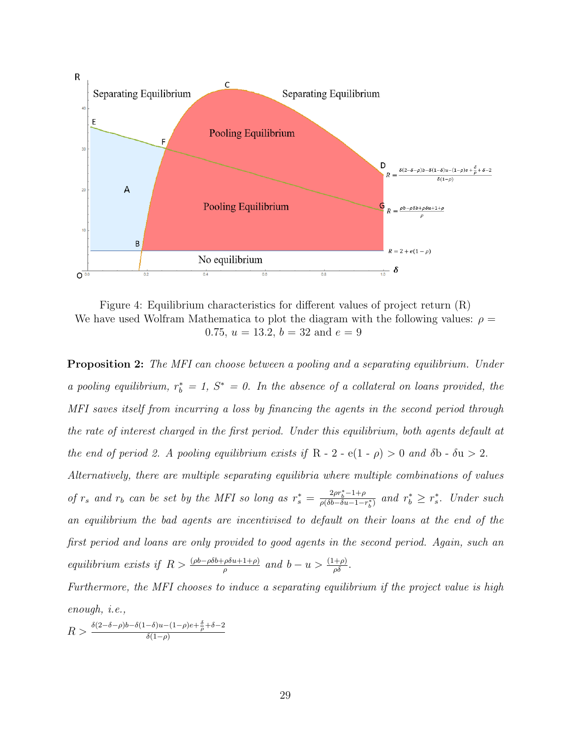Figure 4: Equilibrium characteristics for different values of project return (R)
We have used Wolfram Mathematica to plot the diagram with the following values: $\rho = 0.75$, $u = 13.2$, $b = 32$ and $e = 9$

**Proposition 2:** *The MFI can choose between a pooling and a separating equilibrium. Under a pooling equilibrium, $r_b^* = 1$, $S^* = 0$. In the absence of a collateral on loans provided, the MFI saves itself from incurring a loss by financing the agents in the second period through the rate of interest charged in the first period. Under this equilibrium, both agents default at the end of period 2. A pooling equilibrium exists if* $R - 2 - e(1 - \rho) > 0$ *and* $\delta b - \delta u > 2$. *Alternatively, there are multiple separating equilibria where multiple combinations of values of $r_s$ and $r_b$ can be set by the MFI so long as $r_s^* = \frac{2\rho r_b^* - 1 + \rho}{\rho(\delta b - \delta u - 1 - r_b^*)}$ and $r_b^* \geq r_s^*$. Under such an equilibrium the bad agents are incentivised to default on their loans at the end of the first period and loans are only provided to good agents in the second period. Again, such an equilibrium exists if $R > \frac{(\rho b - \rho\delta b + \rho\delta u + 1 + \rho)}{\rho}$ and $b - u > \frac{(1+\rho)}{\rho\delta}$.*

*Furthermore, the MFI chooses to induce a separating equilibrium if the project value is high enough, i.e.,*

$R > \frac{\delta(2-\delta-\rho)b - \delta(1-\delta)u - (1-\rho)e + \frac{\delta}{\rho} + \delta - 2}{\delta(1-\rho)}$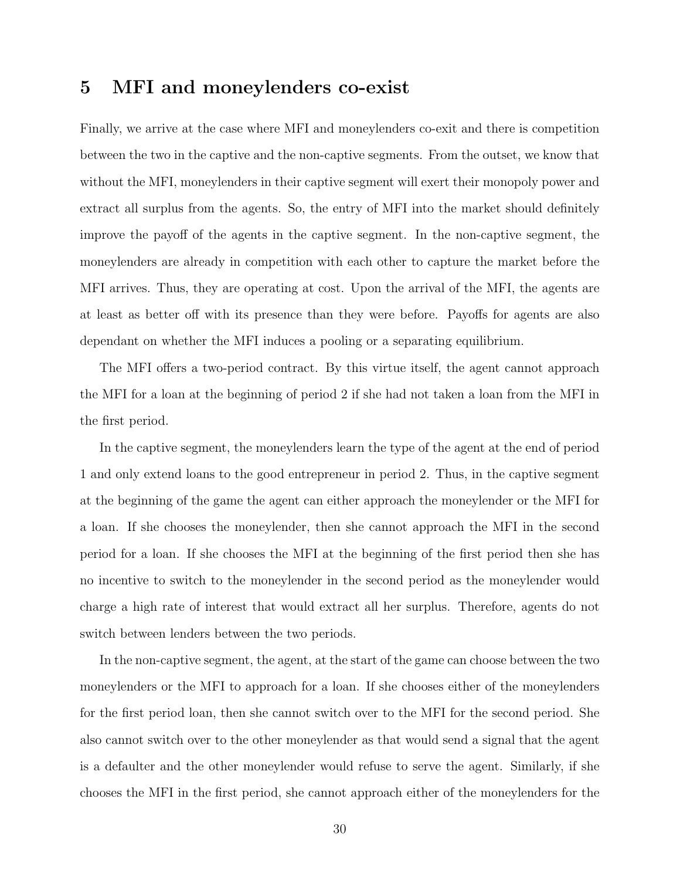# 5 MFI and moneylenders co-exist

Finally, we arrive at the case where MFI and moneylenders co-exit and there is competition between the two in the captive and the non-captive segments. From the outset, we know that without the MFI, moneylenders in their captive segment will exert their monopoly power and extract all surplus from the agents. So, the entry of MFI into the market should definitely improve the payoff of the agents in the captive segment. In the non-captive segment, the moneylenders are already in competition with each other to capture the market before the MFI arrives. Thus, they are operating at cost. Upon the arrival of the MFI, the agents are at least as better off with its presence than they were before. Payoffs for agents are also dependant on whether the MFI induces a pooling or a separating equilibrium.

The MFI offers a two-period contract. By this virtue itself, the agent cannot approach the MFI for a loan at the beginning of period 2 if she had not taken a loan from the MFI in the first period.

In the captive segment, the moneylenders learn the type of the agent at the end of period 1 and only extend loans to the good entrepreneur in period 2. Thus, in the captive segment at the beginning of the game the agent can either approach the moneylender or the MFI for a loan. If she chooses the moneylender, then she cannot approach the MFI in the second period for a loan. If she chooses the MFI at the beginning of the first period then she has no incentive to switch to the moneylender in the second period as the moneylender would charge a high rate of interest that would extract all her surplus. Therefore, agents do not switch between lenders between the two periods.

In the non-captive segment, the agent, at the start of the game can choose between the two moneylenders or the MFI to approach for a loan. If she chooses either of the moneylenders for the first period loan, then she cannot switch over to the MFI for the second period. She also cannot switch over to the other moneylender as that would send a signal that the agent is a defaulter and the other moneylender would refuse to serve the agent. Similarly, if she chooses the MFI in the first period, she cannot approach either of the moneylenders for the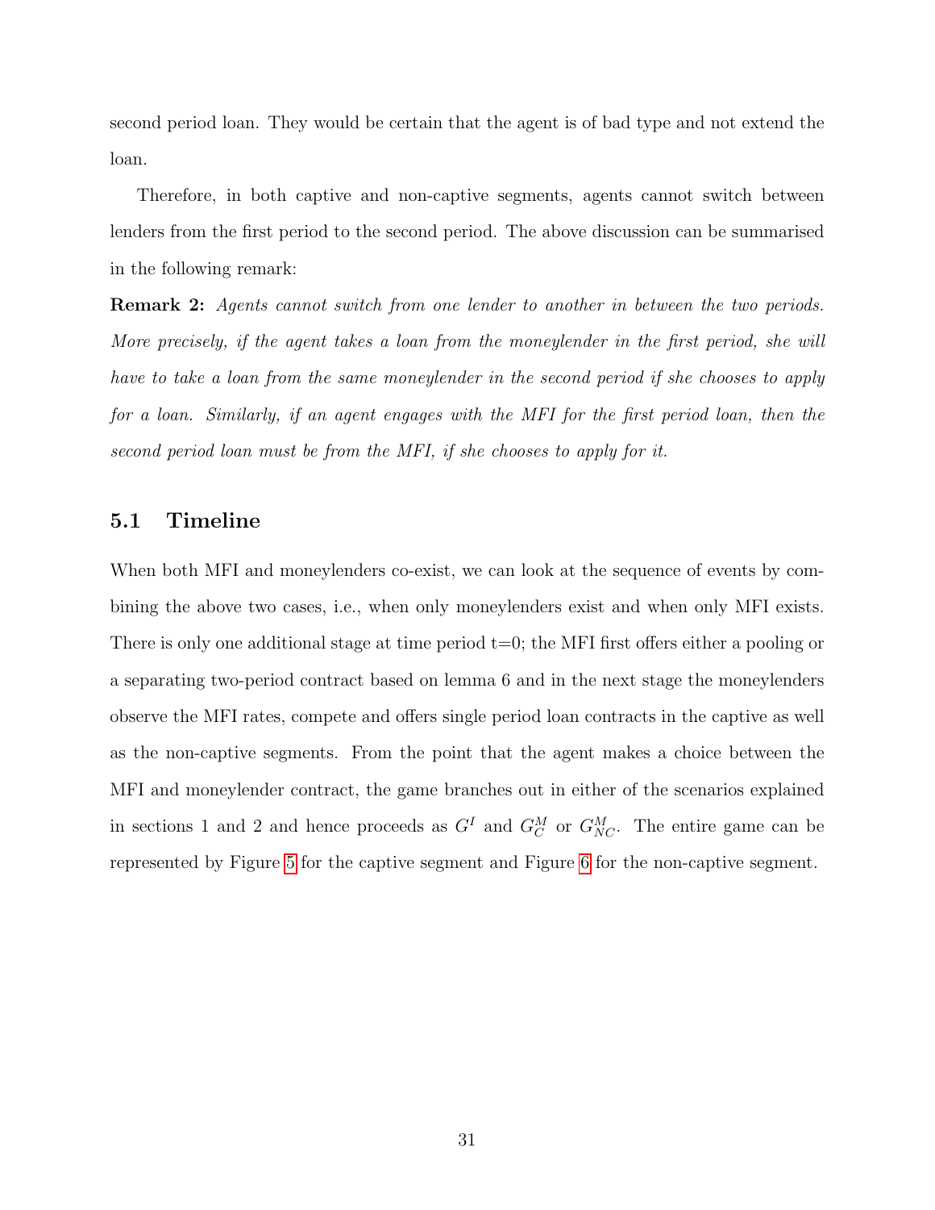second period loan. They would be certain that the agent is of bad type and not extend the loan.

Therefore, in both captive and non-captive segments, agents cannot switch between lenders from the first period to the second period. The above discussion can be summarised in the following remark:

**Remark 2:** *Agents cannot switch from one lender to another in between the two periods. More precisely, if the agent takes a loan from the moneylender in the first period, she will have to take a loan from the same moneylender in the second period if she chooses to apply for a loan. Similarly, if an agent engages with the MFI for the first period loan, then the second period loan must be from the MFI, if she chooses to apply for it.*

## 5.1 Timeline

When both MFI and moneylenders co-exist, we can look at the sequence of events by combining the above two cases, i.e., when only moneylenders exist and when only MFI exists. There is only one additional stage at time period t=0; the MFI first offers either a pooling or a separating two-period contract based on lemma 6 and in the next stage the moneylenders observe the MFI rates, compete and offers single period loan contracts in the captive as well as the non-captive segments. From the point that the agent makes a choice between the MFI and moneylender contract, the game branches out in either of the scenarios explained in sections 1 and 2 and hence proceeds as $G^I$ and $G^M_C$ or $G^M_{NC}$. The entire game can be represented by Figure 5 for the captive segment and Figure 6 for the non-captive segment.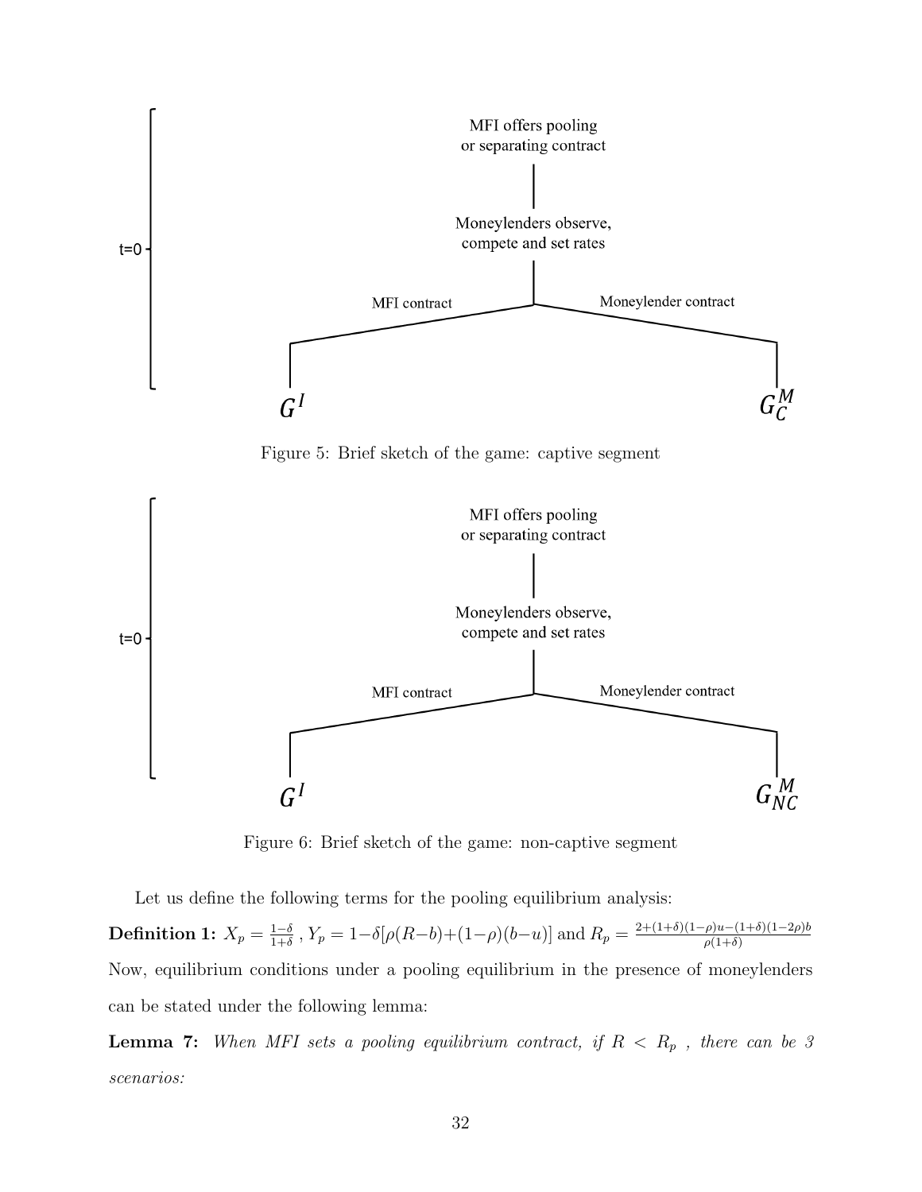Figure 5: Brief sketch of the game: captive segment

Figure 6: Brief sketch of the game: non-captive segment

Let us define the following terms for the pooling equilibrium analysis:

**Definition 1:** $X_p = \frac{1-\delta}{1+\delta}$ , $Y_p = 1-\delta[\rho(R-b)+(1-\rho)(b-u)]$ and $R_p = \frac{2+(1+\delta)(1-\rho)u-(1+\delta)(1-2\rho)b}{\rho(1+\delta)}$

Now, equilibrium conditions under a pooling equilibrium in the presence of moneylenders can be stated under the following lemma:

**Lemma 7:** *When MFI sets a pooling equilibrium contract, if $R < R_p$ , there can be 3 scenarios:*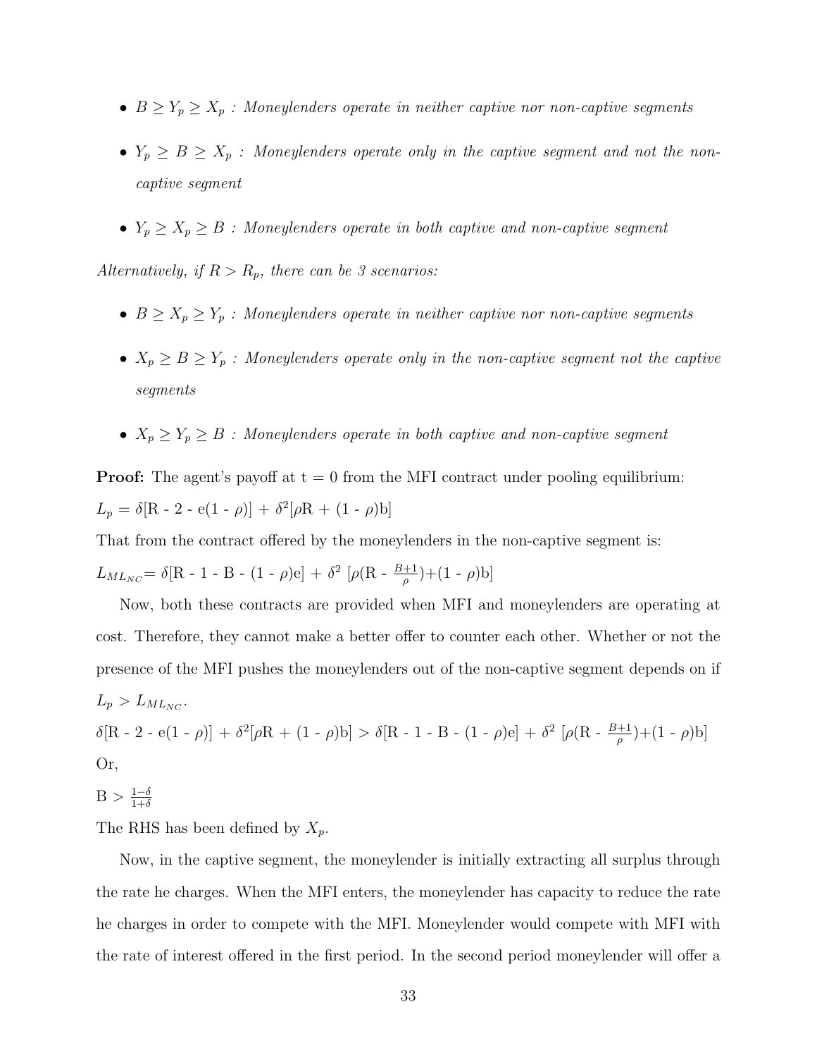- $B \geq Y_p \geq X_p$ : *Moneylenders operate in neither captive nor non-captive segments*
- $Y_p \geq B \geq X_p$ : *Moneylenders operate only in the captive segment and not the non-captive segment*
- $Y_p \geq X_p \geq B$ : *Moneylenders operate in both captive and non-captive segment*

*Alternatively, if $R > R_p$, there can be 3 scenarios:*

- $B \geq X_p \geq Y_p$ : *Moneylenders operate in neither captive nor non-captive segments*
- $X_p \geq B \geq Y_p$ : *Moneylenders operate only in the non-captive segment not the captive segments*
- $X_p \geq Y_p \geq B$ : *Moneylenders operate in both captive and non-captive segment*

**Proof:** The agent's payoff at t = 0 from the MFI contract under pooling equilibrium:

$L_p = \delta[\text{R - 2 - e}(1 - \rho)] + \delta^2[\rho\text{R} + (1 - \rho)\text{b}]$

That from the contract offered by the moneylenders in the non-captive segment is:

$L_{ML_{NC}} = \delta[\text{R - 1 - B - }(1 - \rho)\text{e}] + \delta^2\ [\rho(\text{R - }\frac{B+1}{\rho}) + (1 - \rho)\text{b}]$

Now, both these contracts are provided when MFI and moneylenders are operating at cost. Therefore, they cannot make a better offer to counter each other. Whether or not the presence of the MFI pushes the moneylenders out of the non-captive segment depends on if $L_p > L_{ML_{NC}}$.

$\delta[\text{R - 2 - e}(1 - \rho)] + \delta^2[\rho\text{R} + (1 - \rho)\text{b}] > \delta[\text{R - 1 - B - }(1 - \rho)\text{e}] + \delta^2\ [\rho(\text{R - }\frac{B+1}{\rho}) + (1 - \rho)\text{b}]$

Or,

$\text{B} > \frac{1-\delta}{1+\delta}$

The RHS has been defined by $X_p$.

Now, in the captive segment, the moneylender is initially extracting all surplus through the rate he charges. When the MFI enters, the moneylender has capacity to reduce the rate he charges in order to compete with the MFI. Moneylender would compete with MFI with the rate of interest offered in the first period. In the second period moneylender will offer a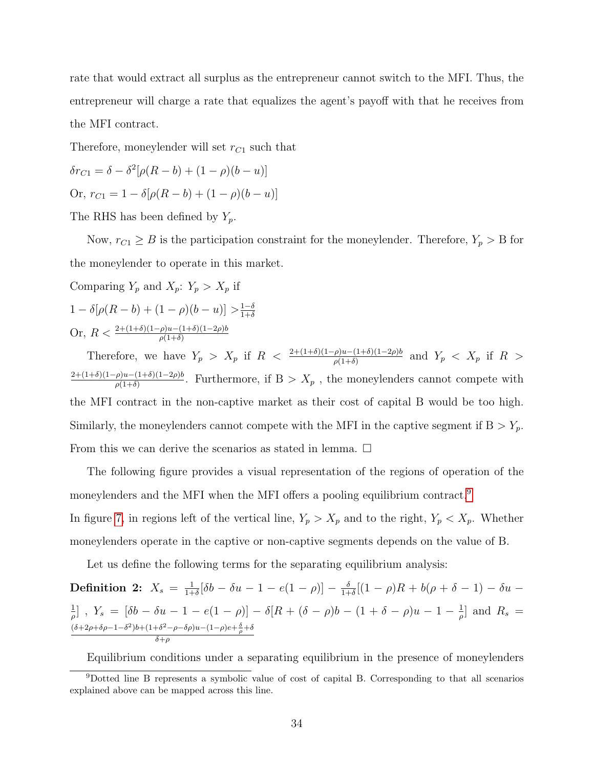rate that would extract all surplus as the entrepreneur cannot switch to the MFI. Thus, the entrepreneur will charge a rate that equalizes the agent's payoff with that he receives from the MFI contract.

Therefore, moneylender will set $r_{C1}$ such that

$\delta r_{C1} = \delta - \delta^2[\rho(R-b) + (1-\rho)(b-u)]$

Or, $r_{C1} = 1 - \delta[\rho(R-b) + (1-\rho)(b-u)]$

The RHS has been defined by $Y_p$.

Now, $r_{C1} \geq B$ is the participation constraint for the moneylender. Therefore, $Y_p >$ B for the moneylender to operate in this market.

Comparing $Y_p$ and $X_p$: $Y_p > X_p$ if

$1 - \delta[\rho(R-b) + (1-\rho)(b-u)] > \frac{1-\delta}{1+\delta}$

Or, $R < \frac{2+(1+\delta)(1-\rho)u-(1+\delta)(1-2\rho)b}{\rho(1+\delta)}$

Therefore, we have $Y_p > X_p$ if $R < \frac{2+(1+\delta)(1-\rho)u-(1+\delta)(1-2\rho)b}{\rho(1+\delta)}$ and $Y_p < X_p$ if $R > \frac{2+(1+\delta)(1-\rho)u-(1+\delta)(1-2\rho)b}{\rho(1+\delta)}$. Furthermore, if B $> X_p$ , the moneylenders cannot compete with the MFI contract in the non-captive market as their cost of capital B would be too high. Similarly, the moneylenders cannot compete with the MFI in the captive segment if B $> Y_p$. From this we can derive the scenarios as stated in lemma. □

The following figure provides a visual representation of the regions of operation of the moneylenders and the MFI when the MFI offers a pooling equilibrium contract.[9]

In figure 7, in regions left of the vertical line, $Y_p > X_p$ and to the right, $Y_p < X_p$. Whether moneylenders operate in the captive or non-captive segments depends on the value of B.

Let us define the following terms for the separating equilibrium analysis:

**Definition 2:** $X_s = \frac{1}{1+\delta}[\delta b - \delta u - 1 - e(1-\rho)] - \frac{\delta}{1+\delta}[(1-\rho)R + b(\rho+\delta-1) - \delta u - \frac{1}{\rho}]$ , $Y_s = [\delta b - \delta u - 1 - e(1-\rho)] - \delta[R + (\delta-\rho)b - (1+\delta-\rho)u - 1 - \frac{1}{\rho}]$ and $R_s = \frac{(\delta+2\rho+\delta\rho-1-\delta^2)b+(1+\delta^2-\rho-\delta\rho)u-(1-\rho)e+\frac{\delta}{\rho}+\delta}{\delta+\rho}$

Equilibrium conditions under a separating equilibrium in the presence of moneylenders

[9] Dotted line B represents a symbolic value of cost of capital B. Corresponding to that all scenarios explained above can be mapped across this line.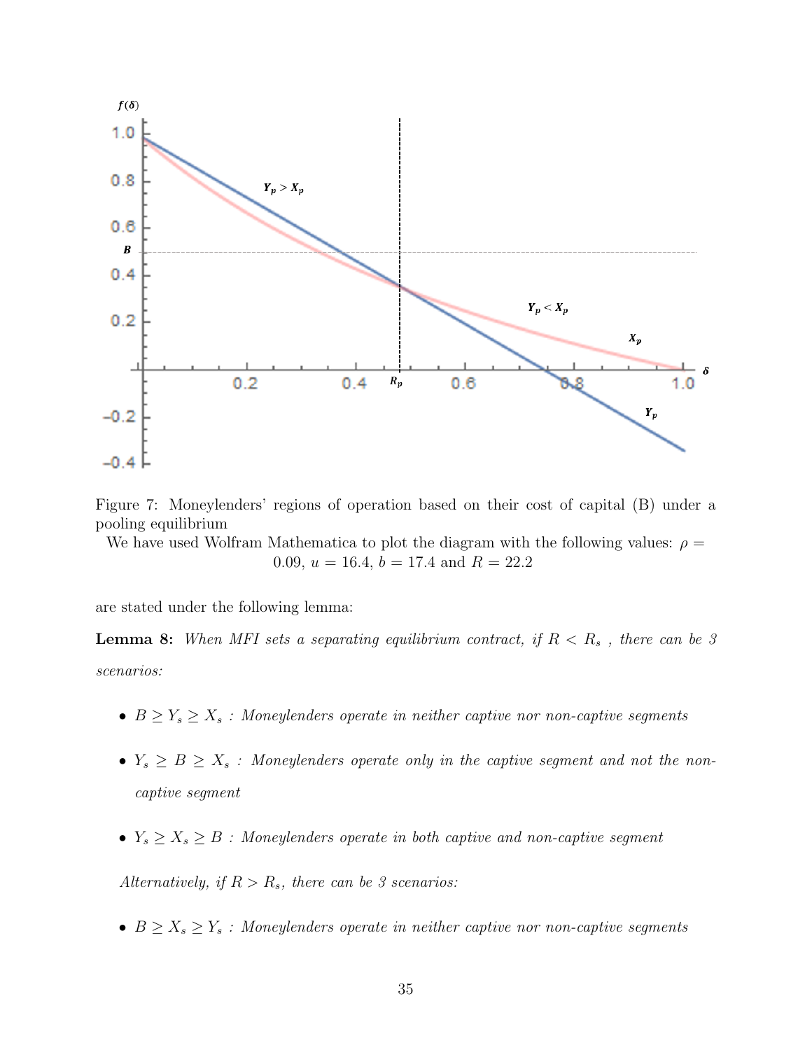Figure 7: Moneylenders' regions of operation based on their cost of capital (B) under a pooling equilibrium

We have used Wolfram Mathematica to plot the diagram with the following values: $\rho = 0.09$, $u = 16.4$, $b = 17.4$ and $R = 22.2$

are stated under the following lemma:

**Lemma 8:** *When MFI sets a separating equilibrium contract, if $R < R_s$ , there can be 3 scenarios:*

- $B \geq Y_s \geq X_s$ *: Moneylenders operate in neither captive nor non-captive segments*
- $Y_s \geq B \geq X_s$ *: Moneylenders operate only in the captive segment and not the non-captive segment*
- $Y_s \geq X_s \geq B$ *: Moneylenders operate in both captive and non-captive segment*

*Alternatively, if $R > R_s$, there can be 3 scenarios:*

- $B \geq X_s \geq Y_s$ *: Moneylenders operate in neither captive nor non-captive segments*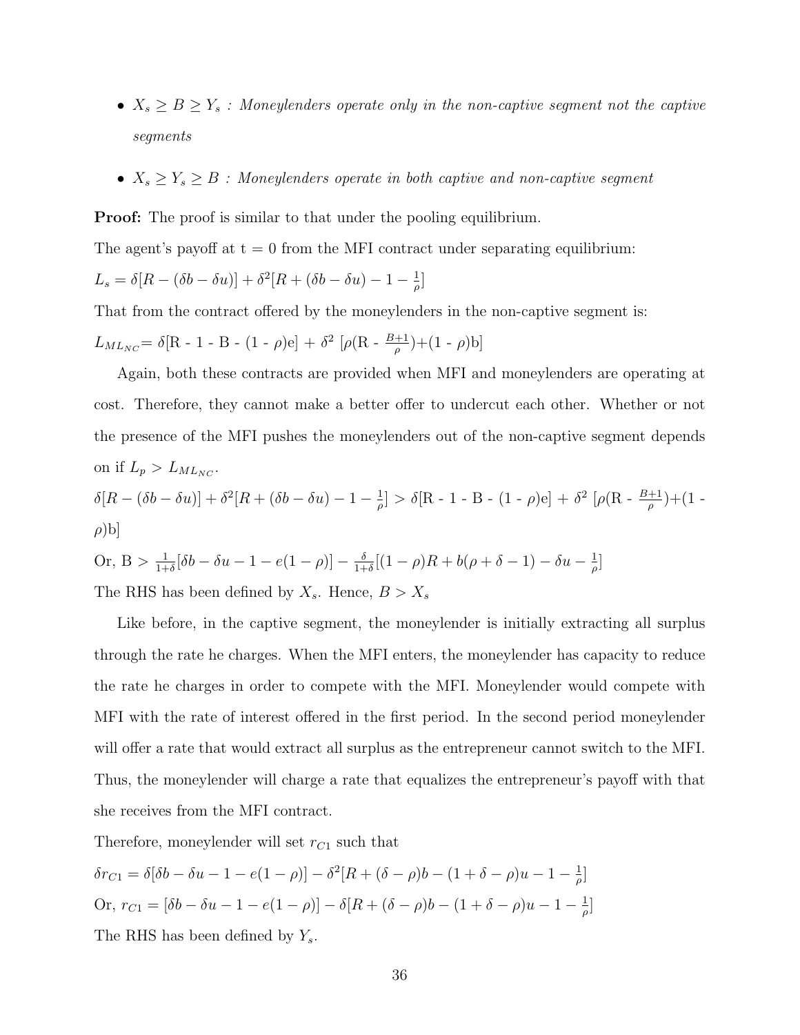- $X_s \geq B \geq Y_s$ : *Moneylenders operate only in the non-captive segment not the captive segments*
- $X_s \geq Y_s \geq B$ : *Moneylenders operate in both captive and non-captive segment*

**Proof:** The proof is similar to that under the pooling equilibrium.

The agent's payoff at t = 0 from the MFI contract under separating equilibrium:

$L_s = \delta[R - (\delta b - \delta u)] + \delta^2[R + (\delta b - \delta u) - 1 - \frac{1}{\rho}]$

That from the contract offered by the moneylenders in the non-captive segment is:

$L_{ML_{NC}} = \delta[R - 1 - B - (1 - \rho)e] + \delta^2 [\rho(R - \frac{B+1}{\rho}) + (1 - \rho)b]$

Again, both these contracts are provided when MFI and moneylenders are operating at cost. Therefore, they cannot make a better offer to undercut each other. Whether or not the presence of the MFI pushes the moneylenders out of the non-captive segment depends on if $L_p > L_{ML_{NC}}$.

$\delta[R - (\delta b - \delta u)] + \delta^2[R + (\delta b - \delta u) - 1 - \frac{1}{\rho}] > \delta[R - 1 - B - (1 - \rho)e] + \delta^2 [\rho(R - \frac{B+1}{\rho}) + (1 - \rho)b]$

Or, $B > \frac{1}{1+\delta}[\delta b - \delta u - 1 - e(1 - \rho)] - \frac{\delta}{1+\delta}[(1 - \rho)R + b(\rho + \delta - 1) - \delta u - \frac{1}{\rho}]$

The RHS has been defined by $X_s$. Hence, $B > X_s$

Like before, in the captive segment, the moneylender is initially extracting all surplus through the rate he charges. When the MFI enters, the moneylender has capacity to reduce the rate he charges in order to compete with the MFI. Moneylender would compete with MFI with the rate of interest offered in the first period. In the second period moneylender will offer a rate that would extract all surplus as the entrepreneur cannot switch to the MFI. Thus, the moneylender will charge a rate that equalizes the entrepreneur's payoff with that she receives from the MFI contract.

Therefore, moneylender will set $r_{C1}$ such that

$\delta r_{C1} = \delta[\delta b - \delta u - 1 - e(1 - \rho)] - \delta^2[R + (\delta - \rho)b - (1 + \delta - \rho)u - 1 - \frac{1}{\rho}]$

Or, $r_{C1} = [\delta b - \delta u - 1 - e(1 - \rho)] - \delta[R + (\delta - \rho)b - (1 + \delta - \rho)u - 1 - \frac{1}{\rho}]$

The RHS has been defined by $Y_s$.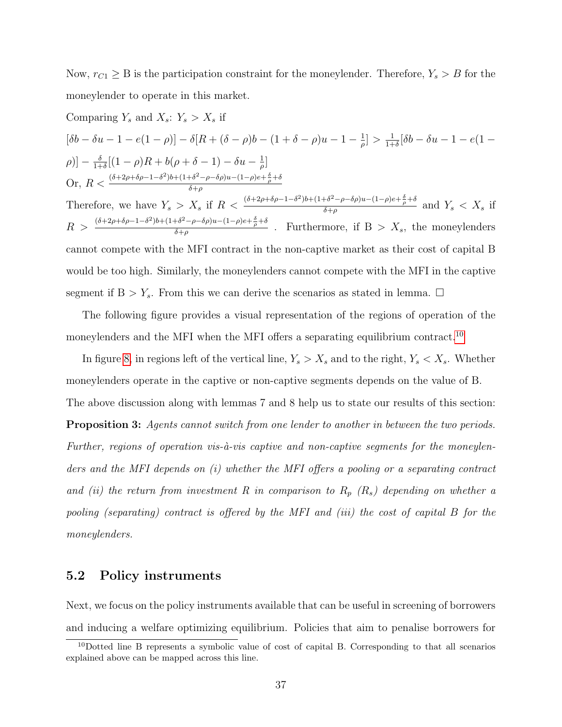Now, $r_{C1} \geq$ B is the participation constraint for the moneylender. Therefore, $Y_s > B$ for the moneylender to operate in this market.

Comparing $Y_s$ and $X_s$: $Y_s > X_s$ if

$[\delta b - \delta u - 1 - e(1-\rho)] - \delta[R + (\delta - \rho)b - (1 + \delta - \rho)u - 1 - \frac{1}{\rho}] > \frac{1}{1+\delta}[\delta b - \delta u - 1 - e(1 - \rho)] - \frac{\delta}{1+\delta}[(1-\rho)R + b(\rho + \delta - 1) - \delta u - \frac{1}{\rho}]$

Or, $R < \frac{(\delta+2\rho+\delta\rho-1-\delta^2)b+(1+\delta^2-\rho-\delta\rho)u-(1-\rho)e+\frac{\delta}{\rho}+\delta}{\delta+\rho}$

Therefore, we have $Y_s > X_s$ if $R < \frac{(\delta+2\rho+\delta\rho-1-\delta^2)b+(1+\delta^2-\rho-\delta\rho)u-(1-\rho)e+\frac{\delta}{\rho}+\delta}{\delta+\rho}$ and $Y_s < X_s$ if $R > \frac{(\delta+2\rho+\delta\rho-1-\delta^2)b+(1+\delta^2-\rho-\delta\rho)u-(1-\rho)e+\frac{\delta}{\rho}+\delta}{\delta+\rho}$ . Furthermore, if B $> X_s$, the moneylenders cannot compete with the MFI contract in the non-captive market as their cost of capital B would be too high. Similarly, the moneylenders cannot compete with the MFI in the captive segment if B $> Y_s$. From this we can derive the scenarios as stated in lemma. □

The following figure provides a visual representation of the regions of operation of the moneylenders and the MFI when the MFI offers a separating equilibrium contract.[10]

In figure 8, in regions left of the vertical line, $Y_s > X_s$ and to the right, $Y_s < X_s$. Whether moneylenders operate in the captive or non-captive segments depends on the value of B.

The above discussion along with lemmas 7 and 8 help us to state our results of this section:

**Proposition 3:** *Agents cannot switch from one lender to another in between the two periods. Further, regions of operation vis-à-vis captive and non-captive segments for the moneylenders and the MFI depends on (i) whether the MFI offers a pooling or a separating contract and (ii) the return from investment R in comparison to $R_p$ ($R_s$) depending on whether a pooling (separating) contract is offered by the MFI and (iii) the cost of capital B for the moneylenders.*

## 5.2 Policy instruments

Next, we focus on the policy instruments available that can be useful in screening of borrowers and inducing a welfare optimizing equilibrium. Policies that aim to penalise borrowers for

[10] Dotted line B represents a symbolic value of cost of capital B. Corresponding to that all scenarios explained above can be mapped across this line.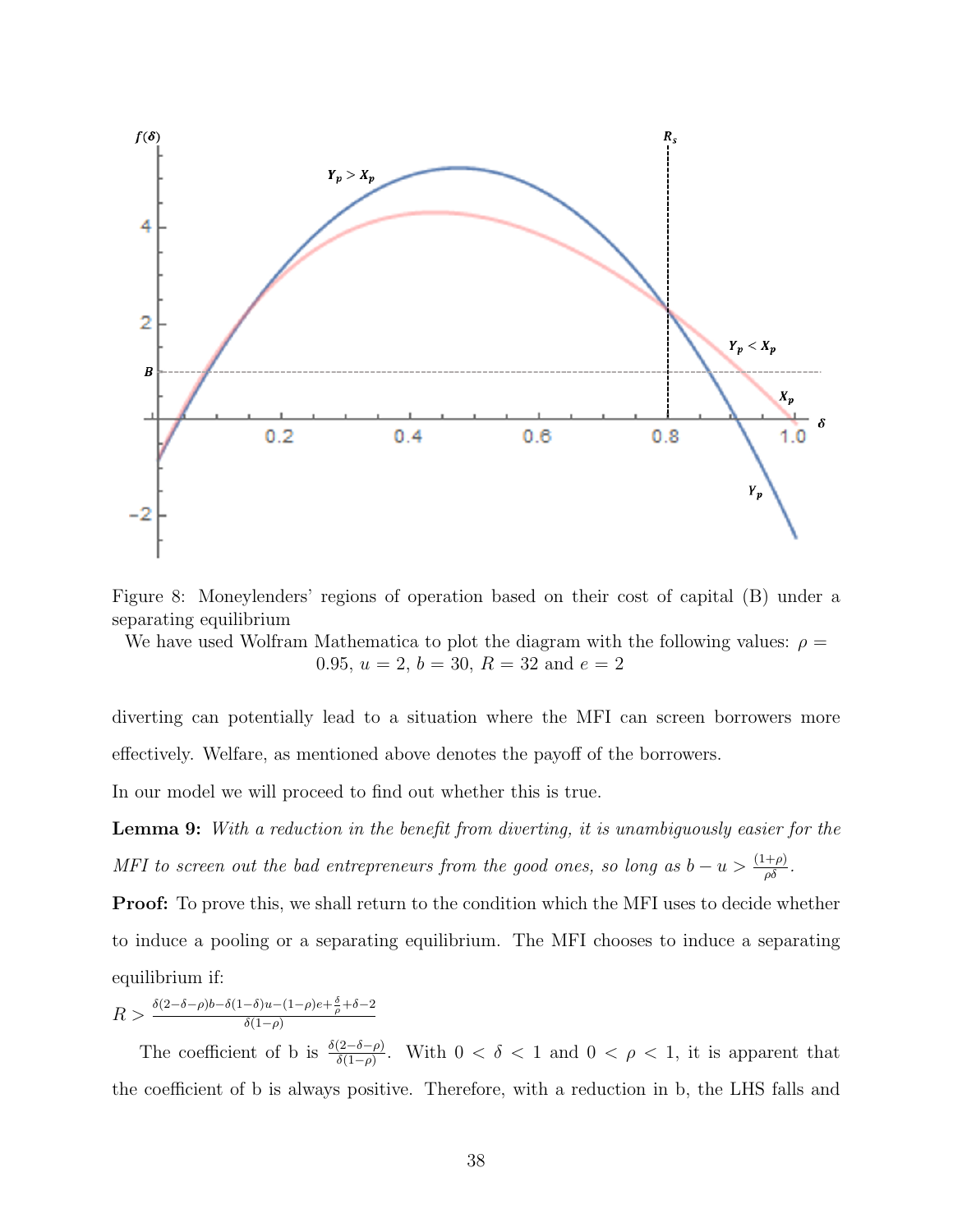Figure 8: Moneylenders' regions of operation based on their cost of capital (B) under a separating equilibrium

We have used Wolfram Mathematica to plot the diagram with the following values: $\rho = 0.95$, $u = 2$, $b = 30$, $R = 32$ and $e = 2$

diverting can potentially lead to a situation where the MFI can screen borrowers more effectively. Welfare, as mentioned above denotes the payoff of the borrowers.

In our model we will proceed to find out whether this is true.

**Lemma 9:** *With a reduction in the benefit from diverting, it is unambiguously easier for the MFI to screen out the bad entrepreneurs from the good ones, so long as* $b - u > \frac{(1+\rho)}{\rho\delta}$.

**Proof:** To prove this, we shall return to the condition which the MFI uses to decide whether to induce a pooling or a separating equilibrium. The MFI chooses to induce a separating equilibrium if:

$R > \frac{\delta(2-\delta-\rho)b - \delta(1-\delta)u - (1-\rho)e + \frac{\delta}{\rho} + \delta - 2}{\delta(1-\rho)}$

The coefficient of b is $\frac{\delta(2-\delta-\rho)}{\delta(1-\rho)}$. With $0 < \delta < 1$ and $0 < \rho < 1$, it is apparent that the coefficient of b is always positive. Therefore, with a reduction in b, the LHS falls and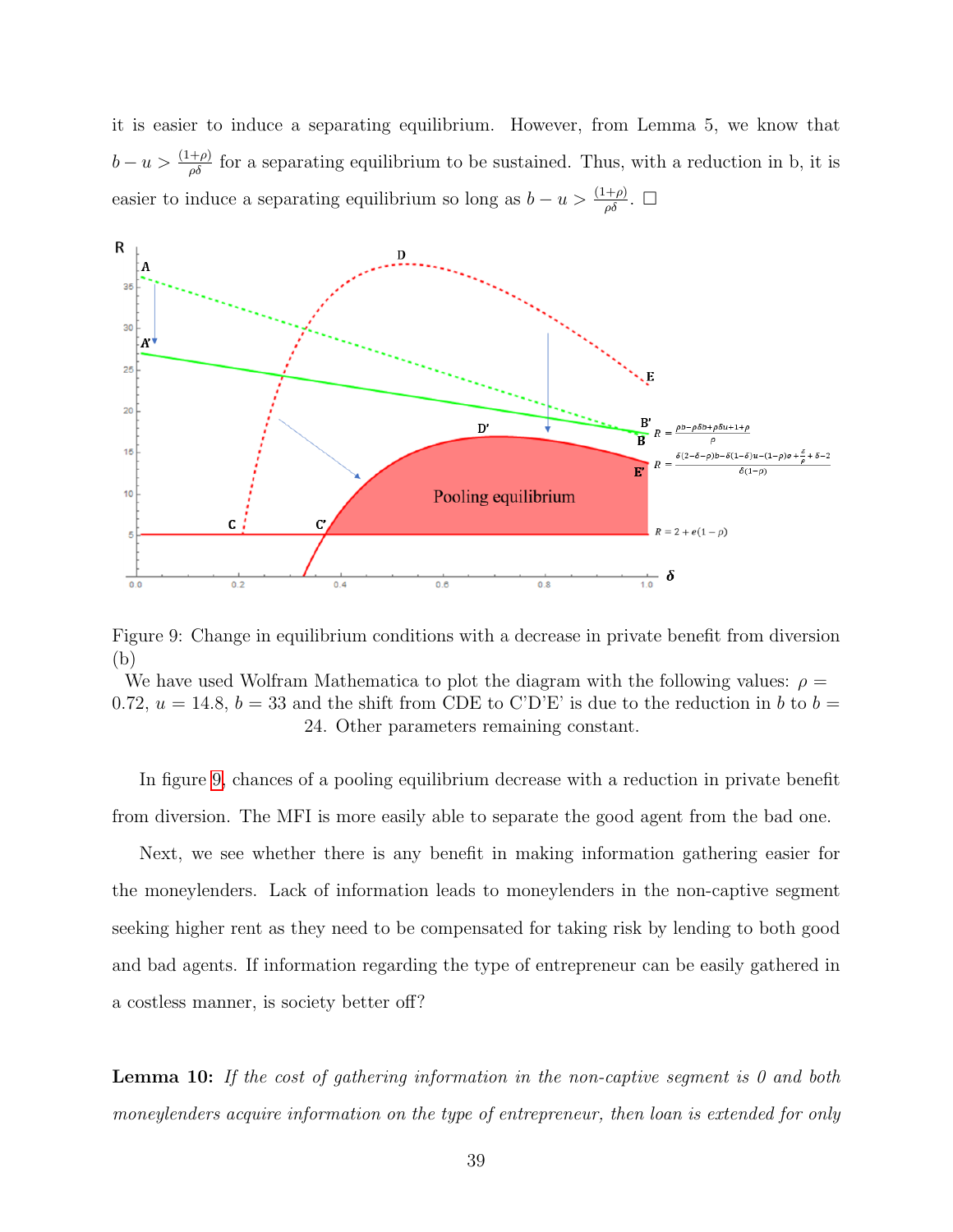it is easier to induce a separating equilibrium. However, from Lemma 5, we know that $b - u > \frac{(1+\rho)}{\rho\delta}$ for a separating equilibrium to be sustained. Thus, with a reduction in b, it is easier to induce a separating equilibrium so long as $b - u > \frac{(1+\rho)}{\rho\delta}$. □

Figure 9: Change in equilibrium conditions with a decrease in private benefit from diversion (b)

We have used Wolfram Mathematica to plot the diagram with the following values: $\rho = 0.72$, $u = 14.8$, $b = 33$ and the shift from CDE to C'D'E' is due to the reduction in $b$ to $b = 24$. Other parameters remaining constant.

In figure 9, chances of a pooling equilibrium decrease with a reduction in private benefit from diversion. The MFI is more easily able to separate the good agent from the bad one.

Next, we see whether there is any benefit in making information gathering easier for the moneylenders. Lack of information leads to moneylenders in the non-captive segment seeking higher rent as they need to be compensated for taking risk by lending to both good and bad agents. If information regarding the type of entrepreneur can be easily gathered in a costless manner, is society better off?

**Lemma 10:** *If the cost of gathering information in the non-captive segment is 0 and both moneylenders acquire information on the type of entrepreneur, then loan is extended for only*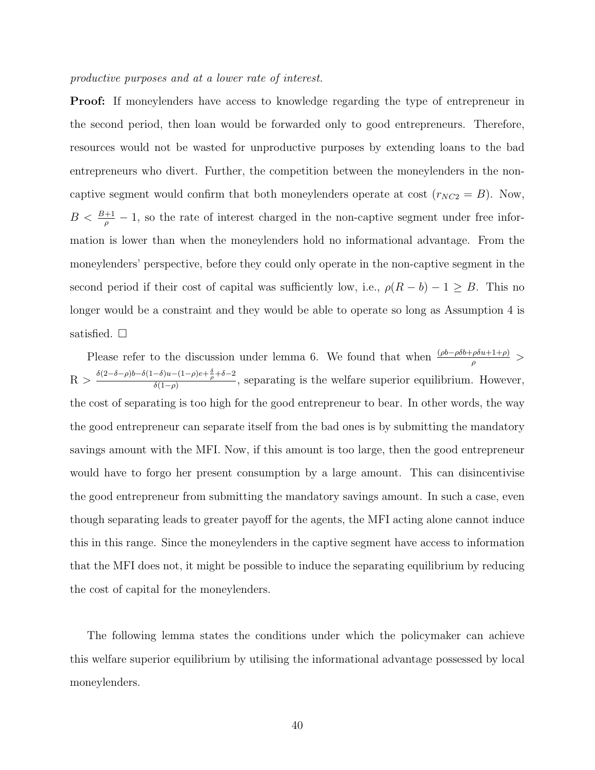*productive purposes and at a lower rate of interest.*

**Proof:** If moneylenders have access to knowledge regarding the type of entrepreneur in the second period, then loan would be forwarded only to good entrepreneurs. Therefore, resources would not be wasted for unproductive purposes by extending loans to the bad entrepreneurs who divert. Further, the competition between the moneylenders in the non-captive segment would confirm that both moneylenders operate at cost ($r_{NC2} = B$). Now, $B < \frac{B+1}{\rho} - 1$, so the rate of interest charged in the non-captive segment under free information is lower than when the moneylenders hold no informational advantage. From the moneylenders' perspective, before they could only operate in the non-captive segment in the second period if their cost of capital was sufficiently low, i.e., $\rho(R - b) - 1 \geq B$. This no longer would be a constraint and they would be able to operate so long as Assumption 4 is satisfied. $\square$

Please refer to the discussion under lemma 6. We found that when $\frac{(\rho b - \rho\delta b + \rho\delta u + 1 + \rho)}{\rho} >$ R $> \frac{\delta(2-\delta-\rho)b - \delta(1-\delta)u - (1-\rho)e + \frac{\delta}{\rho} + \delta - 2}{\delta(1-\rho)}$, separating is the welfare superior equilibrium. However, the cost of separating is too high for the good entrepreneur to bear. In other words, the way the good entrepreneur can separate itself from the bad ones is by submitting the mandatory savings amount with the MFI. Now, if this amount is too large, then the good entrepreneur would have to forgo her present consumption by a large amount. This can disincentivise the good entrepreneur from submitting the mandatory savings amount. In such a case, even though separating leads to greater payoff for the agents, the MFI acting alone cannot induce this in this range. Since the moneylenders in the captive segment have access to information that the MFI does not, it might be possible to induce the separating equilibrium by reducing the cost of capital for the moneylenders.

The following lemma states the conditions under which the policymaker can achieve this welfare superior equilibrium by utilising the informational advantage possessed by local moneylenders.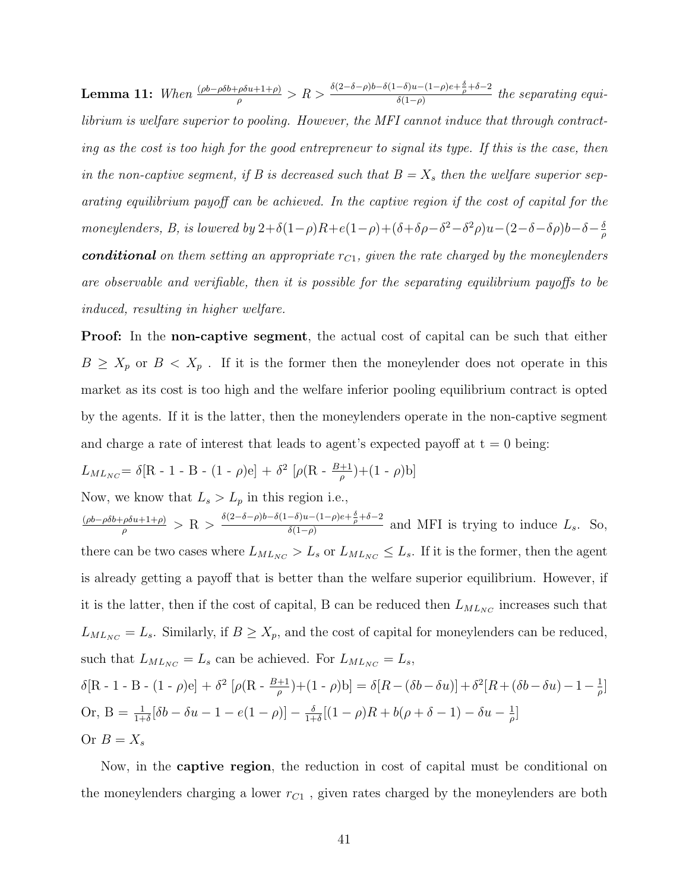**Lemma 11:** *When* $\frac{(\rho b - \rho\delta b + \rho\delta u + 1 + \rho)}{\rho} > R > \frac{\delta(2-\delta-\rho)b - \delta(1-\delta)u - (1-\rho)e + \frac{\delta}{\rho} + \delta - 2}{\delta(1-\rho)}$ *the separating equilibrium is welfare superior to pooling. However, the MFI cannot induce that through contracting as the cost is too high for the good entrepreneur to signal its type. If this is the case, then in the non-captive segment, if B is decreased such that* $B = X_s$ *then the welfare superior separating equilibrium payoff can be achieved. In the captive region if the cost of capital for the moneylenders, B, is lowered by* $2 + \delta(1-\rho)R + e(1-\rho) + (\delta + \delta\rho - \delta^2 - \delta^2\rho)u - (2 - \delta - \delta\rho)b - \delta - \frac{\delta}{\rho}$ ***conditional*** *on them setting an appropriate* $r_{C1}$*, given the rate charged by the moneylenders are observable and verifiable, then it is possible for the separating equilibrium payoffs to be induced, resulting in higher welfare.*

**Proof:** In the **non-captive segment**, the actual cost of capital can be such that either $B \geq X_p$ or $B < X_p$ . If it is the former then the moneylender does not operate in this market as its cost is too high and the welfare inferior pooling equilibrium contract is opted by the agents. If it is the latter, then the moneylenders operate in the non-captive segment and charge a rate of interest that leads to agent's expected payoff at t = 0 being:

$L_{ML_{NC}} = \delta[R - 1 - B - (1-\rho)e] + \delta^2 [\rho(R - \frac{B+1}{\rho}) + (1-\rho)b]$

Now, we know that $L_s > L_p$ in this region i.e.,

$\frac{(\rho b - \rho\delta b + \rho\delta u + 1 + \rho)}{\rho} > R > \frac{\delta(2-\delta-\rho)b - \delta(1-\delta)u - (1-\rho)e + \frac{\delta}{\rho} + \delta - 2}{\delta(1-\rho)}$ and MFI is trying to induce $L_s$. So, there can be two cases where $L_{ML_{NC}} > L_s$ or $L_{ML_{NC}} \leq L_s$. If it is the former, then the agent is already getting a payoff that is better than the welfare superior equilibrium. However, if it is the latter, then if the cost of capital, B can be reduced then $L_{ML_{NC}}$ increases such that $L_{ML_{NC}} = L_s$. Similarly, if $B \geq X_p$, and the cost of capital for moneylenders can be reduced, such that $L_{ML_{NC}} = L_s$ can be achieved. For $L_{ML_{NC}} = L_s$,

$\delta[R - 1 - B - (1-\rho)e] + \delta^2 [\rho(R - \frac{B+1}{\rho}) + (1-\rho)b] = \delta[R - (\delta b - \delta u)] + \delta^2[R + (\delta b - \delta u) - 1 - \frac{1}{\rho}]$

Or, $B = \frac{1}{1+\delta}[\delta b - \delta u - 1 - e(1-\rho)] - \frac{\delta}{1+\delta}[(1-\rho)R + b(\rho + \delta - 1) - \delta u - \frac{1}{\rho}]$

Or $B = X_s$

Now, in the **captive region**, the reduction in cost of capital must be conditional on the moneylenders charging a lower $r_{C1}$ , given rates charged by the moneylenders are both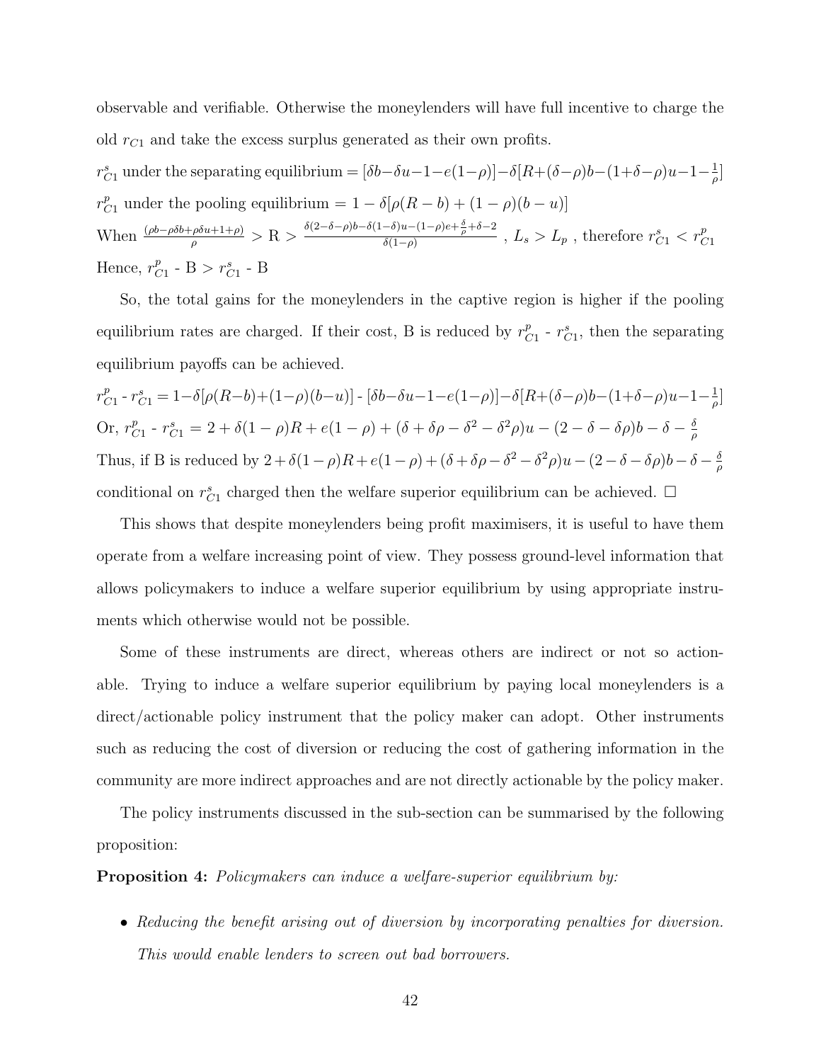observable and verifiable. Otherwise the moneylenders will have full incentive to charge the old $r_{C1}$ and take the excess surplus generated as their own profits.

$r^s_{C1}$ under the separating equilibrium $= [\delta b - \delta u - 1 - e(1-\rho)] - \delta[R + (\delta-\rho)b - (1+\delta-\rho)u - 1 - \frac{1}{\rho}]$

$r^p_{C1}$ under the pooling equilibrium $= 1 - \delta[\rho(R-b) + (1-\rho)(b-u)]$

When $\frac{(\rho b - \rho\delta b + \rho\delta u + 1 + \rho)}{\rho} > \text{R} > \frac{\delta(2-\delta-\rho)b - \delta(1-\delta)u - (1-\rho)e + \frac{\delta}{\rho} + \delta - 2}{\delta(1-\rho)}$ , $L_s > L_p$ , therefore $r^s_{C1} < r^p_{C1}$

Hence, $r^p_{C1}$ - B > $r^s_{C1}$ - B

So, the total gains for the moneylenders in the captive region is higher if the pooling equilibrium rates are charged. If their cost, B is reduced by $r^p_{C1}$ - $r^s_{C1}$, then the separating equilibrium payoffs can be achieved.

$r^p_{C1}$ - $r^s_{C1}$ $= 1 - \delta[\rho(R-b) + (1-\rho)(b-u)]$ - $[\delta b - \delta u - 1 - e(1-\rho)] - \delta[R + (\delta-\rho)b - (1+\delta-\rho)u - 1 - \frac{1}{\rho}]$

Or, $r^p_{C1}$ - $r^s_{C1}$ $= 2 + \delta(1-\rho)R + e(1-\rho) + (\delta + \delta\rho - \delta^2 - \delta^2\rho)u - (2 - \delta - \delta\rho)b - \delta - \frac{\delta}{\rho}$

Thus, if B is reduced by $2 + \delta(1-\rho)R + e(1-\rho) + (\delta + \delta\rho - \delta^2 - \delta^2\rho)u - (2 - \delta - \delta\rho)b - \delta - \frac{\delta}{\rho}$ conditional on $r^s_{C1}$ charged then the welfare superior equilibrium can be achieved. □

This shows that despite moneylenders being profit maximisers, it is useful to have them operate from a welfare increasing point of view. They possess ground-level information that allows policymakers to induce a welfare superior equilibrium by using appropriate instruments which otherwise would not be possible.

Some of these instruments are direct, whereas others are indirect or not so actionable. Trying to induce a welfare superior equilibrium by paying local moneylenders is a direct/actionable policy instrument that the policy maker can adopt. Other instruments such as reducing the cost of diversion or reducing the cost of gathering information in the community are more indirect approaches and are not directly actionable by the policy maker.

The policy instruments discussed in the sub-section can be summarised by the following proposition:

**Proposition 4:** *Policymakers can induce a welfare-superior equilibrium by:*

- *Reducing the benefit arising out of diversion by incorporating penalties for diversion. This would enable lenders to screen out bad borrowers.*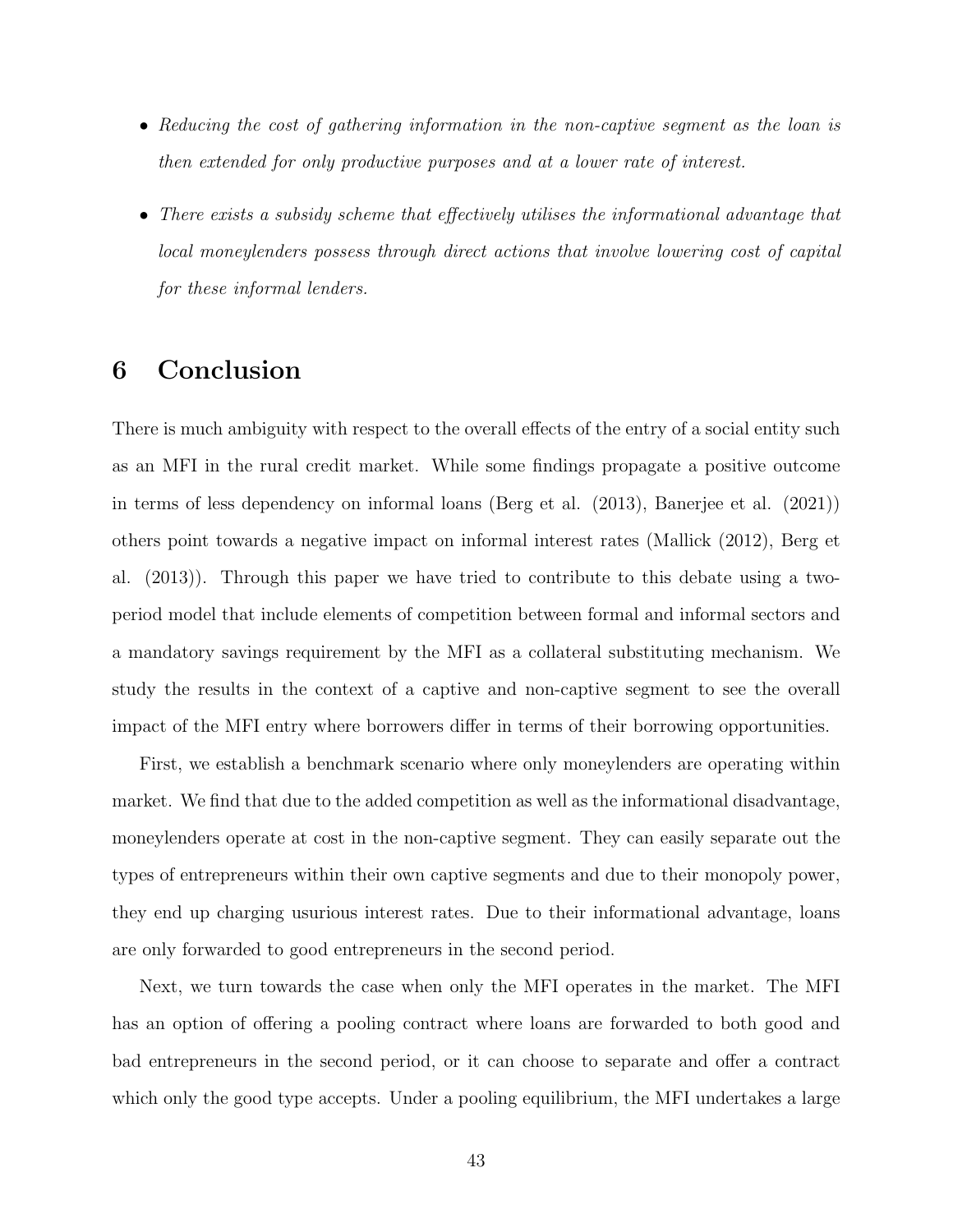- *Reducing the cost of gathering information in the non-captive segment as the loan is then extended for only productive purposes and at a lower rate of interest.*
- *There exists a subsidy scheme that effectively utilises the informational advantage that local moneylenders possess through direct actions that involve lowering cost of capital for these informal lenders.*

# 6 Conclusion

There is much ambiguity with respect to the overall effects of the entry of a social entity such as an MFI in the rural credit market. While some findings propagate a positive outcome in terms of less dependency on informal loans (Berg et al. (2013), Banerjee et al. (2021)) others point towards a negative impact on informal interest rates (Mallick (2012), Berg et al. (2013)). Through this paper we have tried to contribute to this debate using a two-period model that include elements of competition between formal and informal sectors and a mandatory savings requirement by the MFI as a collateral substituting mechanism. We study the results in the context of a captive and non-captive segment to see the overall impact of the MFI entry where borrowers differ in terms of their borrowing opportunities.

First, we establish a benchmark scenario where only moneylenders are operating within market. We find that due to the added competition as well as the informational disadvantage, moneylenders operate at cost in the non-captive segment. They can easily separate out the types of entrepreneurs within their own captive segments and due to their monopoly power, they end up charging usurious interest rates. Due to their informational advantage, loans are only forwarded to good entrepreneurs in the second period.

Next, we turn towards the case when only the MFI operates in the market. The MFI has an option of offering a pooling contract where loans are forwarded to both good and bad entrepreneurs in the second period, or it can choose to separate and offer a contract which only the good type accepts. Under a pooling equilibrium, the MFI undertakes a large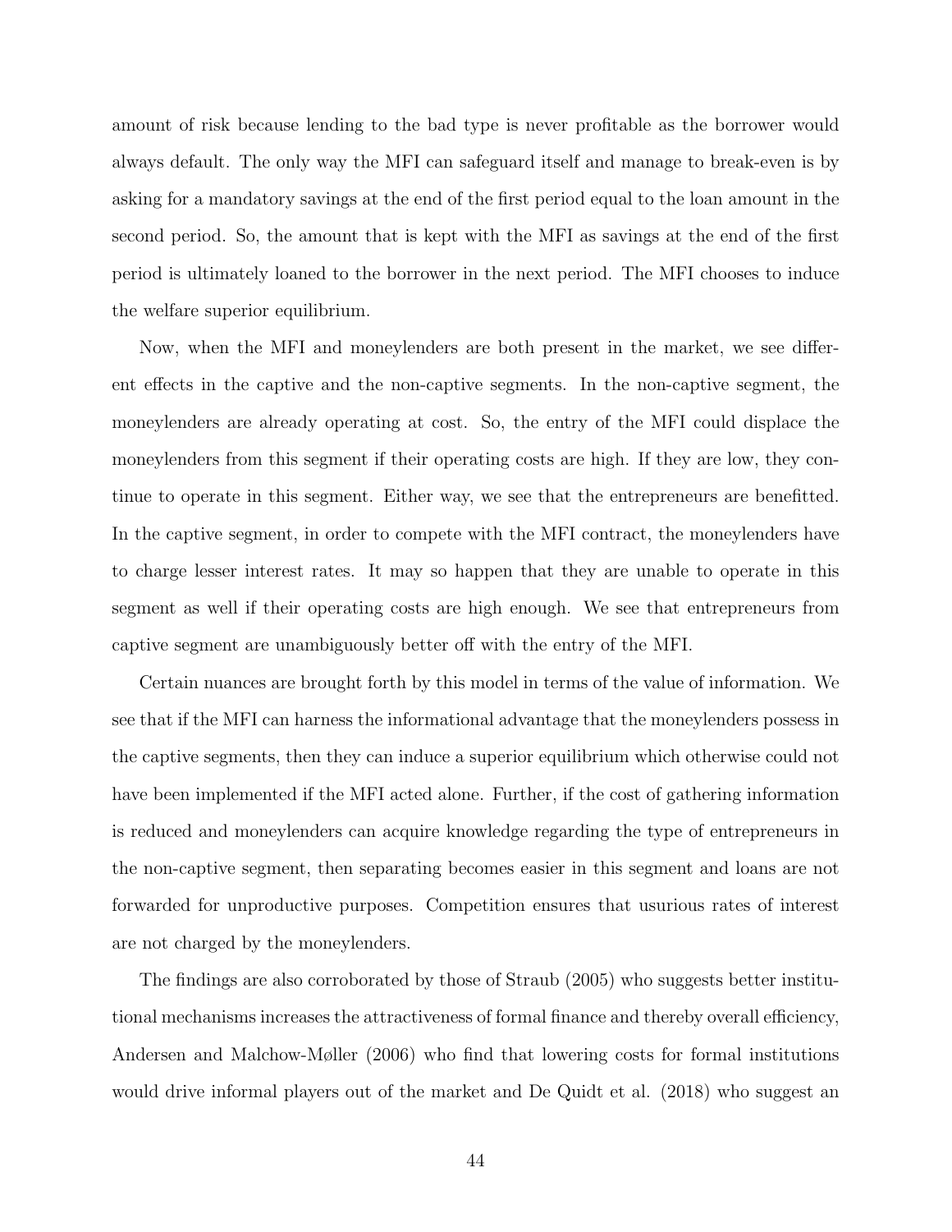amount of risk because lending to the bad type is never profitable as the borrower would always default. The only way the MFI can safeguard itself and manage to break-even is by asking for a mandatory savings at the end of the first period equal to the loan amount in the second period. So, the amount that is kept with the MFI as savings at the end of the first period is ultimately loaned to the borrower in the next period. The MFI chooses to induce the welfare superior equilibrium.

Now, when the MFI and moneylenders are both present in the market, we see different effects in the captive and the non-captive segments. In the non-captive segment, the moneylenders are already operating at cost. So, the entry of the MFI could displace the moneylenders from this segment if their operating costs are high. If they are low, they continue to operate in this segment. Either way, we see that the entrepreneurs are benefitted. In the captive segment, in order to compete with the MFI contract, the moneylenders have to charge lesser interest rates. It may so happen that they are unable to operate in this segment as well if their operating costs are high enough. We see that entrepreneurs from captive segment are unambiguously better off with the entry of the MFI.

Certain nuances are brought forth by this model in terms of the value of information. We see that if the MFI can harness the informational advantage that the moneylenders possess in the captive segments, then they can induce a superior equilibrium which otherwise could not have been implemented if the MFI acted alone. Further, if the cost of gathering information is reduced and moneylenders can acquire knowledge regarding the type of entrepreneurs in the non-captive segment, then separating becomes easier in this segment and loans are not forwarded for unproductive purposes. Competition ensures that usurious rates of interest are not charged by the moneylenders.

The findings are also corroborated by those of Straub (2005) who suggests better institutional mechanisms increases the attractiveness of formal finance and thereby overall efficiency, Andersen and Malchow-Møller (2006) who find that lowering costs for formal institutions would drive informal players out of the market and De Quidt et al. (2018) who suggest an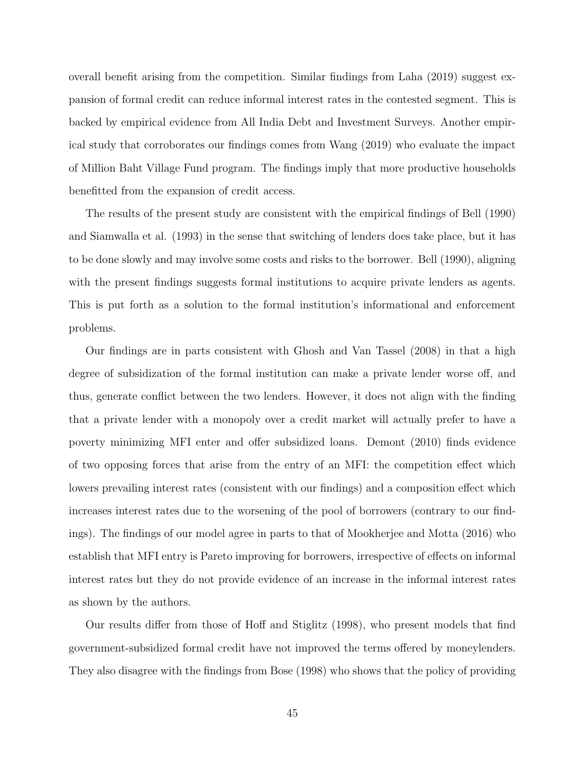overall benefit arising from the competition. Similar findings from Laha (2019) suggest expansion of formal credit can reduce informal interest rates in the contested segment. This is backed by empirical evidence from All India Debt and Investment Surveys. Another empirical study that corroborates our findings comes from Wang (2019) who evaluate the impact of Million Baht Village Fund program. The findings imply that more productive households benefitted from the expansion of credit access.

The results of the present study are consistent with the empirical findings of Bell (1990) and Siamwalla et al. (1993) in the sense that switching of lenders does take place, but it has to be done slowly and may involve some costs and risks to the borrower. Bell (1990), aligning with the present findings suggests formal institutions to acquire private lenders as agents. This is put forth as a solution to the formal institution's informational and enforcement problems.

Our findings are in parts consistent with Ghosh and Van Tassel (2008) in that a high degree of subsidization of the formal institution can make a private lender worse off, and thus, generate conflict between the two lenders. However, it does not align with the finding that a private lender with a monopoly over a credit market will actually prefer to have a poverty minimizing MFI enter and offer subsidized loans. Demont (2010) finds evidence of two opposing forces that arise from the entry of an MFI: the competition effect which lowers prevailing interest rates (consistent with our findings) and a composition effect which increases interest rates due to the worsening of the pool of borrowers (contrary to our findings). The findings of our model agree in parts to that of Mookherjee and Motta (2016) who establish that MFI entry is Pareto improving for borrowers, irrespective of effects on informal interest rates but they do not provide evidence of an increase in the informal interest rates as shown by the authors.

Our results differ from those of Hoff and Stiglitz (1998), who present models that find government-subsidized formal credit have not improved the terms offered by moneylenders. They also disagree with the findings from Bose (1998) who shows that the policy of providing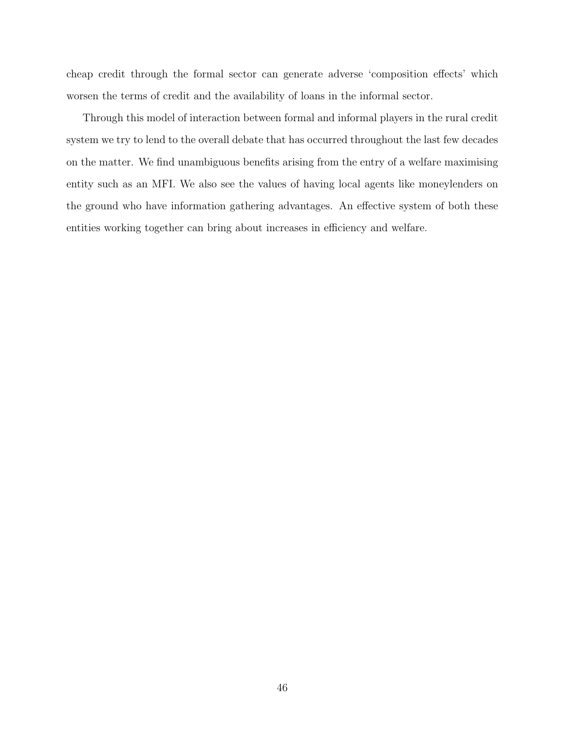cheap credit through the formal sector can generate adverse 'composition effects' which worsen the terms of credit and the availability of loans in the informal sector.

Through this model of interaction between formal and informal players in the rural credit system we try to lend to the overall debate that has occurred throughout the last few decades on the matter. We find unambiguous benefits arising from the entry of a welfare maximising entity such as an MFI. We also see the values of having local agents like moneylenders on the ground who have information gathering advantages. An effective system of both these entities working together can bring about increases in efficiency and welfare.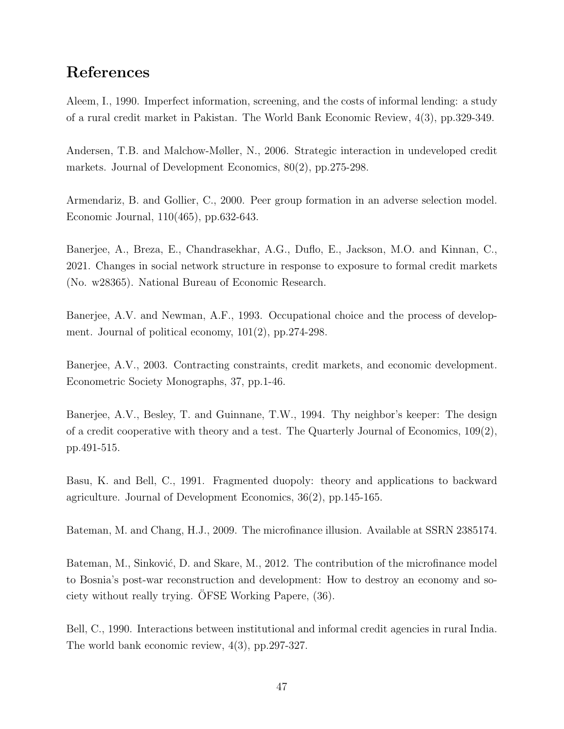# References

Aleem, I., 1990. Imperfect information, screening, and the costs of informal lending: a study of a rural credit market in Pakistan. The World Bank Economic Review, 4(3), pp.329-349.

Andersen, T.B. and Malchow-Møller, N., 2006. Strategic interaction in undeveloped credit markets. Journal of Development Economics, 80(2), pp.275-298.

Armendariz, B. and Gollier, C., 2000. Peer group formation in an adverse selection model. Economic Journal, 110(465), pp.632-643.

Banerjee, A., Breza, E., Chandrasekhar, A.G., Duflo, E., Jackson, M.O. and Kinnan, C., 2021. Changes in social network structure in response to exposure to formal credit markets (No. w28365). National Bureau of Economic Research.

Banerjee, A.V. and Newman, A.F., 1993. Occupational choice and the process of development. Journal of political economy, 101(2), pp.274-298.

Banerjee, A.V., 2003. Contracting constraints, credit markets, and economic development. Econometric Society Monographs, 37, pp.1-46.

Banerjee, A.V., Besley, T. and Guinnane, T.W., 1994. Thy neighbor's keeper: The design of a credit cooperative with theory and a test. The Quarterly Journal of Economics, 109(2), pp.491-515.

Basu, K. and Bell, C., 1991. Fragmented duopoly: theory and applications to backward agriculture. Journal of Development Economics, 36(2), pp.145-165.

Bateman, M. and Chang, H.J., 2009. The microfinance illusion. Available at SSRN 2385174.

Bateman, M., Sinković, D. and Skare, M., 2012. The contribution of the microfinance model to Bosnia's post-war reconstruction and development: How to destroy an economy and society without really trying. ÖFSE Working Papere, (36).

Bell, C., 1990. Interactions between institutional and informal credit agencies in rural India. The world bank economic review, 4(3), pp.297-327.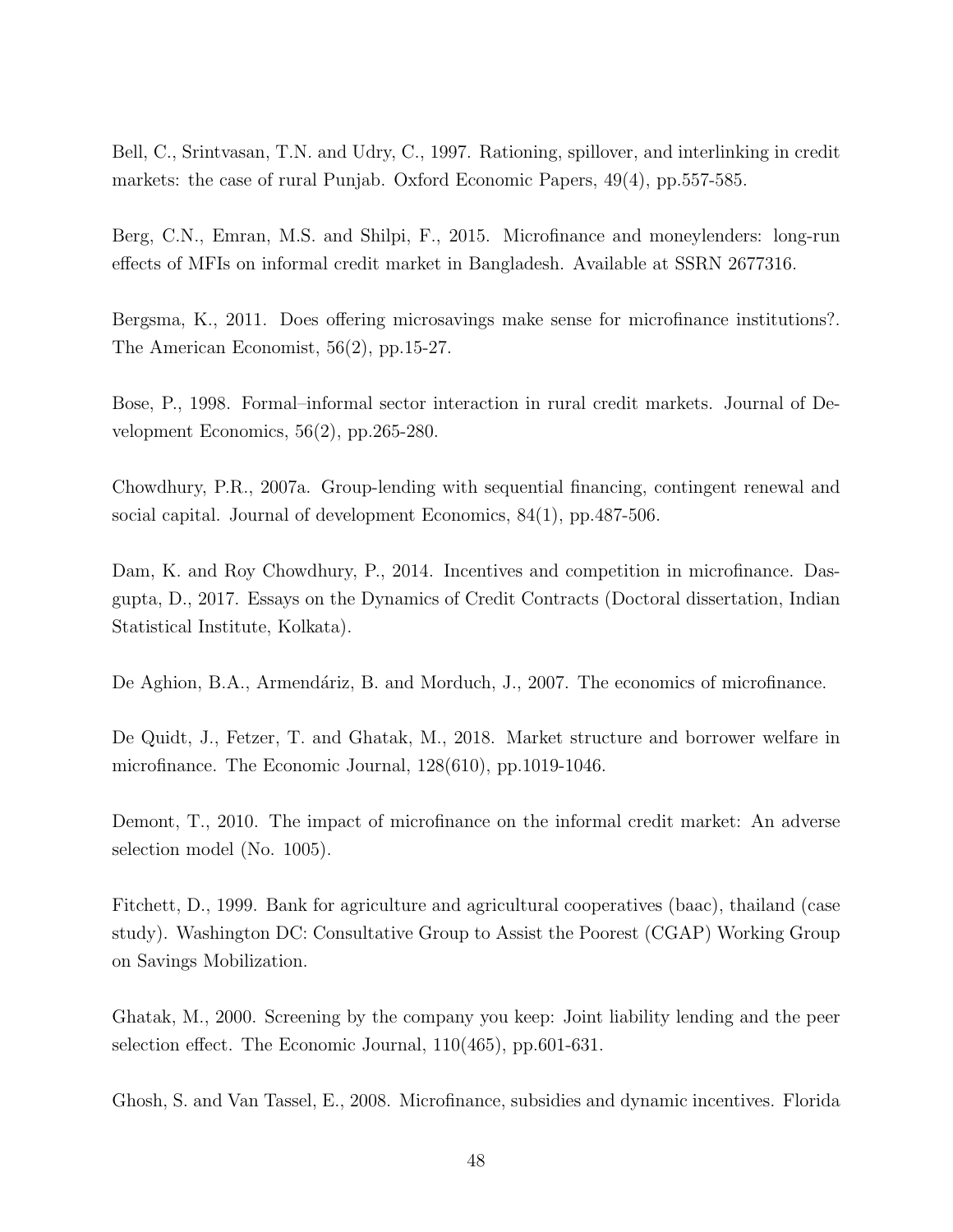Bell, C., Srintvasan, T.N. and Udry, C., 1997. Rationing, spillover, and interlinking in credit markets: the case of rural Punjab. Oxford Economic Papers, 49(4), pp.557-585.

Berg, C.N., Emran, M.S. and Shilpi, F., 2015. Microfinance and moneylenders: long-run effects of MFIs on informal credit market in Bangladesh. Available at SSRN 2677316.

Bergsma, K., 2011. Does offering microsavings make sense for microfinance institutions?. The American Economist, 56(2), pp.15-27.

Bose, P., 1998. Formal–informal sector interaction in rural credit markets. Journal of Development Economics, 56(2), pp.265-280.

Chowdhury, P.R., 2007a. Group-lending with sequential financing, contingent renewal and social capital. Journal of development Economics, 84(1), pp.487-506.

Dam, K. and Roy Chowdhury, P., 2014. Incentives and competition in microfinance. Dasgupta, D., 2017. Essays on the Dynamics of Credit Contracts (Doctoral dissertation, Indian Statistical Institute, Kolkata).

De Aghion, B.A., Armendáriz, B. and Morduch, J., 2007. The economics of microfinance.

De Quidt, J., Fetzer, T. and Ghatak, M., 2018. Market structure and borrower welfare in microfinance. The Economic Journal, 128(610), pp.1019-1046.

Demont, T., 2010. The impact of microfinance on the informal credit market: An adverse selection model (No. 1005).

Fitchett, D., 1999. Bank for agriculture and agricultural cooperatives (baac), thailand (case study). Washington DC: Consultative Group to Assist the Poorest (CGAP) Working Group on Savings Mobilization.

Ghatak, M., 2000. Screening by the company you keep: Joint liability lending and the peer selection effect. The Economic Journal, 110(465), pp.601-631.

Ghosh, S. and Van Tassel, E., 2008. Microfinance, subsidies and dynamic incentives. Florida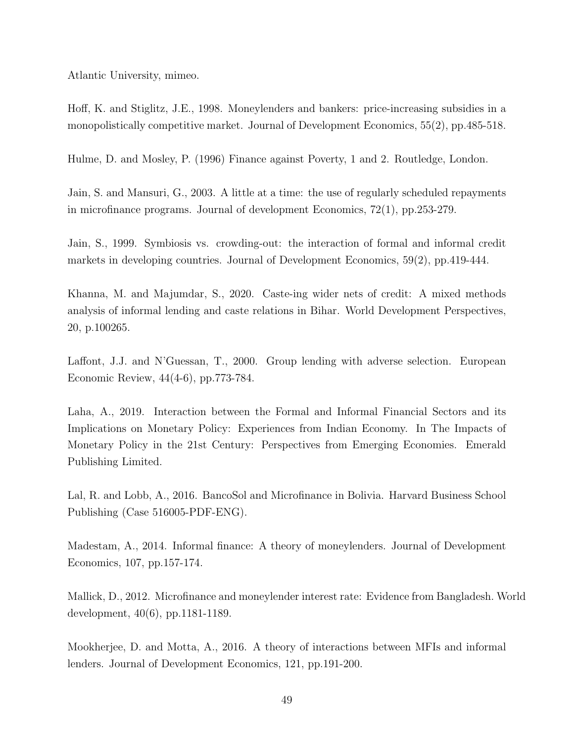Atlantic University, mimeo.

Hoff, K. and Stiglitz, J.E., 1998. Moneylenders and bankers: price-increasing subsidies in a monopolistically competitive market. Journal of Development Economics, 55(2), pp.485-518.

Hulme, D. and Mosley, P. (1996) Finance against Poverty, 1 and 2. Routledge, London.

Jain, S. and Mansuri, G., 2003. A little at a time: the use of regularly scheduled repayments in microfinance programs. Journal of development Economics, 72(1), pp.253-279.

Jain, S., 1999. Symbiosis vs. crowding-out: the interaction of formal and informal credit markets in developing countries. Journal of Development Economics, 59(2), pp.419-444.

Khanna, M. and Majumdar, S., 2020. Caste-ing wider nets of credit: A mixed methods analysis of informal lending and caste relations in Bihar. World Development Perspectives, 20, p.100265.

Laffont, J.J. and N'Guessan, T., 2000. Group lending with adverse selection. European Economic Review, 44(4-6), pp.773-784.

Laha, A., 2019. Interaction between the Formal and Informal Financial Sectors and its Implications on Monetary Policy: Experiences from Indian Economy. In The Impacts of Monetary Policy in the 21st Century: Perspectives from Emerging Economies. Emerald Publishing Limited.

Lal, R. and Lobb, A., 2016. BancoSol and Microfinance in Bolivia. Harvard Business School Publishing (Case 516005-PDF-ENG).

Madestam, A., 2014. Informal finance: A theory of moneylenders. Journal of Development Economics, 107, pp.157-174.

Mallick, D., 2012. Microfinance and moneylender interest rate: Evidence from Bangladesh. World development, 40(6), pp.1181-1189.

Mookherjee, D. and Motta, A., 2016. A theory of interactions between MFIs and informal lenders. Journal of Development Economics, 121, pp.191-200.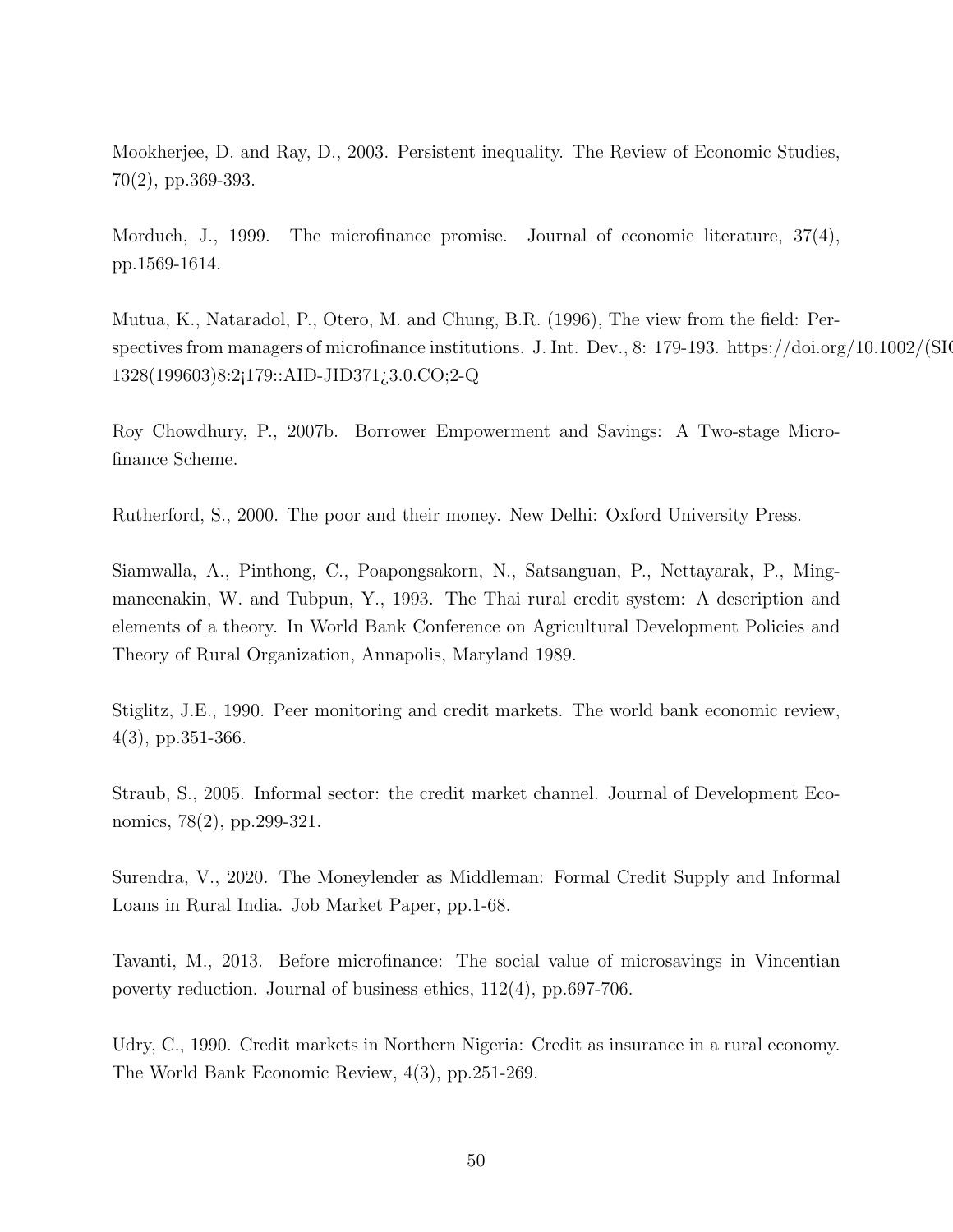Mookherjee, D. and Ray, D., 2003. Persistent inequality. The Review of Economic Studies, 70(2), pp.369-393.

Morduch, J., 1999. The microfinance promise. Journal of economic literature, 37(4), pp.1569-1614.

Mutua, K., Nataradol, P., Otero, M. and Chung, B.R. (1996), The view from the field: Perspectives from managers of microfinance institutions. J. Int. Dev., 8: 179-193. https://doi.org/10.1002/(SIC 1328(199603)8:2¡179::AID-JID371¿3.0.CO;2-Q

Roy Chowdhury, P., 2007b. Borrower Empowerment and Savings: A Two-stage Microfinance Scheme.

Rutherford, S., 2000. The poor and their money. New Delhi: Oxford University Press.

Siamwalla, A., Pinthong, C., Poapongsakorn, N., Satsanguan, P., Nettayarak, P., Mingmaneenakin, W. and Tubpun, Y., 1993. The Thai rural credit system: A description and elements of a theory. In World Bank Conference on Agricultural Development Policies and Theory of Rural Organization, Annapolis, Maryland 1989.

Stiglitz, J.E., 1990. Peer monitoring and credit markets. The world bank economic review, 4(3), pp.351-366.

Straub, S., 2005. Informal sector: the credit market channel. Journal of Development Economics, 78(2), pp.299-321.

Surendra, V., 2020. The Moneylender as Middleman: Formal Credit Supply and Informal Loans in Rural India. Job Market Paper, pp.1-68.

Tavanti, M., 2013. Before microfinance: The social value of microsavings in Vincentian poverty reduction. Journal of business ethics, 112(4), pp.697-706.

Udry, C., 1990. Credit markets in Northern Nigeria: Credit as insurance in a rural economy. The World Bank Economic Review, 4(3), pp.251-269.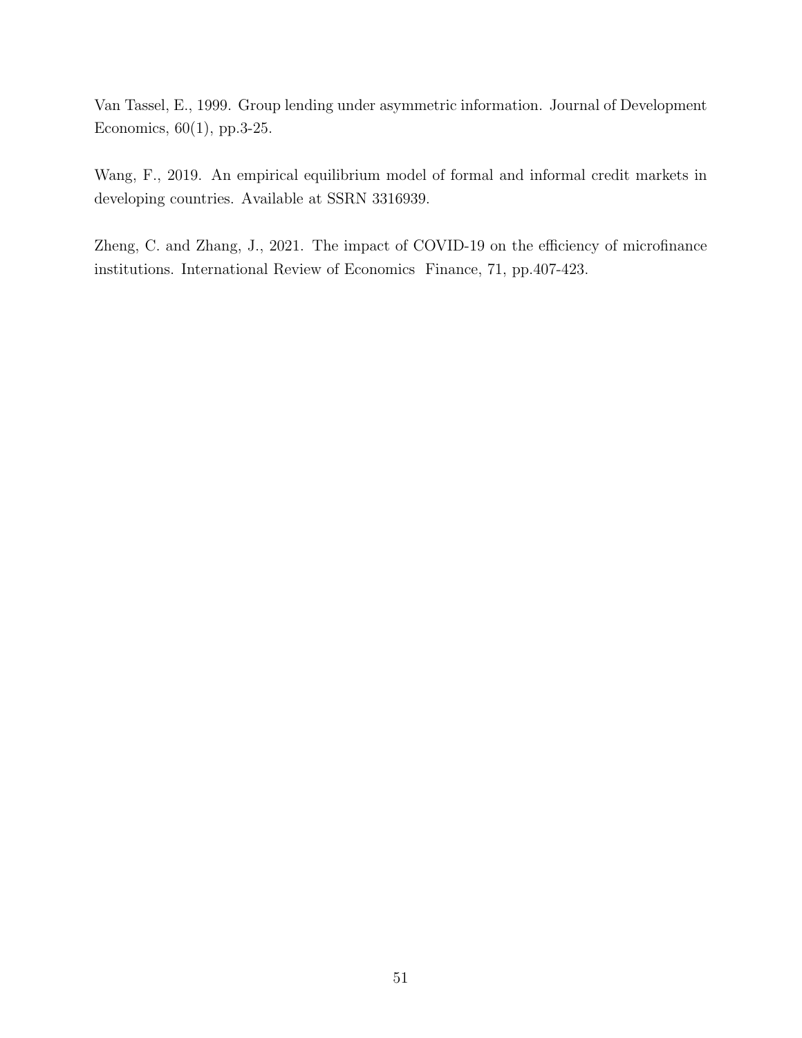Van Tassel, E., 1999. Group lending under asymmetric information. Journal of Development Economics, 60(1), pp.3-25.

Wang, F., 2019. An empirical equilibrium model of formal and informal credit markets in developing countries. Available at SSRN 3316939.

Zheng, C. and Zhang, J., 2021. The impact of COVID-19 on the efficiency of microfinance institutions. International Review of Economics  Finance, 71, pp.407-423.